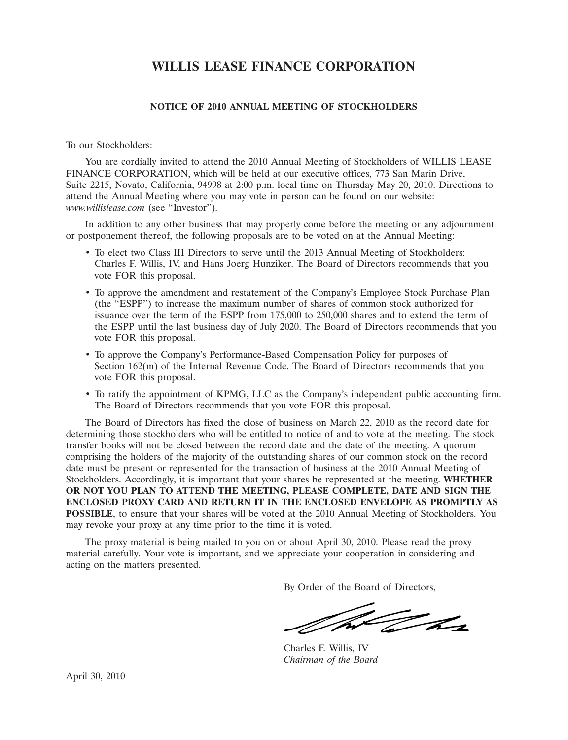# WILLIS LEASE FINANCE CORPORATION

---

### NOTICE OF 2010 ANNUAL MEETING OF STOCKHOLDERS

---

To our Stockholders:

You are cordially invited to attend the 2010 Annual Meeting of Stockholders of WILLIS LEASE FINANCE CORPORATION, which will be held at our executive offices, 773 San Marin Drive, Suite 2215, Novato, California, 94998 at 2:00 p.m. local time on Thursday May 20, 2010. Directions to attend the Annual Meeting where you may vote in person can be found on our website: *www.willislease.com* (see "Investor").

In addition to any other business that may properly come before the meeting or any adjournment or postponement thereof, the following proposals are to be voted on at the Annual Meeting:

- To elect two Class III Directors to serve until the 2013 Annual Meeting of Stockholders: Charles F. Willis, IV, and Hans Joerg Hunziker. The Board of Directors recommends that you vote FOR this proposal.
- To approve the amendment and restatement of the Company's Employee Stock Purchase Plan (the "ESPP") to increase the maximum number of shares of common stock authorized for issuance over the term of the ESPP from 175,000 to 250,000 shares and to extend the term of the ESPP until the last business day of July 2020. The Board of Directors recommends that you vote FOR this proposal.
- To approve the Company's Performance-Based Compensation Policy for purposes of Section 162(m) of the Internal Revenue Code. The Board of Directors recommends that you vote FOR this proposal.
- To ratify the appointment of KPMG, LLC as the Company's independent public accounting firm. The Board of Directors recommends that you vote FOR this proposal.

The Board of Directors has fixed the close of business on March 22, 2010 as the record date for determining those stockholders who will be entitled to notice of and to vote at the meeting. The stock transfer books will not be closed between the record date and the date of the meeting. A quorum comprising the holders of the majority of the outstanding shares of our common stock on the record date must be present or represented for the transaction of business at the 2010 Annual Meeting of Stockholders. Accordingly, it is important that your shares be represented at the meeting. **WHETHER OR NOT YOU PLAN TO ATTEND THE MEETING, PLEASE COMPLETE, DATE AND SIGN THE ENCLOSED PROXY CARD AND RETURN IT IN THE ENCLOSED ENVELOPE AS PROMPTLY AS POSSIBLE**, to ensure that your shares will be voted at the 2010 Annual Meeting of Stockholders. You may revoke your proxy at any time prior to the time it is voted.

The proxy material is being mailed to you on or about April 30, 2010. Please read the proxy material carefully. Your vote is important, and we appreciate your cooperation in considering and acting on the matters presented.

By Order of the Board of Directors,

Charles F. Willis, IV
*Chairman of the Board*

April 30, 2010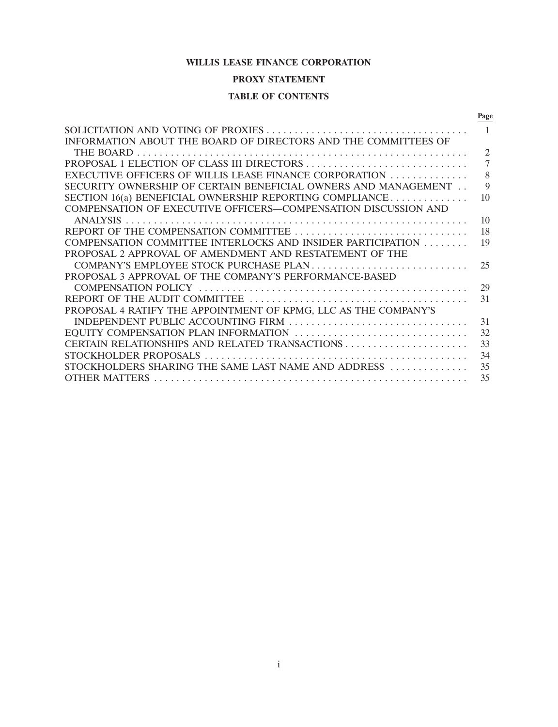**WILLIS LEASE FINANCE CORPORATION**

**PROXY STATEMENT**

**TABLE OF CONTENTS**

| | Page |
|---|---|
| SOLICITATION AND VOTING OF PROXIES | 1 |
| INFORMATION ABOUT THE BOARD OF DIRECTORS AND THE COMMITTEES OF THE BOARD | 2 |
| PROPOSAL 1 ELECTION OF CLASS III DIRECTORS | 7 |
| EXECUTIVE OFFICERS OF WILLIS LEASE FINANCE CORPORATION | 8 |
| SECURITY OWNERSHIP OF CERTAIN BENEFICIAL OWNERS AND MANAGEMENT | 9 |
| SECTION 16(a) BENEFICIAL OWNERSHIP REPORTING COMPLIANCE | 10 |
| COMPENSATION OF EXECUTIVE OFFICERS—COMPENSATION DISCUSSION AND ANALYSIS | 10 |
| REPORT OF THE COMPENSATION COMMITTEE | 18 |
| COMPENSATION COMMITTEE INTERLOCKS AND INSIDER PARTICIPATION | 19 |
| PROPOSAL 2 APPROVAL OF AMENDMENT AND RESTATEMENT OF THE COMPANY'S EMPLOYEE STOCK PURCHASE PLAN | 25 |
| PROPOSAL 3 APPROVAL OF THE COMPANY'S PERFORMANCE-BASED COMPENSATION POLICY | 29 |
| REPORT OF THE AUDIT COMMITTEE | 31 |
| PROPOSAL 4 RATIFY THE APPOINTMENT OF KPMG, LLC AS THE COMPANY'S INDEPENDENT PUBLIC ACCOUNTING FIRM | 31 |
| EQUITY COMPENSATION PLAN INFORMATION | 32 |
| CERTAIN RELATIONSHIPS AND RELATED TRANSACTIONS | 33 |
| STOCKHOLDER PROPOSALS | 34 |
| STOCKHOLDERS SHARING THE SAME LAST NAME AND ADDRESS | 35 |
| OTHER MATTERS | 35 |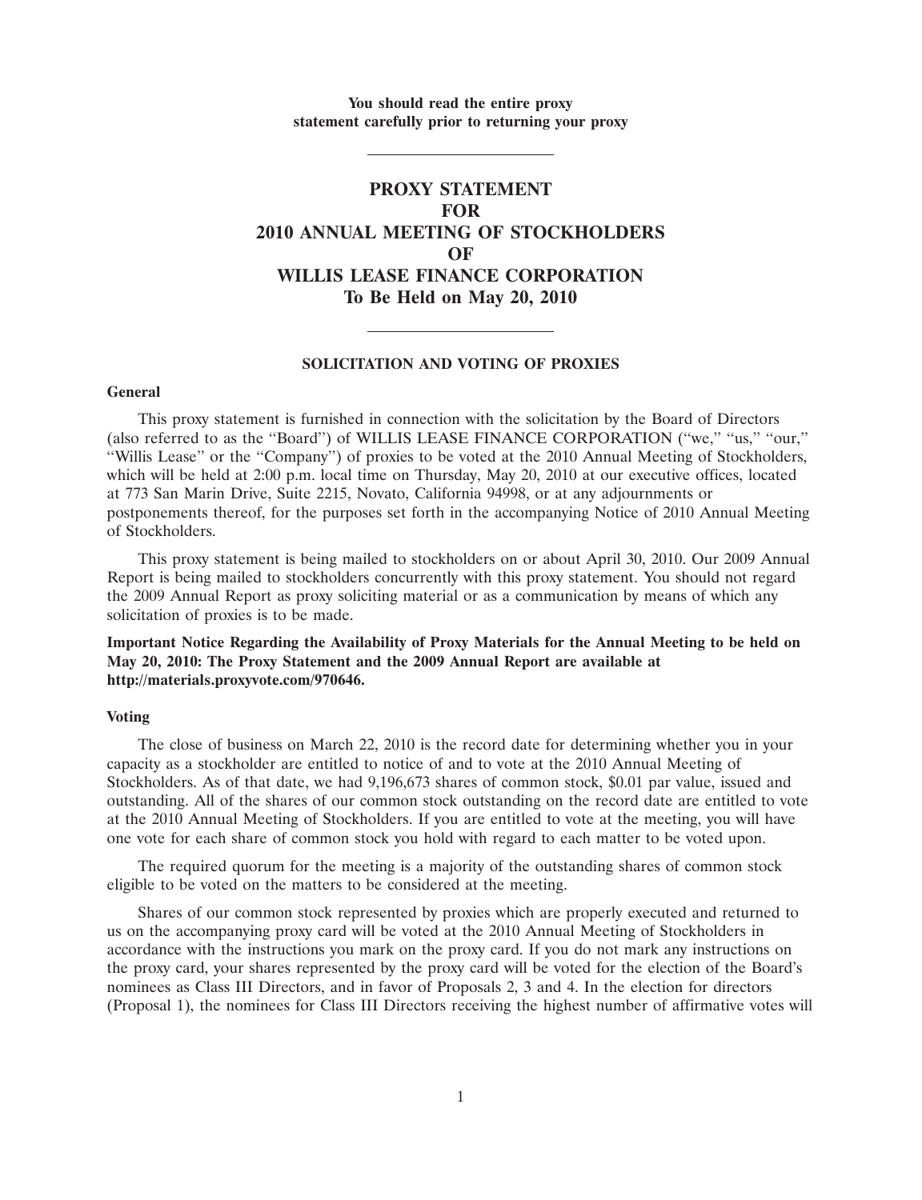**You should read the entire proxy statement carefully prior to returning your proxy**

---

# PROXY STATEMENT
# FOR
# 2010 ANNUAL MEETING OF STOCKHOLDERS
# OF
# WILLIS LEASE FINANCE CORPORATION
# To Be Held on May 20, 2010

---

## SOLICITATION AND VOTING OF PROXIES

### General

This proxy statement is furnished in connection with the solicitation by the Board of Directors (also referred to as the "Board") of WILLIS LEASE FINANCE CORPORATION ("we," "us," "our," "Willis Lease" or the "Company") of proxies to be voted at the 2010 Annual Meeting of Stockholders, which will be held at 2:00 p.m. local time on Thursday, May 20, 2010 at our executive offices, located at 773 San Marin Drive, Suite 2215, Novato, California 94998, or at any adjournments or postponements thereof, for the purposes set forth in the accompanying Notice of 2010 Annual Meeting of Stockholders.

This proxy statement is being mailed to stockholders on or about April 30, 2010. Our 2009 Annual Report is being mailed to stockholders concurrently with this proxy statement. You should not regard the 2009 Annual Report as proxy soliciting material or as a communication by means of which any solicitation of proxies is to be made.

**Important Notice Regarding the Availability of Proxy Materials for the Annual Meeting to be held on May 20, 2010: The Proxy Statement and the 2009 Annual Report are available at http://materials.proxyvote.com/970646.**

### Voting

The close of business on March 22, 2010 is the record date for determining whether you in your capacity as a stockholder are entitled to notice of and to vote at the 2010 Annual Meeting of Stockholders. As of that date, we had 9,196,673 shares of common stock, $0.01 par value, issued and outstanding. All of the shares of our common stock outstanding on the record date are entitled to vote at the 2010 Annual Meeting of Stockholders. If you are entitled to vote at the meeting, you will have one vote for each share of common stock you hold with regard to each matter to be voted upon.

The required quorum for the meeting is a majority of the outstanding shares of common stock eligible to be voted on the matters to be considered at the meeting.

Shares of our common stock represented by proxies which are properly executed and returned to us on the accompanying proxy card will be voted at the 2010 Annual Meeting of Stockholders in accordance with the instructions you mark on the proxy card. If you do not mark any instructions on the proxy card, your shares represented by the proxy card will be voted for the election of the Board's nominees as Class III Directors, and in favor of Proposals 2, 3 and 4. In the election for directors (Proposal 1), the nominees for Class III Directors receiving the highest number of affirmative votes will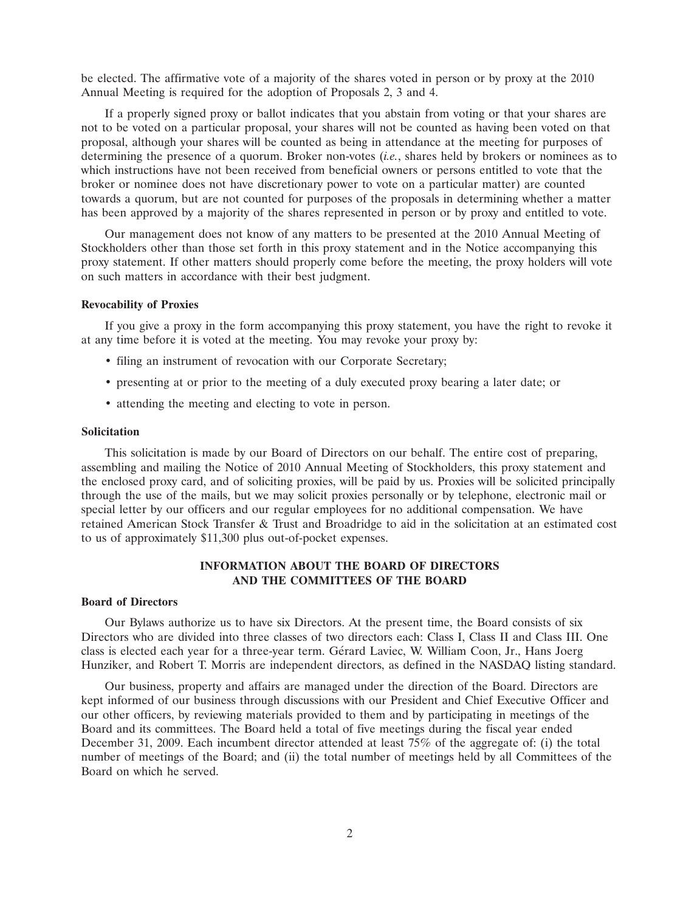be elected. The affirmative vote of a majority of the shares voted in person or by proxy at the 2010 Annual Meeting is required for the adoption of Proposals 2, 3 and 4.

If a properly signed proxy or ballot indicates that you abstain from voting or that your shares are not to be voted on a particular proposal, your shares will not be counted as having been voted on that proposal, although your shares will be counted as being in attendance at the meeting for purposes of determining the presence of a quorum. Broker non-votes (*i.e.*, shares held by brokers or nominees as to which instructions have not been received from beneficial owners or persons entitled to vote that the broker or nominee does not have discretionary power to vote on a particular matter) are counted towards a quorum, but are not counted for purposes of the proposals in determining whether a matter has been approved by a majority of the shares represented in person or by proxy and entitled to vote.

Our management does not know of any matters to be presented at the 2010 Annual Meeting of Stockholders other than those set forth in this proxy statement and in the Notice accompanying this proxy statement. If other matters should properly come before the meeting, the proxy holders will vote on such matters in accordance with their best judgment.

**Revocability of Proxies**

If you give a proxy in the form accompanying this proxy statement, you have the right to revoke it at any time before it is voted at the meeting. You may revoke your proxy by:

- filing an instrument of revocation with our Corporate Secretary;
- presenting at or prior to the meeting of a duly executed proxy bearing a later date; or
- attending the meeting and electing to vote in person.

**Solicitation**

This solicitation is made by our Board of Directors on our behalf. The entire cost of preparing, assembling and mailing the Notice of 2010 Annual Meeting of Stockholders, this proxy statement and the enclosed proxy card, and of soliciting proxies, will be paid by us. Proxies will be solicited principally through the use of the mails, but we may solicit proxies personally or by telephone, electronic mail or special letter by our officers and our regular employees for no additional compensation. We have retained American Stock Transfer & Trust and Broadridge to aid in the solicitation at an estimated cost to us of approximately $11,300 plus out-of-pocket expenses.

## INFORMATION ABOUT THE BOARD OF DIRECTORS AND THE COMMITTEES OF THE BOARD

**Board of Directors**

Our Bylaws authorize us to have six Directors. At the present time, the Board consists of six Directors who are divided into three classes of two directors each: Class I, Class II and Class III. One class is elected each year for a three-year term. Gérard Laviec, W. William Coon, Jr., Hans Joerg Hunziker, and Robert T. Morris are independent directors, as defined in the NASDAQ listing standard.

Our business, property and affairs are managed under the direction of the Board. Directors are kept informed of our business through discussions with our President and Chief Executive Officer and our other officers, by reviewing materials provided to them and by participating in meetings of the Board and its committees. The Board held a total of five meetings during the fiscal year ended December 31, 2009. Each incumbent director attended at least 75% of the aggregate of: (i) the total number of meetings of the Board; and (ii) the total number of meetings held by all Committees of the Board on which he served.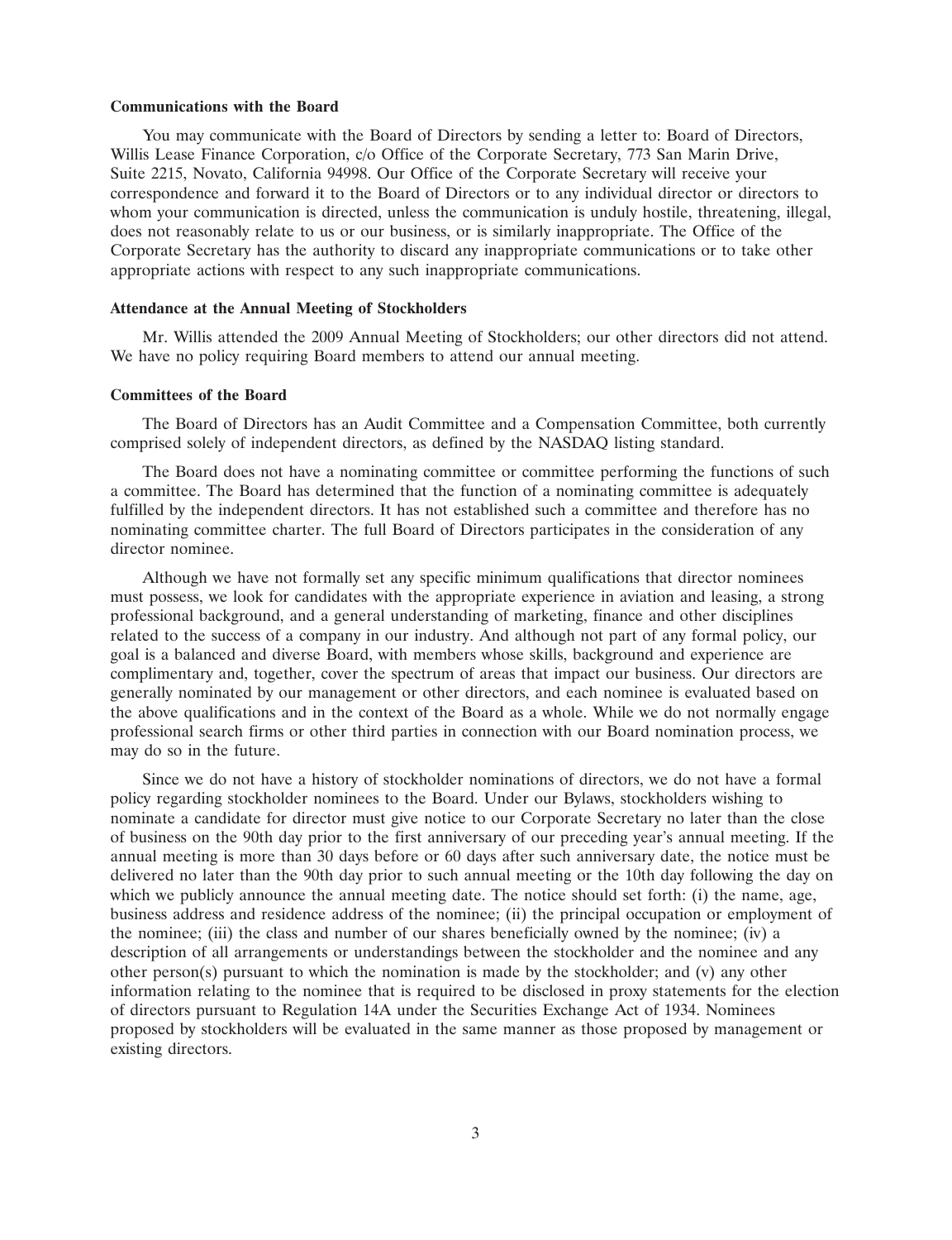### Communications with the Board

You may communicate with the Board of Directors by sending a letter to: Board of Directors, Willis Lease Finance Corporation, c/o Office of the Corporate Secretary, 773 San Marin Drive, Suite 2215, Novato, California 94998. Our Office of the Corporate Secretary will receive your correspondence and forward it to the Board of Directors or to any individual director or directors to whom your communication is directed, unless the communication is unduly hostile, threatening, illegal, does not reasonably relate to us or our business, or is similarly inappropriate. The Office of the Corporate Secretary has the authority to discard any inappropriate communications or to take other appropriate actions with respect to any such inappropriate communications.

### Attendance at the Annual Meeting of Stockholders

Mr. Willis attended the 2009 Annual Meeting of Stockholders; our other directors did not attend. We have no policy requiring Board members to attend our annual meeting.

### Committees of the Board

The Board of Directors has an Audit Committee and a Compensation Committee, both currently comprised solely of independent directors, as defined by the NASDAQ listing standard.

The Board does not have a nominating committee or committee performing the functions of such a committee. The Board has determined that the function of a nominating committee is adequately fulfilled by the independent directors. It has not established such a committee and therefore has no nominating committee charter. The full Board of Directors participates in the consideration of any director nominee.

Although we have not formally set any specific minimum qualifications that director nominees must possess, we look for candidates with the appropriate experience in aviation and leasing, a strong professional background, and a general understanding of marketing, finance and other disciplines related to the success of a company in our industry. And although not part of any formal policy, our goal is a balanced and diverse Board, with members whose skills, background and experience are complimentary and, together, cover the spectrum of areas that impact our business. Our directors are generally nominated by our management or other directors, and each nominee is evaluated based on the above qualifications and in the context of the Board as a whole. While we do not normally engage professional search firms or other third parties in connection with our Board nomination process, we may do so in the future.

Since we do not have a history of stockholder nominations of directors, we do not have a formal policy regarding stockholder nominees to the Board. Under our Bylaws, stockholders wishing to nominate a candidate for director must give notice to our Corporate Secretary no later than the close of business on the 90th day prior to the first anniversary of our preceding year's annual meeting. If the annual meeting is more than 30 days before or 60 days after such anniversary date, the notice must be delivered no later than the 90th day prior to such annual meeting or the 10th day following the day on which we publicly announce the annual meeting date. The notice should set forth: (i) the name, age, business address and residence address of the nominee; (ii) the principal occupation or employment of the nominee; (iii) the class and number of our shares beneficially owned by the nominee; (iv) a description of all arrangements or understandings between the stockholder and the nominee and any other person(s) pursuant to which the nomination is made by the stockholder; and (v) any other information relating to the nominee that is required to be disclosed in proxy statements for the election of directors pursuant to Regulation 14A under the Securities Exchange Act of 1934. Nominees proposed by stockholders will be evaluated in the same manner as those proposed by management or existing directors.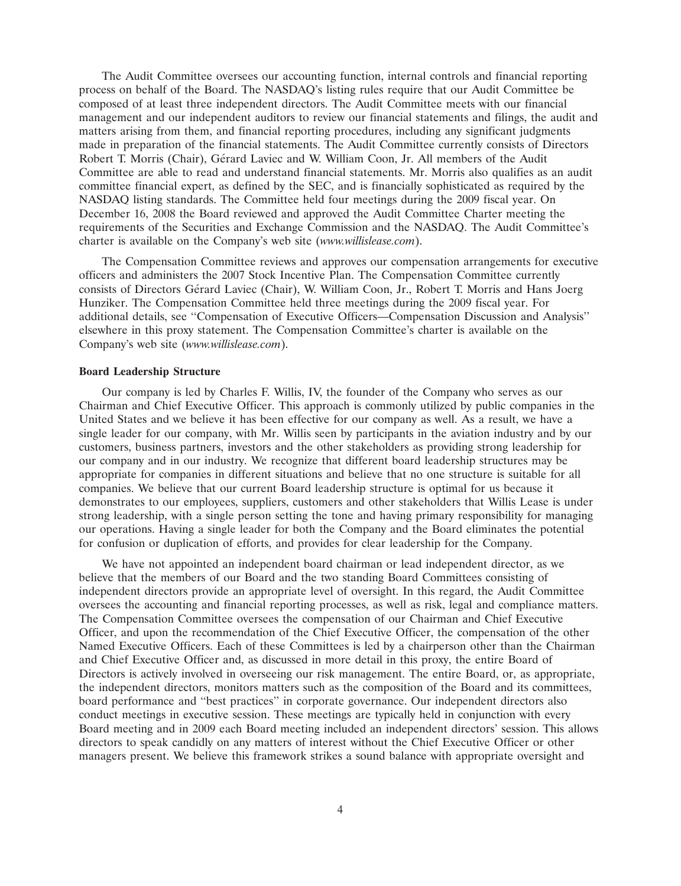The Audit Committee oversees our accounting function, internal controls and financial reporting process on behalf of the Board. The NASDAQ's listing rules require that our Audit Committee be composed of at least three independent directors. The Audit Committee meets with our financial management and our independent auditors to review our financial statements and filings, the audit and matters arising from them, and financial reporting procedures, including any significant judgments made in preparation of the financial statements. The Audit Committee currently consists of Directors Robert T. Morris (Chair), Gérard Laviec and W. William Coon, Jr. All members of the Audit Committee are able to read and understand financial statements. Mr. Morris also qualifies as an audit committee financial expert, as defined by the SEC, and is financially sophisticated as required by the NASDAQ listing standards. The Committee held four meetings during the 2009 fiscal year. On December 16, 2008 the Board reviewed and approved the Audit Committee Charter meeting the requirements of the Securities and Exchange Commission and the NASDAQ. The Audit Committee's charter is available on the Company's web site (*www.willislease.com*).

The Compensation Committee reviews and approves our compensation arrangements for executive officers and administers the 2007 Stock Incentive Plan. The Compensation Committee currently consists of Directors Gérard Laviec (Chair), W. William Coon, Jr., Robert T. Morris and Hans Joerg Hunziker. The Compensation Committee held three meetings during the 2009 fiscal year. For additional details, see "Compensation of Executive Officers—Compensation Discussion and Analysis" elsewhere in this proxy statement. The Compensation Committee's charter is available on the Company's web site (*www.willislease.com*).

**Board Leadership Structure**

Our company is led by Charles F. Willis, IV, the founder of the Company who serves as our Chairman and Chief Executive Officer. This approach is commonly utilized by public companies in the United States and we believe it has been effective for our company as well. As a result, we have a single leader for our company, with Mr. Willis seen by participants in the aviation industry and by our customers, business partners, investors and the other stakeholders as providing strong leadership for our company and in our industry. We recognize that different board leadership structures may be appropriate for companies in different situations and believe that no one structure is suitable for all companies. We believe that our current Board leadership structure is optimal for us because it demonstrates to our employees, suppliers, customers and other stakeholders that Willis Lease is under strong leadership, with a single person setting the tone and having primary responsibility for managing our operations. Having a single leader for both the Company and the Board eliminates the potential for confusion or duplication of efforts, and provides for clear leadership for the Company.

We have not appointed an independent board chairman or lead independent director, as we believe that the members of our Board and the two standing Board Committees consisting of independent directors provide an appropriate level of oversight. In this regard, the Audit Committee oversees the accounting and financial reporting processes, as well as risk, legal and compliance matters. The Compensation Committee oversees the compensation of our Chairman and Chief Executive Officer, and upon the recommendation of the Chief Executive Officer, the compensation of the other Named Executive Officers. Each of these Committees is led by a chairperson other than the Chairman and Chief Executive Officer and, as discussed in more detail in this proxy, the entire Board of Directors is actively involved in overseeing our risk management. The entire Board, or, as appropriate, the independent directors, monitors matters such as the composition of the Board and its committees, board performance and "best practices" in corporate governance. Our independent directors also conduct meetings in executive session. These meetings are typically held in conjunction with every Board meeting and in 2009 each Board meeting included an independent directors' session. This allows directors to speak candidly on any matters of interest without the Chief Executive Officer or other managers present. We believe this framework strikes a sound balance with appropriate oversight and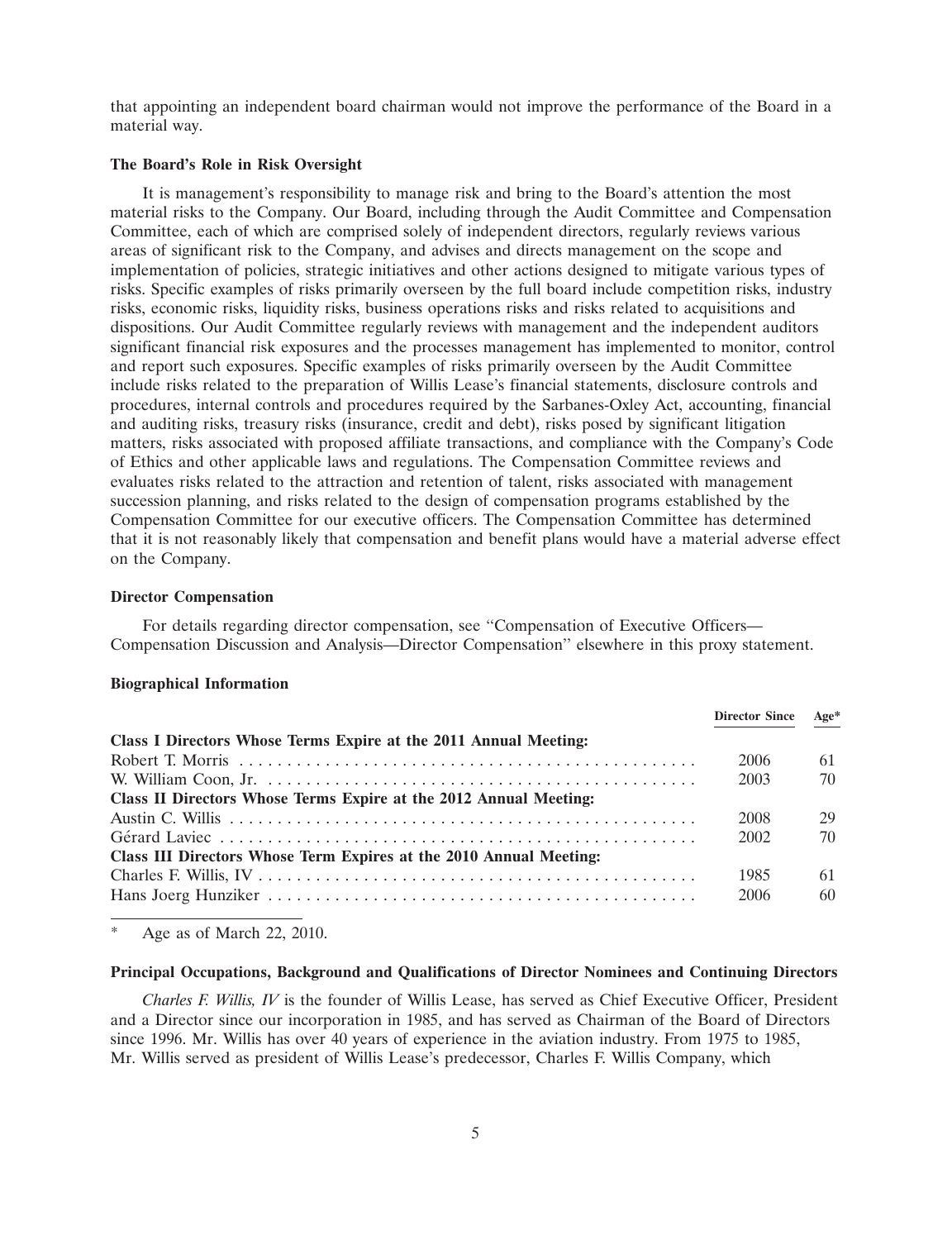that appointing an independent board chairman would not improve the performance of the Board in a material way.

**The Board's Role in Risk Oversight**

It is management's responsibility to manage risk and bring to the Board's attention the most material risks to the Company. Our Board, including through the Audit Committee and Compensation Committee, each of which are comprised solely of independent directors, regularly reviews various areas of significant risk to the Company, and advises and directs management on the scope and implementation of policies, strategic initiatives and other actions designed to mitigate various types of risks. Specific examples of risks primarily overseen by the full board include competition risks, industry risks, economic risks, liquidity risks, business operations risks and risks related to acquisitions and dispositions. Our Audit Committee regularly reviews with management and the independent auditors significant financial risk exposures and the processes management has implemented to monitor, control and report such exposures. Specific examples of risks primarily overseen by the Audit Committee include risks related to the preparation of Willis Lease's financial statements, disclosure controls and procedures, internal controls and procedures required by the Sarbanes-Oxley Act, accounting, financial and auditing risks, treasury risks (insurance, credit and debt), risks posed by significant litigation matters, risks associated with proposed affiliate transactions, and compliance with the Company's Code of Ethics and other applicable laws and regulations. The Compensation Committee reviews and evaluates risks related to the attraction and retention of talent, risks associated with management succession planning, and risks related to the design of compensation programs established by the Compensation Committee for our executive officers. The Compensation Committee has determined that it is not reasonably likely that compensation and benefit plans would have a material adverse effect on the Company.

**Director Compensation**

For details regarding director compensation, see "Compensation of Executive Officers—Compensation Discussion and Analysis—Director Compensation" elsewhere in this proxy statement.

**Biographical Information**

| | Director Since | Age* |
|---|---|---|
| **Class I Directors Whose Terms Expire at the 2011 Annual Meeting:** | | |
| Robert T. Morris | 2006 | 61 |
| W. William Coon, Jr. | 2003 | 70 |
| **Class II Directors Whose Terms Expire at the 2012 Annual Meeting:** | | |
| Austin C. Willis | 2008 | 29 |
| Gérard Laviec | 2002 | 70 |
| **Class III Directors Whose Term Expires at the 2010 Annual Meeting:** | | |
| Charles F. Willis, IV | 1985 | 61 |
| Hans Joerg Hunziker | 2006 | 60 |

\* Age as of March 22, 2010.

**Principal Occupations, Background and Qualifications of Director Nominees and Continuing Directors**

*Charles F. Willis, IV* is the founder of Willis Lease, has served as Chief Executive Officer, President and a Director since our incorporation in 1985, and has served as Chairman of the Board of Directors since 1996. Mr. Willis has over 40 years of experience in the aviation industry. From 1975 to 1985, Mr. Willis served as president of Willis Lease's predecessor, Charles F. Willis Company, which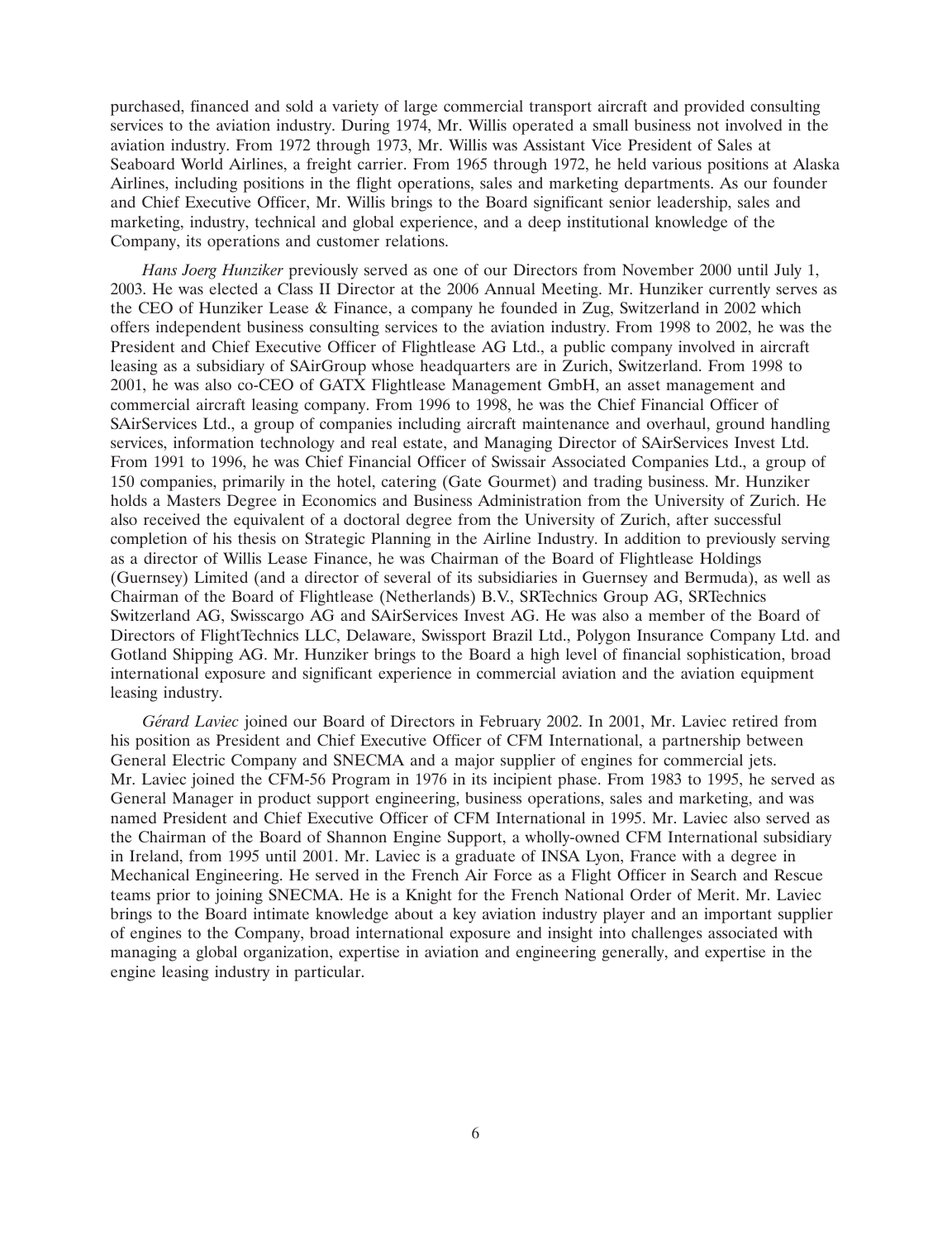purchased, financed and sold a variety of large commercial transport aircraft and provided consulting services to the aviation industry. During 1974, Mr. Willis operated a small business not involved in the aviation industry. From 1972 through 1973, Mr. Willis was Assistant Vice President of Sales at Seaboard World Airlines, a freight carrier. From 1965 through 1972, he held various positions at Alaska Airlines, including positions in the flight operations, sales and marketing departments. As our founder and Chief Executive Officer, Mr. Willis brings to the Board significant senior leadership, sales and marketing, industry, technical and global experience, and a deep institutional knowledge of the Company, its operations and customer relations.

*Hans Joerg Hunziker* previously served as one of our Directors from November 2000 until July 1, 2003. He was elected a Class II Director at the 2006 Annual Meeting. Mr. Hunziker currently serves as the CEO of Hunziker Lease & Finance, a company he founded in Zug, Switzerland in 2002 which offers independent business consulting services to the aviation industry. From 1998 to 2002, he was the President and Chief Executive Officer of Flightlease AG Ltd., a public company involved in aircraft leasing as a subsidiary of SAirGroup whose headquarters are in Zurich, Switzerland. From 1998 to 2001, he was also co-CEO of GATX Flightlease Management GmbH, an asset management and commercial aircraft leasing company. From 1996 to 1998, he was the Chief Financial Officer of SAirServices Ltd., a group of companies including aircraft maintenance and overhaul, ground handling services, information technology and real estate, and Managing Director of SAirServices Invest Ltd. From 1991 to 1996, he was Chief Financial Officer of Swissair Associated Companies Ltd., a group of 150 companies, primarily in the hotel, catering (Gate Gourmet) and trading business. Mr. Hunziker holds a Masters Degree in Economics and Business Administration from the University of Zurich. He also received the equivalent of a doctoral degree from the University of Zurich, after successful completion of his thesis on Strategic Planning in the Airline Industry. In addition to previously serving as a director of Willis Lease Finance, he was Chairman of the Board of Flightlease Holdings (Guernsey) Limited (and a director of several of its subsidiaries in Guernsey and Bermuda), as well as Chairman of the Board of Flightlease (Netherlands) B.V., SRTechnics Group AG, SRTechnics Switzerland AG, Swisscargo AG and SAirServices Invest AG. He was also a member of the Board of Directors of FlightTechnics LLC, Delaware, Swissport Brazil Ltd., Polygon Insurance Company Ltd. and Gotland Shipping AG. Mr. Hunziker brings to the Board a high level of financial sophistication, broad international exposure and significant experience in commercial aviation and the aviation equipment leasing industry.

*Gérard Laviec* joined our Board of Directors in February 2002. In 2001, Mr. Laviec retired from his position as President and Chief Executive Officer of CFM International, a partnership between General Electric Company and SNECMA and a major supplier of engines for commercial jets. Mr. Laviec joined the CFM-56 Program in 1976 in its incipient phase. From 1983 to 1995, he served as General Manager in product support engineering, business operations, sales and marketing, and was named President and Chief Executive Officer of CFM International in 1995. Mr. Laviec also served as the Chairman of the Board of Shannon Engine Support, a wholly-owned CFM International subsidiary in Ireland, from 1995 until 2001. Mr. Laviec is a graduate of INSA Lyon, France with a degree in Mechanical Engineering. He served in the French Air Force as a Flight Officer in Search and Rescue teams prior to joining SNECMA. He is a Knight for the French National Order of Merit. Mr. Laviec brings to the Board intimate knowledge about a key aviation industry player and an important supplier of engines to the Company, broad international exposure and insight into challenges associated with managing a global organization, expertise in aviation and engineering generally, and expertise in the engine leasing industry in particular.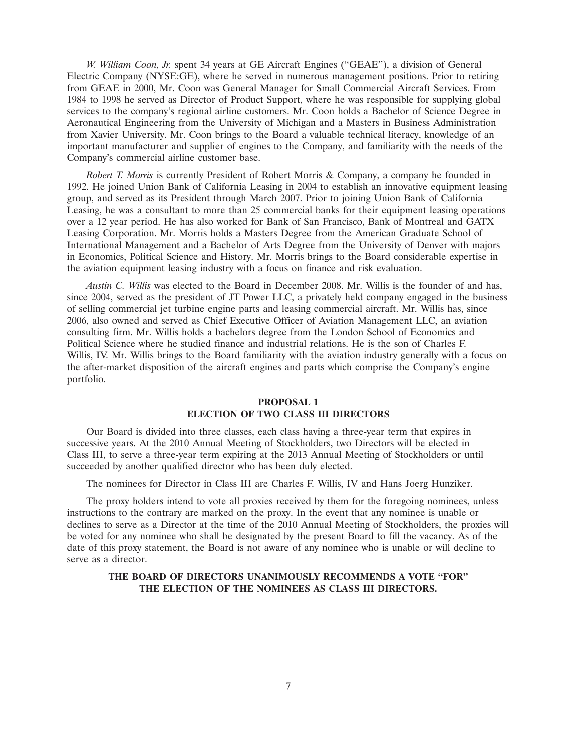*W. William Coon, Jr.* spent 34 years at GE Aircraft Engines ("GEAE"), a division of General Electric Company (NYSE:GE), where he served in numerous management positions. Prior to retiring from GEAE in 2000, Mr. Coon was General Manager for Small Commercial Aircraft Services. From 1984 to 1998 he served as Director of Product Support, where he was responsible for supplying global services to the company's regional airline customers. Mr. Coon holds a Bachelor of Science Degree in Aeronautical Engineering from the University of Michigan and a Masters in Business Administration from Xavier University. Mr. Coon brings to the Board a valuable technical literacy, knowledge of an important manufacturer and supplier of engines to the Company, and familiarity with the needs of the Company's commercial airline customer base.

*Robert T. Morris* is currently President of Robert Morris & Company, a company he founded in 1992. He joined Union Bank of California Leasing in 2004 to establish an innovative equipment leasing group, and served as its President through March 2007. Prior to joining Union Bank of California Leasing, he was a consultant to more than 25 commercial banks for their equipment leasing operations over a 12 year period. He has also worked for Bank of San Francisco, Bank of Montreal and GATX Leasing Corporation. Mr. Morris holds a Masters Degree from the American Graduate School of International Management and a Bachelor of Arts Degree from the University of Denver with majors in Economics, Political Science and History. Mr. Morris brings to the Board considerable expertise in the aviation equipment leasing industry with a focus on finance and risk evaluation.

*Austin C. Willis* was elected to the Board in December 2008. Mr. Willis is the founder of and has, since 2004, served as the president of JT Power LLC, a privately held company engaged in the business of selling commercial jet turbine engine parts and leasing commercial aircraft. Mr. Willis has, since 2006, also owned and served as Chief Executive Officer of Aviation Management LLC, an aviation consulting firm. Mr. Willis holds a bachelors degree from the London School of Economics and Political Science where he studied finance and industrial relations. He is the son of Charles F. Willis, IV. Mr. Willis brings to the Board familiarity with the aviation industry generally with a focus on the after-market disposition of the aircraft engines and parts which comprise the Company's engine portfolio.

## PROPOSAL 1
## ELECTION OF TWO CLASS III DIRECTORS

Our Board is divided into three classes, each class having a three-year term that expires in successive years. At the 2010 Annual Meeting of Stockholders, two Directors will be elected in Class III, to serve a three-year term expiring at the 2013 Annual Meeting of Stockholders or until succeeded by another qualified director who has been duly elected.

The nominees for Director in Class III are Charles F. Willis, IV and Hans Joerg Hunziker.

The proxy holders intend to vote all proxies received by them for the foregoing nominees, unless instructions to the contrary are marked on the proxy. In the event that any nominee is unable or declines to serve as a Director at the time of the 2010 Annual Meeting of Stockholders, the proxies will be voted for any nominee who shall be designated by the present Board to fill the vacancy. As of the date of this proxy statement, the Board is not aware of any nominee who is unable or will decline to serve as a director.

**THE BOARD OF DIRECTORS UNANIMOUSLY RECOMMENDS A VOTE "FOR" THE ELECTION OF THE NOMINEES AS CLASS III DIRECTORS.**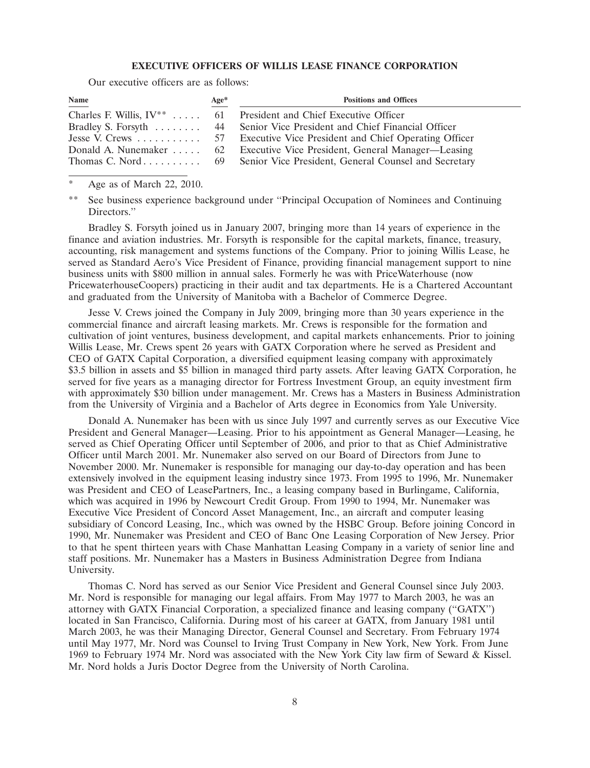## EXECUTIVE OFFICERS OF WILLIS LEASE FINANCE CORPORATION

Our executive officers are as follows:

| Name | Age* | Positions and Offices |
|---|---|---|
| Charles F. Willis, IV** | 61 | President and Chief Executive Officer |
| Bradley S. Forsyth | 44 | Senior Vice President and Chief Financial Officer |
| Jesse V. Crews | 57 | Executive Vice President and Chief Operating Officer |
| Donald A. Nunemaker | 62 | Executive Vice President, General Manager—Leasing |
| Thomas C. Nord | 69 | Senior Vice President, General Counsel and Secretary |

\* Age as of March 22, 2010.

** See business experience background under "Principal Occupation of Nominees and Continuing Directors."

Bradley S. Forsyth joined us in January 2007, bringing more than 14 years of experience in the finance and aviation industries. Mr. Forsyth is responsible for the capital markets, finance, treasury, accounting, risk management and systems functions of the Company. Prior to joining Willis Lease, he served as Standard Aero's Vice President of Finance, providing financial management support to nine business units with $800 million in annual sales. Formerly he was with PriceWaterhouse (now PricewaterhouseCoopers) practicing in their audit and tax departments. He is a Chartered Accountant and graduated from the University of Manitoba with a Bachelor of Commerce Degree.

Jesse V. Crews joined the Company in July 2009, bringing more than 30 years experience in the commercial finance and aircraft leasing markets. Mr. Crews is responsible for the formation and cultivation of joint ventures, business development, and capital markets enhancements. Prior to joining Willis Lease, Mr. Crews spent 26 years with GATX Corporation where he served as President and CEO of GATX Capital Corporation, a diversified equipment leasing company with approximately $3.5 billion in assets and $5 billion in managed third party assets. After leaving GATX Corporation, he served for five years as a managing director for Fortress Investment Group, an equity investment firm with approximately $30 billion under management. Mr. Crews has a Masters in Business Administration from the University of Virginia and a Bachelor of Arts degree in Economics from Yale University.

Donald A. Nunemaker has been with us since July 1997 and currently serves as our Executive Vice President and General Manager—Leasing. Prior to his appointment as General Manager—Leasing, he served as Chief Operating Officer until September of 2006, and prior to that as Chief Administrative Officer until March 2001. Mr. Nunemaker also served on our Board of Directors from June to November 2000. Mr. Nunemaker is responsible for managing our day-to-day operation and has been extensively involved in the equipment leasing industry since 1973. From 1995 to 1996, Mr. Nunemaker was President and CEO of LeasePartners, Inc., a leasing company based in Burlingame, California, which was acquired in 1996 by Newcourt Credit Group. From 1990 to 1994, Mr. Nunemaker was Executive Vice President of Concord Asset Management, Inc., an aircraft and computer leasing subsidiary of Concord Leasing, Inc., which was owned by the HSBC Group. Before joining Concord in 1990, Mr. Nunemaker was President and CEO of Banc One Leasing Corporation of New Jersey. Prior to that he spent thirteen years with Chase Manhattan Leasing Company in a variety of senior line and staff positions. Mr. Nunemaker has a Masters in Business Administration Degree from Indiana University.

Thomas C. Nord has served as our Senior Vice President and General Counsel since July 2003. Mr. Nord is responsible for managing our legal affairs. From May 1977 to March 2003, he was an attorney with GATX Financial Corporation, a specialized finance and leasing company ("GATX") located in San Francisco, California. During most of his career at GATX, from January 1981 until March 2003, he was their Managing Director, General Counsel and Secretary. From February 1974 until May 1977, Mr. Nord was Counsel to Irving Trust Company in New York, New York. From June 1969 to February 1974 Mr. Nord was associated with the New York City law firm of Seward & Kissel. Mr. Nord holds a Juris Doctor Degree from the University of North Carolina.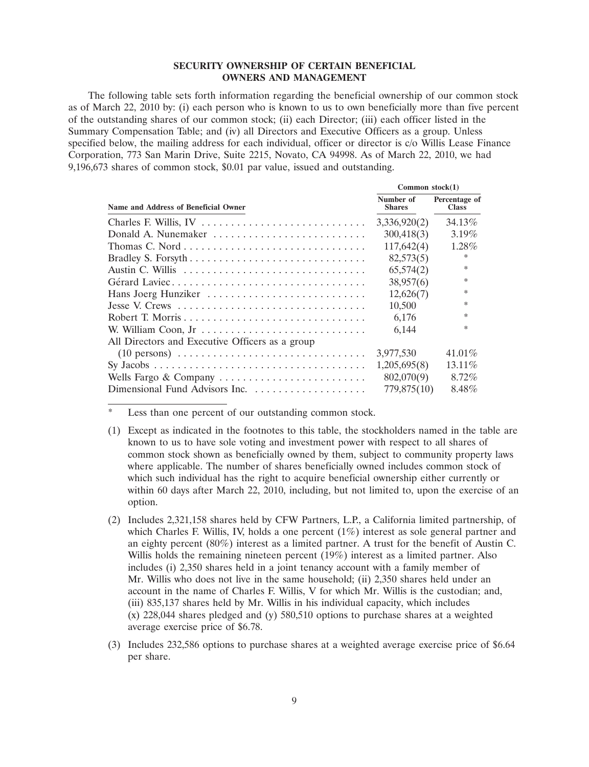## SECURITY OWNERSHIP OF CERTAIN BENEFICIAL OWNERS AND MANAGEMENT

The following table sets forth information regarding the beneficial ownership of our common stock as of March 22, 2010 by: (i) each person who is known to us to own beneficially more than five percent of the outstanding shares of our common stock; (ii) each Director; (iii) each officer listed in the Summary Compensation Table; and (iv) all Directors and Executive Officers as a group. Unless specified below, the mailing address for each individual, officer or director is c/o Willis Lease Finance Corporation, 773 San Marin Drive, Suite 2215, Novato, CA 94998. As of March 22, 2010, we had 9,196,673 shares of common stock, $0.01 par value, issued and outstanding.

| Name and Address of Beneficial Owner | Common stock(1) | |
|---|---|---|
| | Number of Shares | Percentage of Class |
| Charles F. Willis, IV | 3,336,920(2) | 34.13% |
| Donald A. Nunemaker | 300,418(3) | 3.19% |
| Thomas C. Nord | 117,642(4) | 1.28% |
| Bradley S. Forsyth | 82,573(5) | * |
| Austin C. Willis | 65,574(2) | * |
| Gérard Laviec | 38,957(6) | * |
| Hans Joerg Hunziker | 12,626(7) | * |
| Jesse V. Crews | 10,500 | * |
| Robert T. Morris | 6,176 | * |
| W. William Coon, Jr | 6,144 | * |
| All Directors and Executive Officers as a group (10 persons) | 3,977,530 | 41.01% |
| Sy Jacobs | 1,205,695(8) | 13.11% |
| Wells Fargo & Company | 802,070(9) | 8.72% |
| Dimensional Fund Advisors Inc. | 779,875(10) | 8.48% |

\* Less than one percent of our outstanding common stock.

(1) Except as indicated in the footnotes to this table, the stockholders named in the table are known to us to have sole voting and investment power with respect to all shares of common stock shown as beneficially owned by them, subject to community property laws where applicable. The number of shares beneficially owned includes common stock of which such individual has the right to acquire beneficial ownership either currently or within 60 days after March 22, 2010, including, but not limited to, upon the exercise of an option.

(2) Includes 2,321,158 shares held by CFW Partners, L.P., a California limited partnership, of which Charles F. Willis, IV, holds a one percent (1%) interest as sole general partner and an eighty percent (80%) interest as a limited partner. A trust for the benefit of Austin C. Willis holds the remaining nineteen percent (19%) interest as a limited partner. Also includes (i) 2,350 shares held in a joint tenancy account with a family member of Mr. Willis who does not live in the same household; (ii) 2,350 shares held under an account in the name of Charles F. Willis, V for which Mr. Willis is the custodian; and, (iii) 835,137 shares held by Mr. Willis in his individual capacity, which includes (x) 228,044 shares pledged and (y) 580,510 options to purchase shares at a weighted average exercise price of $6.78.

(3) Includes 232,586 options to purchase shares at a weighted average exercise price of $6.64 per share.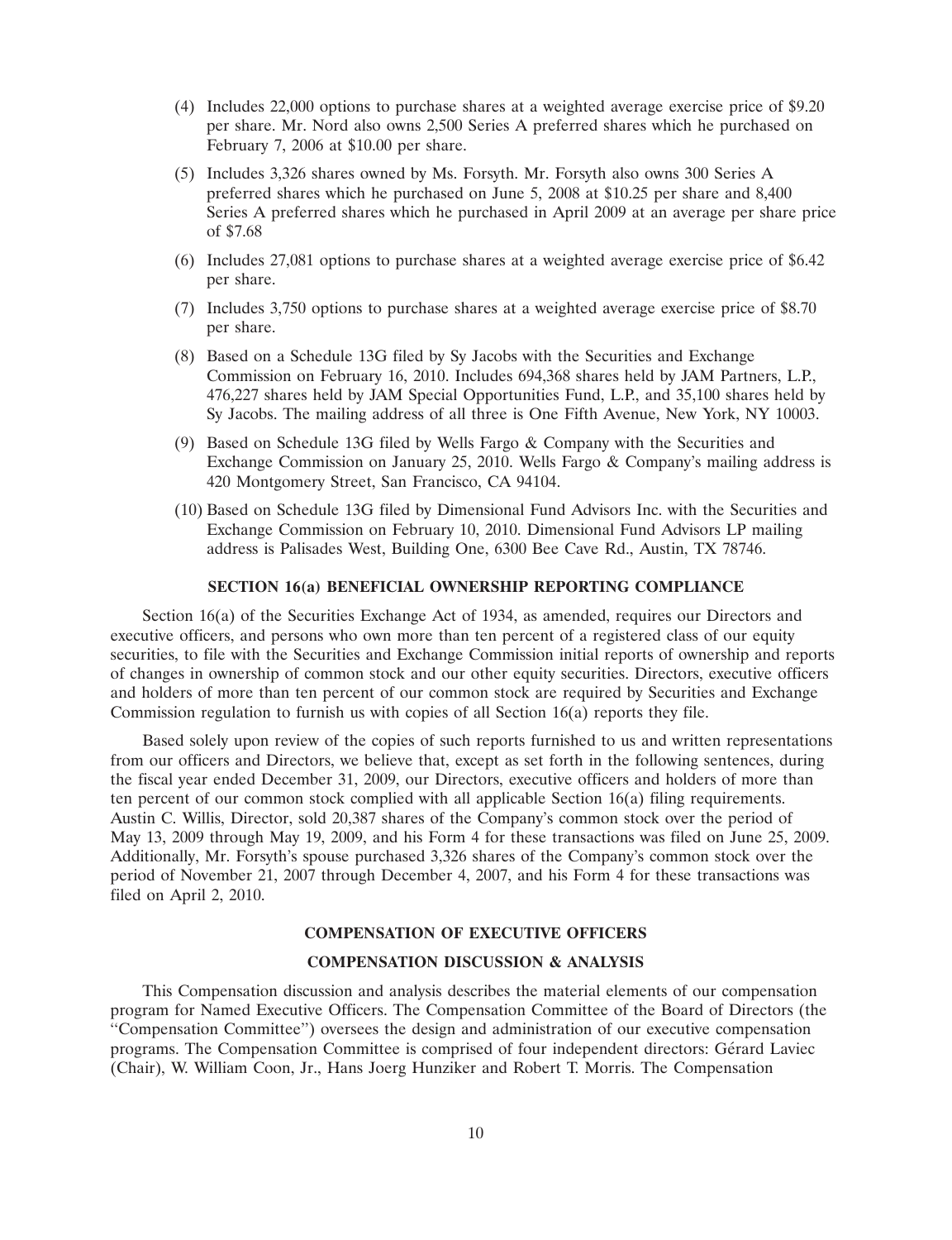(4) Includes 22,000 options to purchase shares at a weighted average exercise price of $9.20 per share. Mr. Nord also owns 2,500 Series A preferred shares which he purchased on February 7, 2006 at $10.00 per share.

(5) Includes 3,326 shares owned by Ms. Forsyth. Mr. Forsyth also owns 300 Series A preferred shares which he purchased on June 5, 2008 at $10.25 per share and 8,400 Series A preferred shares which he purchased in April 2009 at an average per share price of $7.68

(6) Includes 27,081 options to purchase shares at a weighted average exercise price of $6.42 per share.

(7) Includes 3,750 options to purchase shares at a weighted average exercise price of $8.70 per share.

(8) Based on a Schedule 13G filed by Sy Jacobs with the Securities and Exchange Commission on February 16, 2010. Includes 694,368 shares held by JAM Partners, L.P., 476,227 shares held by JAM Special Opportunities Fund, L.P., and 35,100 shares held by Sy Jacobs. The mailing address of all three is One Fifth Avenue, New York, NY 10003.

(9) Based on Schedule 13G filed by Wells Fargo & Company with the Securities and Exchange Commission on January 25, 2010. Wells Fargo & Company's mailing address is 420 Montgomery Street, San Francisco, CA 94104.

(10) Based on Schedule 13G filed by Dimensional Fund Advisors Inc. with the Securities and Exchange Commission on February 10, 2010. Dimensional Fund Advisors LP mailing address is Palisades West, Building One, 6300 Bee Cave Rd., Austin, TX 78746.

## SECTION 16(a) BENEFICIAL OWNERSHIP REPORTING COMPLIANCE

Section 16(a) of the Securities Exchange Act of 1934, as amended, requires our Directors and executive officers, and persons who own more than ten percent of a registered class of our equity securities, to file with the Securities and Exchange Commission initial reports of ownership and reports of changes in ownership of common stock and our other equity securities. Directors, executive officers and holders of more than ten percent of our common stock are required by Securities and Exchange Commission regulation to furnish us with copies of all Section 16(a) reports they file.

Based solely upon review of the copies of such reports furnished to us and written representations from our officers and Directors, we believe that, except as set forth in the following sentences, during the fiscal year ended December 31, 2009, our Directors, executive officers and holders of more than ten percent of our common stock complied with all applicable Section 16(a) filing requirements. Austin C. Willis, Director, sold 20,387 shares of the Company's common stock over the period of May 13, 2009 through May 19, 2009, and his Form 4 for these transactions was filed on June 25, 2009. Additionally, Mr. Forsyth's spouse purchased 3,326 shares of the Company's common stock over the period of November 21, 2007 through December 4, 2007, and his Form 4 for these transactions was filed on April 2, 2010.

## COMPENSATION OF EXECUTIVE OFFICERS

## COMPENSATION DISCUSSION & ANALYSIS

This Compensation discussion and analysis describes the material elements of our compensation program for Named Executive Officers. The Compensation Committee of the Board of Directors (the "Compensation Committee") oversees the design and administration of our executive compensation programs. The Compensation Committee is comprised of four independent directors: Gérard Laviec (Chair), W. William Coon, Jr., Hans Joerg Hunziker and Robert T. Morris. The Compensation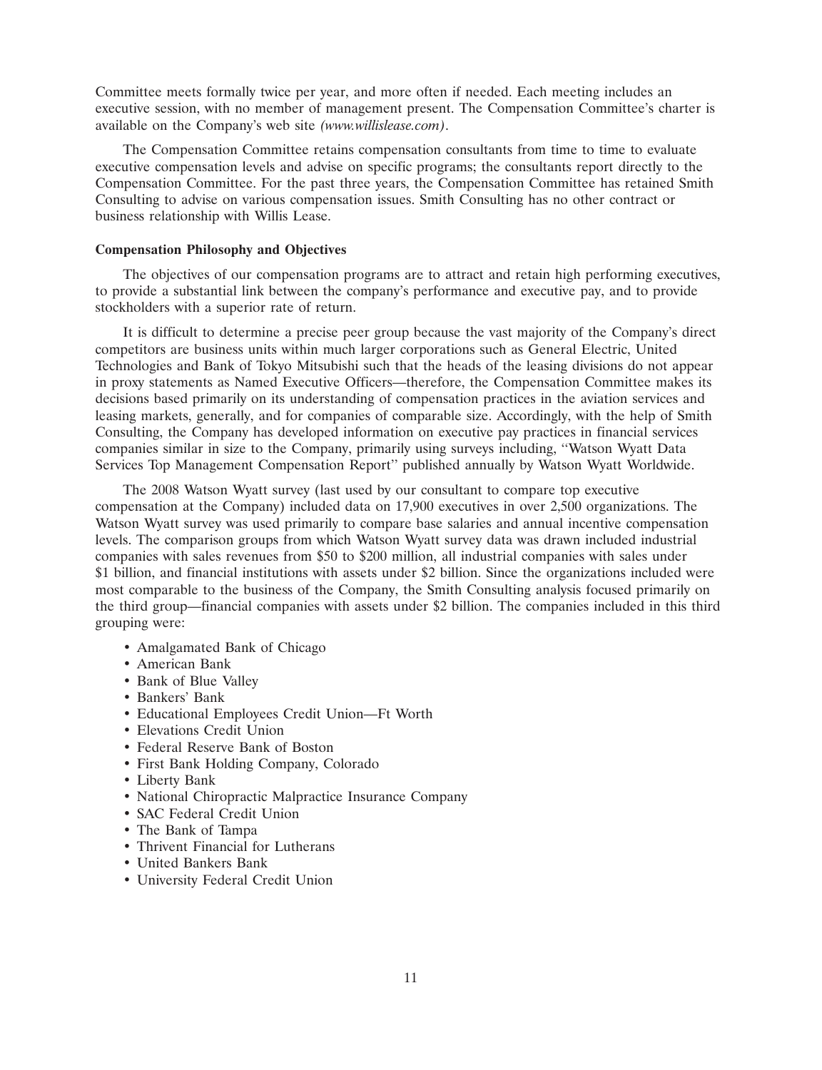Committee meets formally twice per year, and more often if needed. Each meeting includes an executive session, with no member of management present. The Compensation Committee's charter is available on the Company's web site *(www.willislease.com)*.

The Compensation Committee retains compensation consultants from time to time to evaluate executive compensation levels and advise on specific programs; the consultants report directly to the Compensation Committee. For the past three years, the Compensation Committee has retained Smith Consulting to advise on various compensation issues. Smith Consulting has no other contract or business relationship with Willis Lease.

**Compensation Philosophy and Objectives**

The objectives of our compensation programs are to attract and retain high performing executives, to provide a substantial link between the company's performance and executive pay, and to provide stockholders with a superior rate of return.

It is difficult to determine a precise peer group because the vast majority of the Company's direct competitors are business units within much larger corporations such as General Electric, United Technologies and Bank of Tokyo Mitsubishi such that the heads of the leasing divisions do not appear in proxy statements as Named Executive Officers—therefore, the Compensation Committee makes its decisions based primarily on its understanding of compensation practices in the aviation services and leasing markets, generally, and for companies of comparable size. Accordingly, with the help of Smith Consulting, the Company has developed information on executive pay practices in financial services companies similar in size to the Company, primarily using surveys including, ''Watson Wyatt Data Services Top Management Compensation Report'' published annually by Watson Wyatt Worldwide.

The 2008 Watson Wyatt survey (last used by our consultant to compare top executive compensation at the Company) included data on 17,900 executives in over 2,500 organizations. The Watson Wyatt survey was used primarily to compare base salaries and annual incentive compensation levels. The comparison groups from which Watson Wyatt survey data was drawn included industrial companies with sales revenues from $50 to $200 million, all industrial companies with sales under $1 billion, and financial institutions with assets under $2 billion. Since the organizations included were most comparable to the business of the Company, the Smith Consulting analysis focused primarily on the third group—financial companies with assets under $2 billion. The companies included in this third grouping were:

- Amalgamated Bank of Chicago
- American Bank
- Bank of Blue Valley
- Bankers' Bank
- Educational Employees Credit Union—Ft Worth
- Elevations Credit Union
- Federal Reserve Bank of Boston
- First Bank Holding Company, Colorado
- Liberty Bank
- National Chiropractic Malpractice Insurance Company
- SAC Federal Credit Union
- The Bank of Tampa
- Thrivent Financial for Lutherans
- United Bankers Bank
- University Federal Credit Union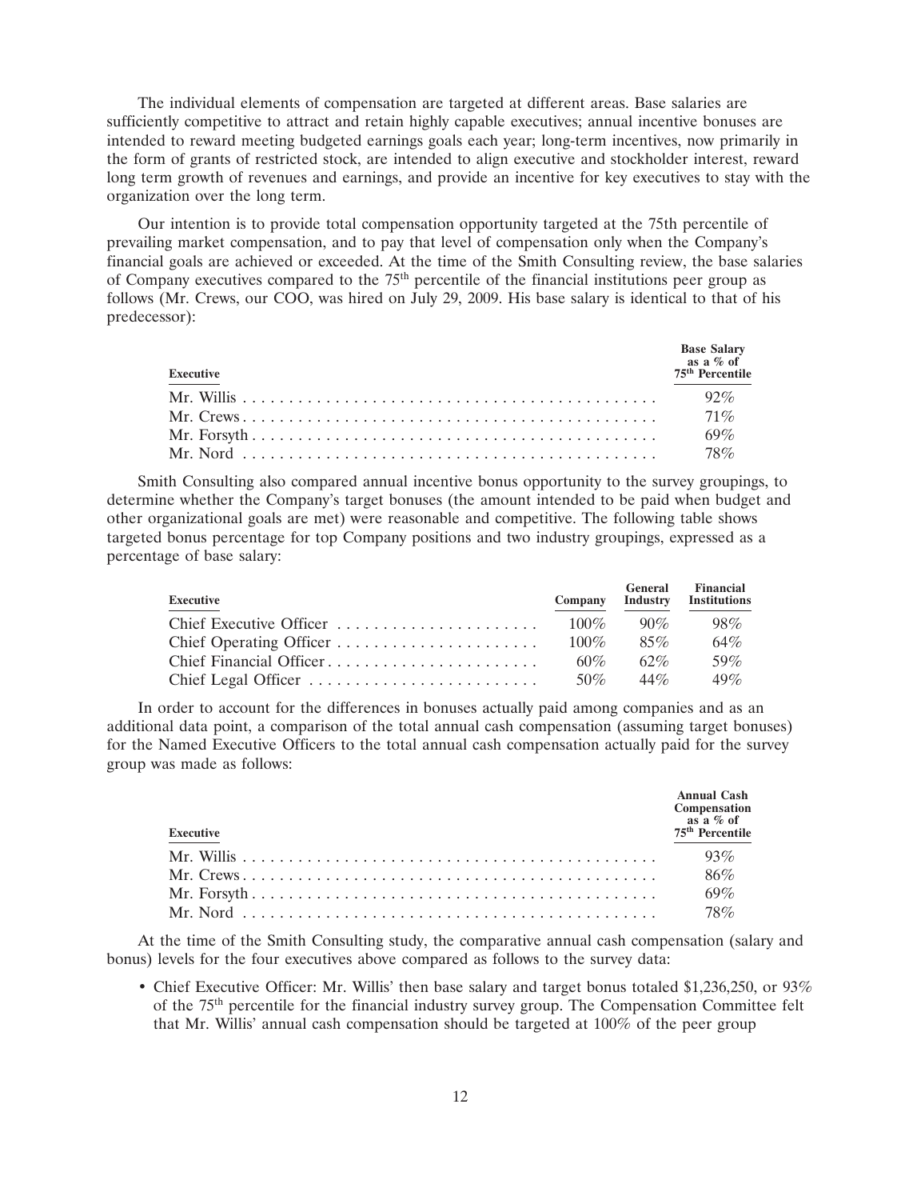The individual elements of compensation are targeted at different areas. Base salaries are sufficiently competitive to attract and retain highly capable executives; annual incentive bonuses are intended to reward meeting budgeted earnings goals each year; long-term incentives, now primarily in the form of grants of restricted stock, are intended to align executive and stockholder interest, reward long term growth of revenues and earnings, and provide an incentive for key executives to stay with the organization over the long term.

Our intention is to provide total compensation opportunity targeted at the 75th percentile of prevailing market compensation, and to pay that level of compensation only when the Company's financial goals are achieved or exceeded. At the time of the Smith Consulting review, the base salaries of Company executives compared to the 75th percentile of the financial institutions peer group as follows (Mr. Crews, our COO, was hired on July 29, 2009. His base salary is identical to that of his predecessor):

| Executive | Base Salary as a % of 75th Percentile |
|---|---|
| Mr. Willis | 92% |
| Mr. Crews | 71% |
| Mr. Forsyth | 69% |
| Mr. Nord | 78% |

Smith Consulting also compared annual incentive bonus opportunity to the survey groupings, to determine whether the Company's target bonuses (the amount intended to be paid when budget and other organizational goals are met) were reasonable and competitive. The following table shows targeted bonus percentage for top Company positions and two industry groupings, expressed as a percentage of base salary:

| Executive | Company | General Industry | Financial Institutions |
|---|---|---|---|
| Chief Executive Officer | 100% | 90% | 98% |
| Chief Operating Officer | 100% | 85% | 64% |
| Chief Financial Officer | 60% | 62% | 59% |
| Chief Legal Officer | 50% | 44% | 49% |

In order to account for the differences in bonuses actually paid among companies and as an additional data point, a comparison of the total annual cash compensation (assuming target bonuses) for the Named Executive Officers to the total annual cash compensation actually paid for the survey group was made as follows:

| Executive | Annual Cash Compensation as a % of 75th Percentile |
|---|---|
| Mr. Willis | 93% |
| Mr. Crews | 86% |
| Mr. Forsyth | 69% |
| Mr. Nord | 78% |

At the time of the Smith Consulting study, the comparative annual cash compensation (salary and bonus) levels for the four executives above compared as follows to the survey data:

- Chief Executive Officer: Mr. Willis' then base salary and target bonus totaled $1,236,250, or 93% of the 75th percentile for the financial industry survey group. The Compensation Committee felt that Mr. Willis' annual cash compensation should be targeted at 100% of the peer group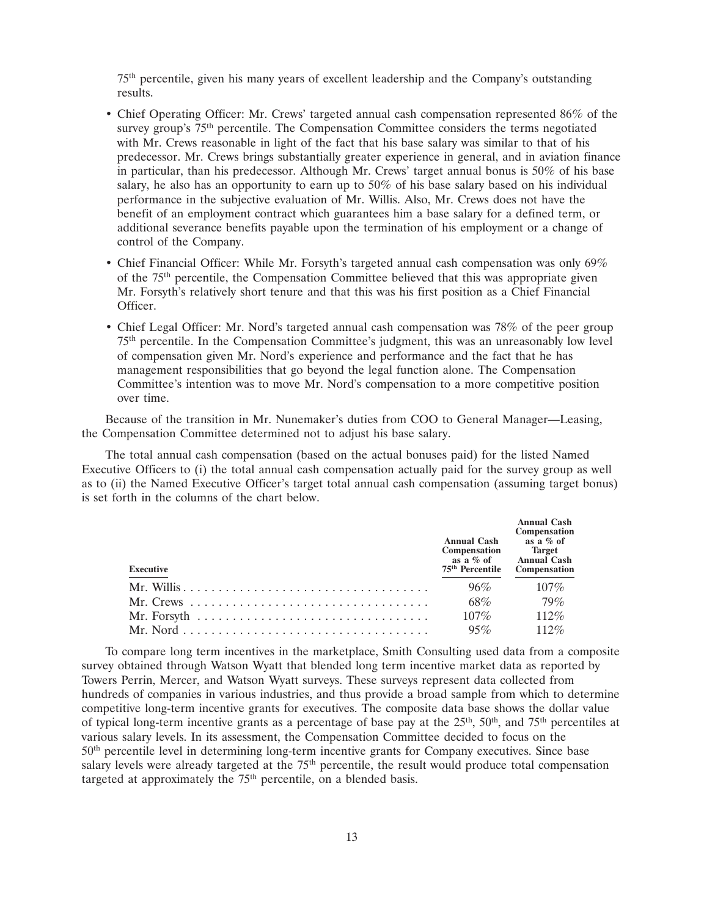75th percentile, given his many years of excellent leadership and the Company's outstanding results.

- Chief Operating Officer: Mr. Crews' targeted annual cash compensation represented 86% of the survey group's 75th percentile. The Compensation Committee considers the terms negotiated with Mr. Crews reasonable in light of the fact that his base salary was similar to that of his predecessor. Mr. Crews brings substantially greater experience in general, and in aviation finance in particular, than his predecessor. Although Mr. Crews' target annual bonus is 50% of his base salary, he also has an opportunity to earn up to 50% of his base salary based on his individual performance in the subjective evaluation of Mr. Willis. Also, Mr. Crews does not have the benefit of an employment contract which guarantees him a base salary for a defined term, or additional severance benefits payable upon the termination of his employment or a change of control of the Company.
- Chief Financial Officer: While Mr. Forsyth's targeted annual cash compensation was only 69% of the 75th percentile, the Compensation Committee believed that this was appropriate given Mr. Forsyth's relatively short tenure and that this was his first position as a Chief Financial Officer.
- Chief Legal Officer: Mr. Nord's targeted annual cash compensation was 78% of the peer group 75th percentile. In the Compensation Committee's judgment, this was an unreasonably low level of compensation given Mr. Nord's experience and performance and the fact that he has management responsibilities that go beyond the legal function alone. The Compensation Committee's intention was to move Mr. Nord's compensation to a more competitive position over time.

Because of the transition in Mr. Nunemaker's duties from COO to General Manager—Leasing, the Compensation Committee determined not to adjust his base salary.

The total annual cash compensation (based on the actual bonuses paid) for the listed Named Executive Officers to (i) the total annual cash compensation actually paid for the survey group as well as to (ii) the Named Executive Officer's target total annual cash compensation (assuming target bonus) is set forth in the columns of the chart below.

| Executive | Annual Cash Compensation as a % of 75th Percentile | Annual Cash Compensation as a % of Target Annual Cash Compensation |
|---|---|---|
| Mr. Willis | 96% | 107% |
| Mr. Crews | 68% | 79% |
| Mr. Forsyth | 107% | 112% |
| Mr. Nord | 95% | 112% |

To compare long term incentives in the marketplace, Smith Consulting used data from a composite survey obtained through Watson Wyatt that blended long term incentive market data as reported by Towers Perrin, Mercer, and Watson Wyatt surveys. These surveys represent data collected from hundreds of companies in various industries, and thus provide a broad sample from which to determine competitive long-term incentive grants for executives. The composite data base shows the dollar value of typical long-term incentive grants as a percentage of base pay at the 25th, 50th, and 75th percentiles at various salary levels. In its assessment, the Compensation Committee decided to focus on the 50th percentile level in determining long-term incentive grants for Company executives. Since base salary levels were already targeted at the 75th percentile, the result would produce total compensation targeted at approximately the 75th percentile, on a blended basis.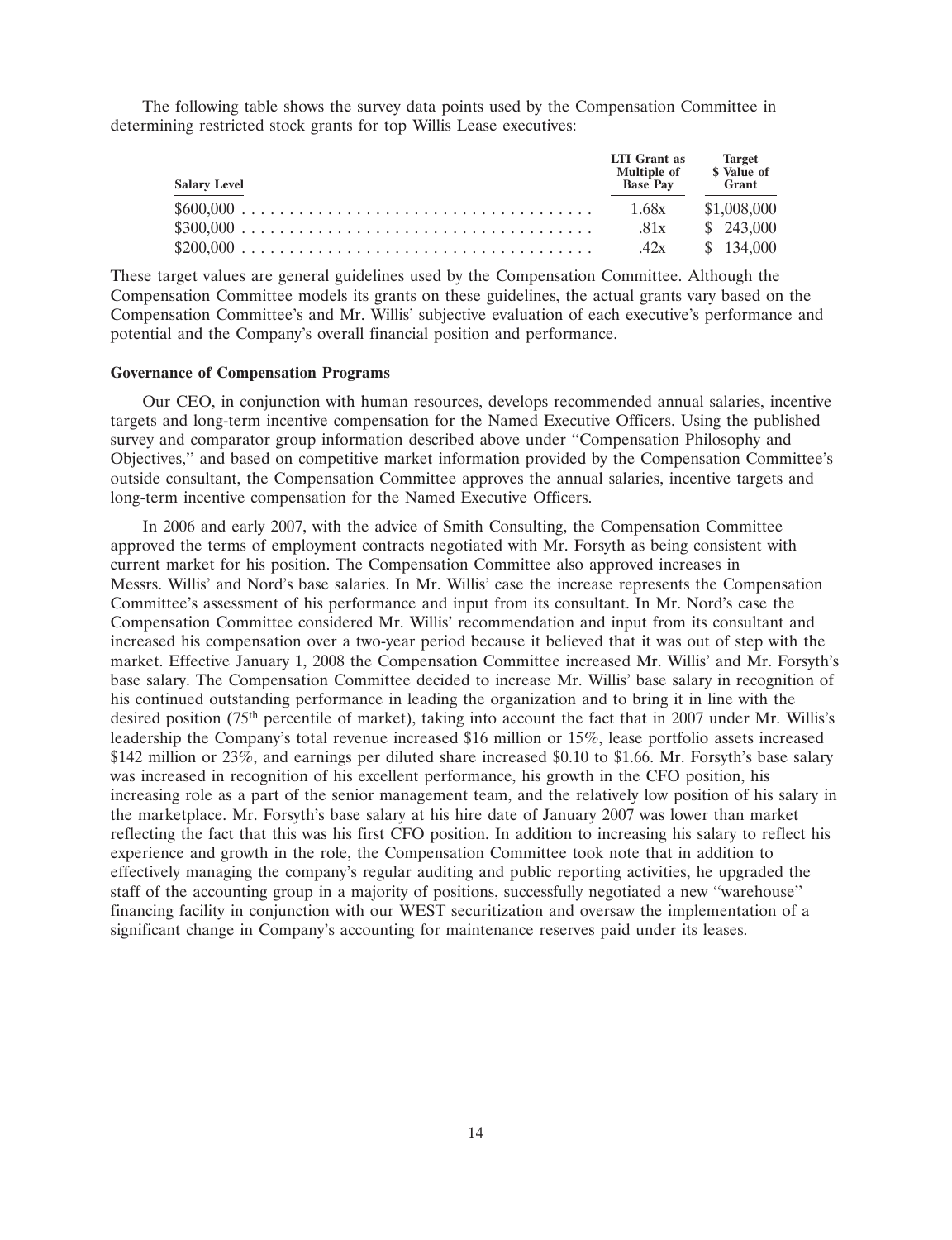The following table shows the survey data points used by the Compensation Committee in determining restricted stock grants for top Willis Lease executives:

| Salary Level | LTI Grant as Multiple of Base Pay | Target $ Value of Grant |
| --- | --- | --- |
| $600,000 | 1.68x | $1,008,000 |
| $300,000 | .81x | $ 243,000 |
| $200,000 | .42x | $ 134,000 |

These target values are general guidelines used by the Compensation Committee. Although the Compensation Committee models its grants on these guidelines, the actual grants vary based on the Compensation Committee's and Mr. Willis' subjective evaluation of each executive's performance and potential and the Company's overall financial position and performance.

**Governance of Compensation Programs**

Our CEO, in conjunction with human resources, develops recommended annual salaries, incentive targets and long-term incentive compensation for the Named Executive Officers. Using the published survey and comparator group information described above under ''Compensation Philosophy and Objectives,'' and based on competitive market information provided by the Compensation Committee's outside consultant, the Compensation Committee approves the annual salaries, incentive targets and long-term incentive compensation for the Named Executive Officers.

In 2006 and early 2007, with the advice of Smith Consulting, the Compensation Committee approved the terms of employment contracts negotiated with Mr. Forsyth as being consistent with current market for his position. The Compensation Committee also approved increases in Messrs. Willis' and Nord's base salaries. In Mr. Willis' case the increase represents the Compensation Committee's assessment of his performance and input from its consultant. In Mr. Nord's case the Compensation Committee considered Mr. Willis' recommendation and input from its consultant and increased his compensation over a two-year period because it believed that it was out of step with the market. Effective January 1, 2008 the Compensation Committee increased Mr. Willis' and Mr. Forsyth's base salary. The Compensation Committee decided to increase Mr. Willis' base salary in recognition of his continued outstanding performance in leading the organization and to bring it in line with the desired position (75th percentile of market), taking into account the fact that in 2007 under Mr. Willis's leadership the Company's total revenue increased $16 million or 15%, lease portfolio assets increased $142 million or 23%, and earnings per diluted share increased $0.10 to $1.66. Mr. Forsyth's base salary was increased in recognition of his excellent performance, his growth in the CFO position, his increasing role as a part of the senior management team, and the relatively low position of his salary in the marketplace. Mr. Forsyth's base salary at his hire date of January 2007 was lower than market reflecting the fact that this was his first CFO position. In addition to increasing his salary to reflect his experience and growth in the role, the Compensation Committee took note that in addition to effectively managing the company's regular auditing and public reporting activities, he upgraded the staff of the accounting group in a majority of positions, successfully negotiated a new ''warehouse'' financing facility in conjunction with our WEST securitization and oversaw the implementation of a significant change in Company's accounting for maintenance reserves paid under its leases.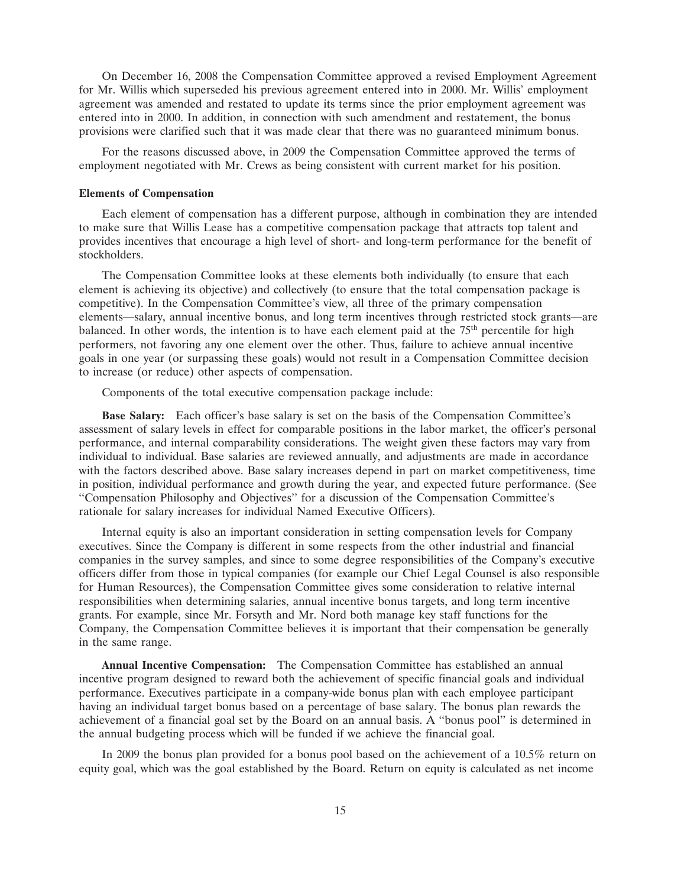On December 16, 2008 the Compensation Committee approved a revised Employment Agreement for Mr. Willis which superseded his previous agreement entered into in 2000. Mr. Willis' employment agreement was amended and restated to update its terms since the prior employment agreement was entered into in 2000. In addition, in connection with such amendment and restatement, the bonus provisions were clarified such that it was made clear that there was no guaranteed minimum bonus.

For the reasons discussed above, in 2009 the Compensation Committee approved the terms of employment negotiated with Mr. Crews as being consistent with current market for his position.

**Elements of Compensation**

Each element of compensation has a different purpose, although in combination they are intended to make sure that Willis Lease has a competitive compensation package that attracts top talent and provides incentives that encourage a high level of short- and long-term performance for the benefit of stockholders.

The Compensation Committee looks at these elements both individually (to ensure that each element is achieving its objective) and collectively (to ensure that the total compensation package is competitive). In the Compensation Committee's view, all three of the primary compensation elements—salary, annual incentive bonus, and long term incentives through restricted stock grants—are balanced. In other words, the intention is to have each element paid at the 75th percentile for high performers, not favoring any one element over the other. Thus, failure to achieve annual incentive goals in one year (or surpassing these goals) would not result in a Compensation Committee decision to increase (or reduce) other aspects of compensation.

Components of the total executive compensation package include:

**Base Salary:** Each officer's base salary is set on the basis of the Compensation Committee's assessment of salary levels in effect for comparable positions in the labor market, the officer's personal performance, and internal comparability considerations. The weight given these factors may vary from individual to individual. Base salaries are reviewed annually, and adjustments are made in accordance with the factors described above. Base salary increases depend in part on market competitiveness, time in position, individual performance and growth during the year, and expected future performance. (See "Compensation Philosophy and Objectives" for a discussion of the Compensation Committee's rationale for salary increases for individual Named Executive Officers).

Internal equity is also an important consideration in setting compensation levels for Company executives. Since the Company is different in some respects from the other industrial and financial companies in the survey samples, and since to some degree responsibilities of the Company's executive officers differ from those in typical companies (for example our Chief Legal Counsel is also responsible for Human Resources), the Compensation Committee gives some consideration to relative internal responsibilities when determining salaries, annual incentive bonus targets, and long term incentive grants. For example, since Mr. Forsyth and Mr. Nord both manage key staff functions for the Company, the Compensation Committee believes it is important that their compensation be generally in the same range.

**Annual Incentive Compensation:** The Compensation Committee has established an annual incentive program designed to reward both the achievement of specific financial goals and individual performance. Executives participate in a company-wide bonus plan with each employee participant having an individual target bonus based on a percentage of base salary. The bonus plan rewards the achievement of a financial goal set by the Board on an annual basis. A "bonus pool" is determined in the annual budgeting process which will be funded if we achieve the financial goal.

In 2009 the bonus plan provided for a bonus pool based on the achievement of a 10.5% return on equity goal, which was the goal established by the Board. Return on equity is calculated as net income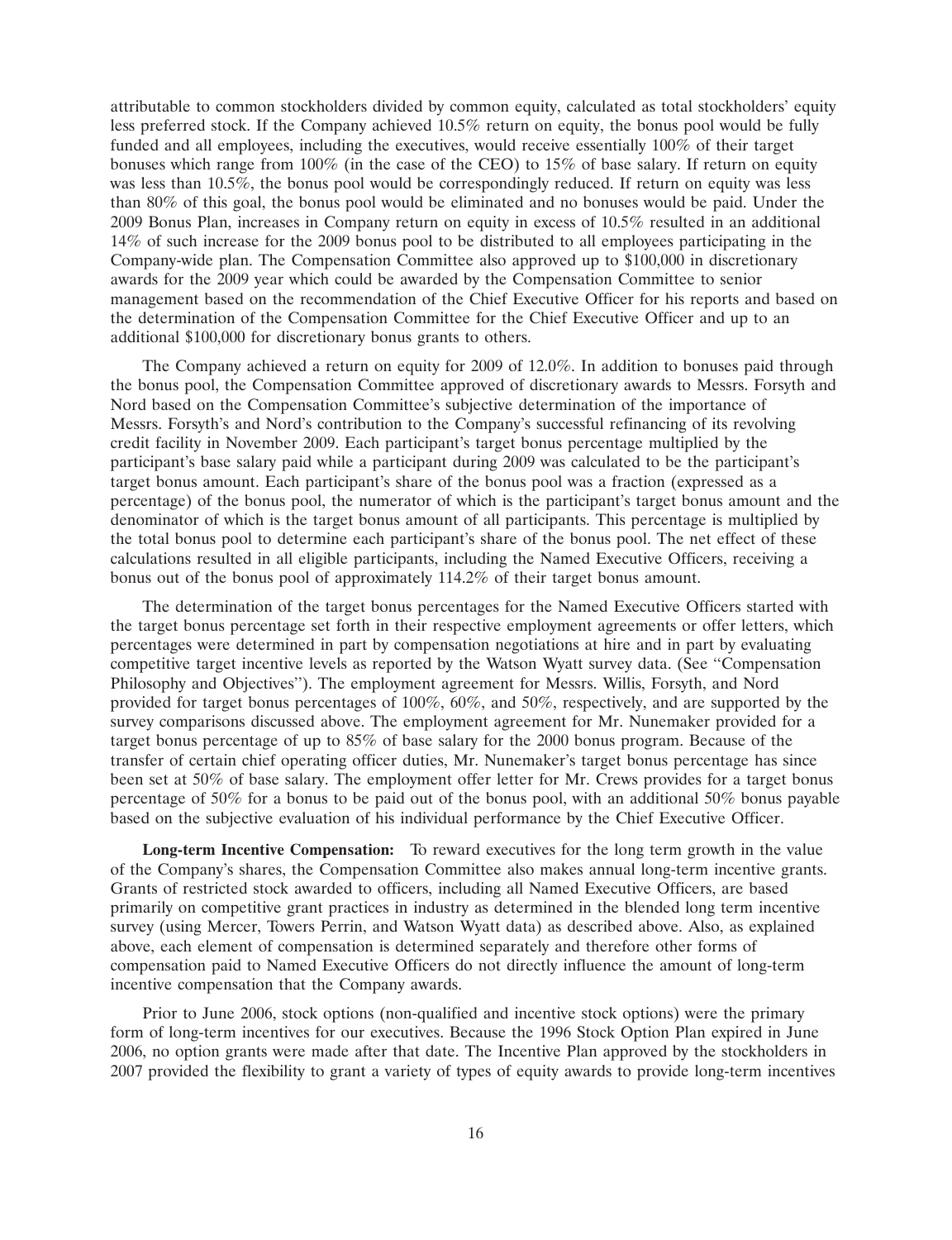attributable to common stockholders divided by common equity, calculated as total stockholders' equity less preferred stock. If the Company achieved 10.5% return on equity, the bonus pool would be fully funded and all employees, including the executives, would receive essentially 100% of their target bonuses which range from 100% (in the case of the CEO) to 15% of base salary. If return on equity was less than 10.5%, the bonus pool would be correspondingly reduced. If return on equity was less than 80% of this goal, the bonus pool would be eliminated and no bonuses would be paid. Under the 2009 Bonus Plan, increases in Company return on equity in excess of 10.5% resulted in an additional 14% of such increase for the 2009 bonus pool to be distributed to all employees participating in the Company-wide plan. The Compensation Committee also approved up to $100,000 in discretionary awards for the 2009 year which could be awarded by the Compensation Committee to senior management based on the recommendation of the Chief Executive Officer for his reports and based on the determination of the Compensation Committee for the Chief Executive Officer and up to an additional $100,000 for discretionary bonus grants to others.

The Company achieved a return on equity for 2009 of 12.0%. In addition to bonuses paid through the bonus pool, the Compensation Committee approved of discretionary awards to Messrs. Forsyth and Nord based on the Compensation Committee's subjective determination of the importance of Messrs. Forsyth's and Nord's contribution to the Company's successful refinancing of its revolving credit facility in November 2009. Each participant's target bonus percentage multiplied by the participant's base salary paid while a participant during 2009 was calculated to be the participant's target bonus amount. Each participant's share of the bonus pool was a fraction (expressed as a percentage) of the bonus pool, the numerator of which is the participant's target bonus amount and the denominator of which is the target bonus amount of all participants. This percentage is multiplied by the total bonus pool to determine each participant's share of the bonus pool. The net effect of these calculations resulted in all eligible participants, including the Named Executive Officers, receiving a bonus out of the bonus pool of approximately 114.2% of their target bonus amount.

The determination of the target bonus percentages for the Named Executive Officers started with the target bonus percentage set forth in their respective employment agreements or offer letters, which percentages were determined in part by compensation negotiations at hire and in part by evaluating competitive target incentive levels as reported by the Watson Wyatt survey data. (See "Compensation Philosophy and Objectives"). The employment agreement for Messrs. Willis, Forsyth, and Nord provided for target bonus percentages of 100%, 60%, and 50%, respectively, and are supported by the survey comparisons discussed above. The employment agreement for Mr. Nunemaker provided for a target bonus percentage of up to 85% of base salary for the 2000 bonus program. Because of the transfer of certain chief operating officer duties, Mr. Nunemaker's target bonus percentage has since been set at 50% of base salary. The employment offer letter for Mr. Crews provides for a target bonus percentage of 50% for a bonus to be paid out of the bonus pool, with an additional 50% bonus payable based on the subjective evaluation of his individual performance by the Chief Executive Officer.

**Long-term Incentive Compensation:** To reward executives for the long term growth in the value of the Company's shares, the Compensation Committee also makes annual long-term incentive grants. Grants of restricted stock awarded to officers, including all Named Executive Officers, are based primarily on competitive grant practices in industry as determined in the blended long term incentive survey (using Mercer, Towers Perrin, and Watson Wyatt data) as described above. Also, as explained above, each element of compensation is determined separately and therefore other forms of compensation paid to Named Executive Officers do not directly influence the amount of long-term incentive compensation that the Company awards.

Prior to June 2006, stock options (non-qualified and incentive stock options) were the primary form of long-term incentives for our executives. Because the 1996 Stock Option Plan expired in June 2006, no option grants were made after that date. The Incentive Plan approved by the stockholders in 2007 provided the flexibility to grant a variety of types of equity awards to provide long-term incentives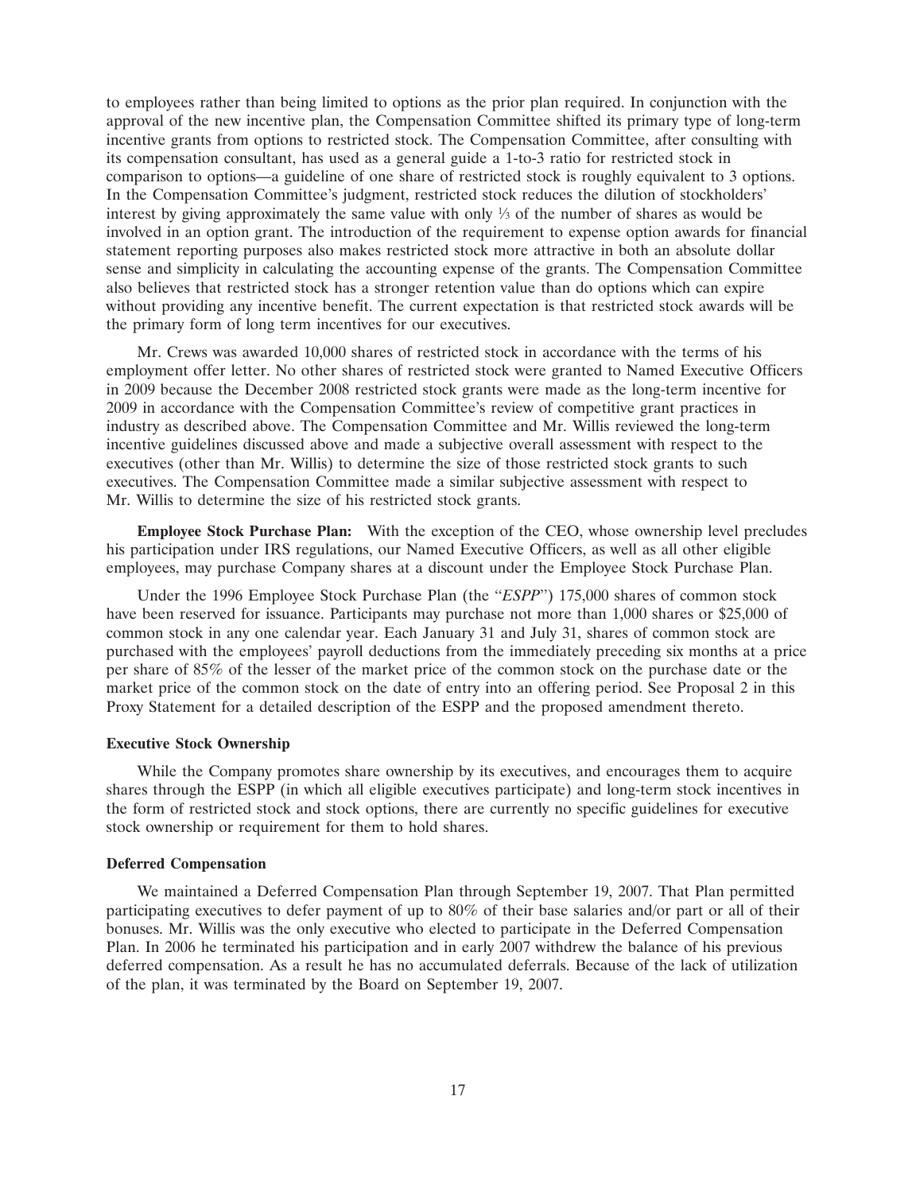to employees rather than being limited to options as the prior plan required. In conjunction with the approval of the new incentive plan, the Compensation Committee shifted its primary type of long-term incentive grants from options to restricted stock. The Compensation Committee, after consulting with its compensation consultant, has used as a general guide a 1-to-3 ratio for restricted stock in comparison to options—a guideline of one share of restricted stock is roughly equivalent to 3 options. In the Compensation Committee's judgment, restricted stock reduces the dilution of stockholders' interest by giving approximately the same value with only ⅓ of the number of shares as would be involved in an option grant. The introduction of the requirement to expense option awards for financial statement reporting purposes also makes restricted stock more attractive in both an absolute dollar sense and simplicity in calculating the accounting expense of the grants. The Compensation Committee also believes that restricted stock has a stronger retention value than do options which can expire without providing any incentive benefit. The current expectation is that restricted stock awards will be the primary form of long term incentives for our executives.

Mr. Crews was awarded 10,000 shares of restricted stock in accordance with the terms of his employment offer letter. No other shares of restricted stock were granted to Named Executive Officers in 2009 because the December 2008 restricted stock grants were made as the long-term incentive for 2009 in accordance with the Compensation Committee's review of competitive grant practices in industry as described above. The Compensation Committee and Mr. Willis reviewed the long-term incentive guidelines discussed above and made a subjective overall assessment with respect to the executives (other than Mr. Willis) to determine the size of those restricted stock grants to such executives. The Compensation Committee made a similar subjective assessment with respect to Mr. Willis to determine the size of his restricted stock grants.

**Employee Stock Purchase Plan:** With the exception of the CEO, whose ownership level precludes his participation under IRS regulations, our Named Executive Officers, as well as all other eligible employees, may purchase Company shares at a discount under the Employee Stock Purchase Plan.

Under the 1996 Employee Stock Purchase Plan (the "*ESPP*") 175,000 shares of common stock have been reserved for issuance. Participants may purchase not more than 1,000 shares or $25,000 of common stock in any one calendar year. Each January 31 and July 31, shares of common stock are purchased with the employees' payroll deductions from the immediately preceding six months at a price per share of 85% of the lesser of the market price of the common stock on the purchase date or the market price of the common stock on the date of entry into an offering period. See Proposal 2 in this Proxy Statement for a detailed description of the ESPP and the proposed amendment thereto.

**Executive Stock Ownership**

While the Company promotes share ownership by its executives, and encourages them to acquire shares through the ESPP (in which all eligible executives participate) and long-term stock incentives in the form of restricted stock and stock options, there are currently no specific guidelines for executive stock ownership or requirement for them to hold shares.

**Deferred Compensation**

We maintained a Deferred Compensation Plan through September 19, 2007. That Plan permitted participating executives to defer payment of up to 80% of their base salaries and/or part or all of their bonuses. Mr. Willis was the only executive who elected to participate in the Deferred Compensation Plan. In 2006 he terminated his participation and in early 2007 withdrew the balance of his previous deferred compensation. As a result he has no accumulated deferrals. Because of the lack of utilization of the plan, it was terminated by the Board on September 19, 2007.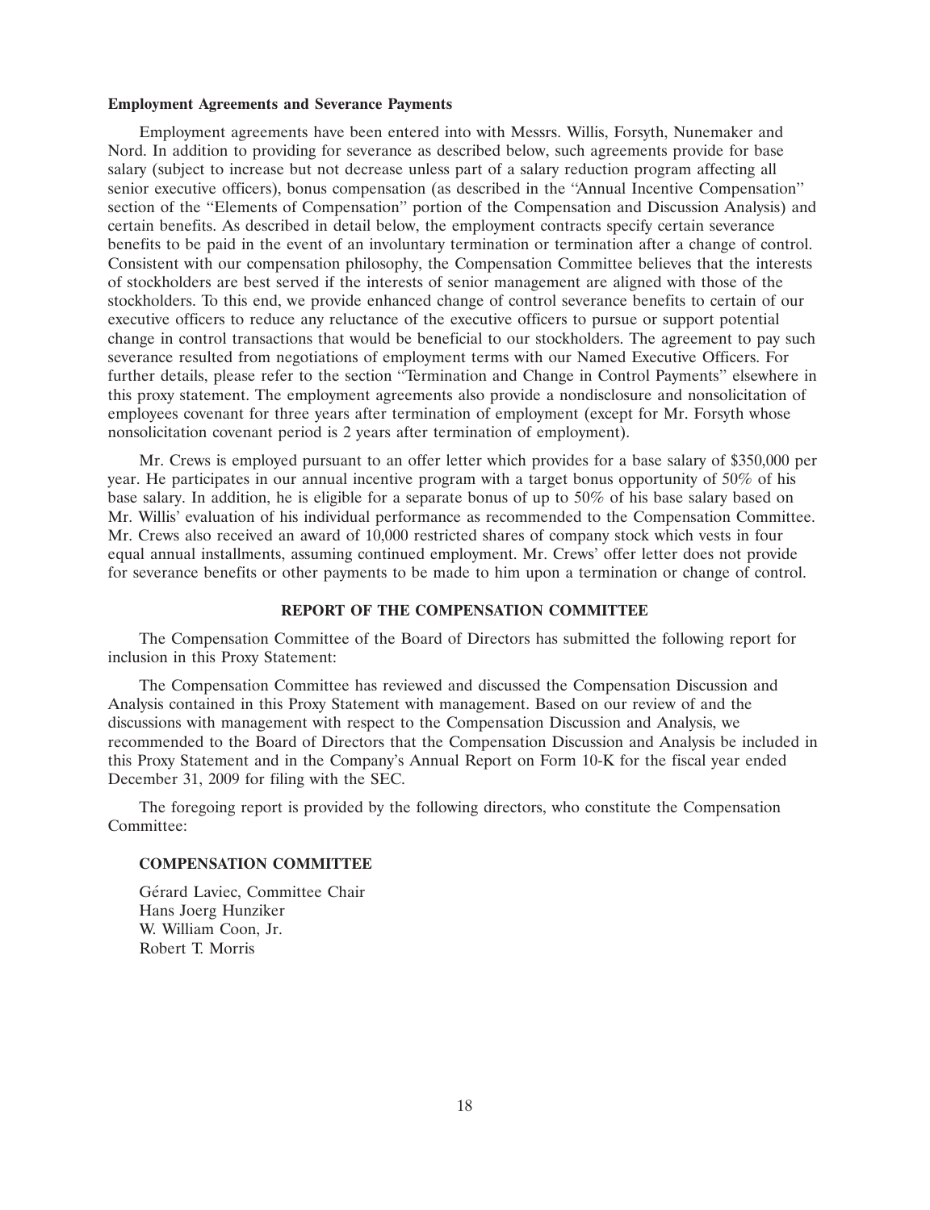**Employment Agreements and Severance Payments**

Employment agreements have been entered into with Messrs. Willis, Forsyth, Nunemaker and Nord. In addition to providing for severance as described below, such agreements provide for base salary (subject to increase but not decrease unless part of a salary reduction program affecting all senior executive officers), bonus compensation (as described in the "Annual Incentive Compensation" section of the "Elements of Compensation" portion of the Compensation and Discussion Analysis) and certain benefits. As described in detail below, the employment contracts specify certain severance benefits to be paid in the event of an involuntary termination or termination after a change of control. Consistent with our compensation philosophy, the Compensation Committee believes that the interests of stockholders are best served if the interests of senior management are aligned with those of the stockholders. To this end, we provide enhanced change of control severance benefits to certain of our executive officers to reduce any reluctance of the executive officers to pursue or support potential change in control transactions that would be beneficial to our stockholders. The agreement to pay such severance resulted from negotiations of employment terms with our Named Executive Officers. For further details, please refer to the section "Termination and Change in Control Payments" elsewhere in this proxy statement. The employment agreements also provide a nondisclosure and nonsolicitation of employees covenant for three years after termination of employment (except for Mr. Forsyth whose nonsolicitation covenant period is 2 years after termination of employment).

Mr. Crews is employed pursuant to an offer letter which provides for a base salary of $350,000 per year. He participates in our annual incentive program with a target bonus opportunity of 50% of his base salary. In addition, he is eligible for a separate bonus of up to 50% of his base salary based on Mr. Willis' evaluation of his individual performance as recommended to the Compensation Committee. Mr. Crews also received an award of 10,000 restricted shares of company stock which vests in four equal annual installments, assuming continued employment. Mr. Crews' offer letter does not provide for severance benefits or other payments to be made to him upon a termination or change of control.

## REPORT OF THE COMPENSATION COMMITTEE

The Compensation Committee of the Board of Directors has submitted the following report for inclusion in this Proxy Statement:

The Compensation Committee has reviewed and discussed the Compensation Discussion and Analysis contained in this Proxy Statement with management. Based on our review of and the discussions with management with respect to the Compensation Discussion and Analysis, we recommended to the Board of Directors that the Compensation Discussion and Analysis be included in this Proxy Statement and in the Company's Annual Report on Form 10-K for the fiscal year ended December 31, 2009 for filing with the SEC.

The foregoing report is provided by the following directors, who constitute the Compensation Committee:

**COMPENSATION COMMITTEE**

Gérard Laviec, Committee Chair
Hans Joerg Hunziker
W. William Coon, Jr.
Robert T. Morris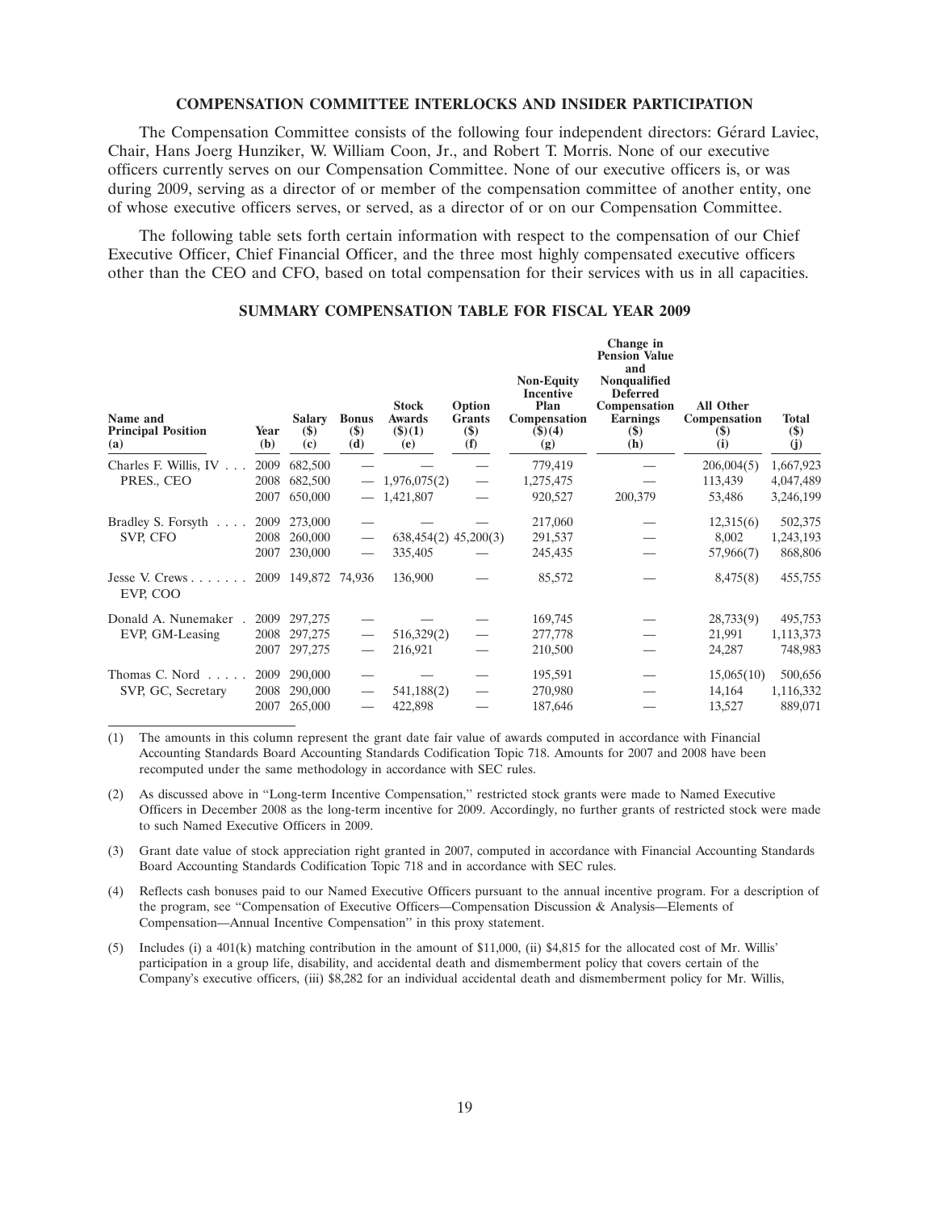## COMPENSATION COMMITTEE INTERLOCKS AND INSIDER PARTICIPATION

The Compensation Committee consists of the following four independent directors: Gérard Laviec, Chair, Hans Joerg Hunziker, W. William Coon, Jr., and Robert T. Morris. None of our executive officers currently serves on our Compensation Committee. None of our executive officers is, or was during 2009, serving as a director of or member of the compensation committee of another entity, one of whose executive officers serves, or served, as a director of or on our Compensation Committee.

The following table sets forth certain information with respect to the compensation of our Chief Executive Officer, Chief Financial Officer, and the three most highly compensated executive officers other than the CEO and CFO, based on total compensation for their services with us in all capacities.

## SUMMARY COMPENSATION TABLE FOR FISCAL YEAR 2009

| Name and Principal Position (a) | Year (b) | Salary ($) (c) | Bonus ($) (d) | Stock Awards ($)(1) (e) | Option Grants ($) (f) | Non-Equity Incentive Plan Compensation ($)(4) (g) | Change in Pension Value and Nonqualified Deferred Compensation Earnings ($) (h) | All Other Compensation ($) (i) | Total ($) (j) |
|---|---|---|---|---|---|---|---|---|---|
| Charles F. Willis, IV | 2009 | 682,500 | — | — | — | 779,419 | — | 206,004(5) | 1,667,923 |
| PRES., CEO | 2008 | 682,500 | — | 1,976,075(2) | — | 1,275,475 | — | 113,439 | 4,047,489 |
| | 2007 | 650,000 | — | 1,421,807 | — | 920,527 | 200,379 | 53,486 | 3,246,199 |
| Bradley S. Forsyth | 2009 | 273,000 | — | — | — | 217,060 | — | 12,315(6) | 502,375 |
| SVP, CFO | 2008 | 260,000 | — | 638,454(2) | 45,200(3) | 291,537 | — | 8,002 | 1,243,193 |
| | 2007 | 230,000 | — | 335,405 | — | 245,435 | — | 57,966(7) | 868,806 |
| Jesse V. Crews EVP, COO | 2009 | 149,872 | 74,936 | 136,900 | — | 85,572 | — | 8,475(8) | 455,755 |
| Donald A. Nunemaker | 2009 | 297,275 | — | — | — | 169,745 | — | 28,733(9) | 495,753 |
| EVP, GM-Leasing | 2008 | 297,275 | — | 516,329(2) | — | 277,778 | — | 21,991 | 1,113,373 |
| | 2007 | 297,275 | — | 216,921 | — | 210,500 | — | 24,287 | 748,983 |
| Thomas C. Nord | 2009 | 290,000 | — | — | — | 195,591 | — | 15,065(10) | 500,656 |
| SVP, GC, Secretary | 2008 | 290,000 | — | 541,188(2) | — | 270,980 | — | 14,164 | 1,116,332 |
| | 2007 | 265,000 | — | 422,898 | — | 187,646 | — | 13,527 | 889,071 |

(1) The amounts in this column represent the grant date fair value of awards computed in accordance with Financial Accounting Standards Board Accounting Standards Codification Topic 718. Amounts for 2007 and 2008 have been recomputed under the same methodology in accordance with SEC rules.

(2) As discussed above in "Long-term Incentive Compensation," restricted stock grants were made to Named Executive Officers in December 2008 as the long-term incentive for 2009. Accordingly, no further grants of restricted stock were made to such Named Executive Officers in 2009.

(3) Grant date value of stock appreciation right granted in 2007, computed in accordance with Financial Accounting Standards Board Accounting Standards Codification Topic 718 and in accordance with SEC rules.

(4) Reflects cash bonuses paid to our Named Executive Officers pursuant to the annual incentive program. For a description of the program, see "Compensation of Executive Officers—Compensation Discussion & Analysis—Elements of Compensation—Annual Incentive Compensation" in this proxy statement.

(5) Includes (i) a 401(k) matching contribution in the amount of $11,000, (ii) $4,815 for the allocated cost of Mr. Willis' participation in a group life, disability, and accidental death and dismemberment policy that covers certain of the Company's executive officers, (iii) $8,282 for an individual accidental death and dismemberment policy for Mr. Willis,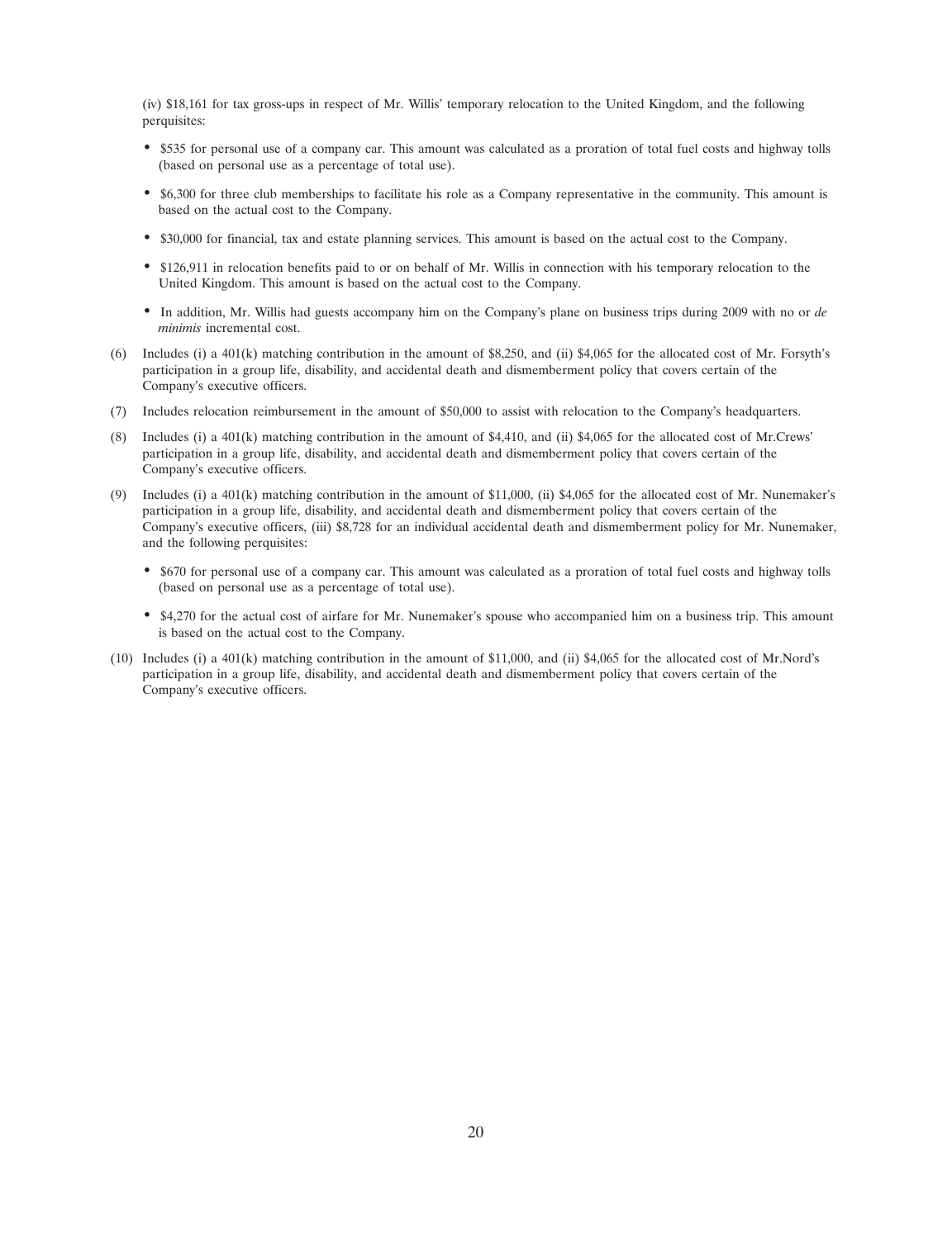(iv) $18,161 for tax gross-ups in respect of Mr. Willis' temporary relocation to the United Kingdom, and the following perquisites:

- $535 for personal use of a company car. This amount was calculated as a proration of total fuel costs and highway tolls (based on personal use as a percentage of total use).
- $6,300 for three club memberships to facilitate his role as a Company representative in the community. This amount is based on the actual cost to the Company.
- $30,000 for financial, tax and estate planning services. This amount is based on the actual cost to the Company.
- $126,911 in relocation benefits paid to or on behalf of Mr. Willis in connection with his temporary relocation to the United Kingdom. This amount is based on the actual cost to the Company.
- In addition, Mr. Willis had guests accompany him on the Company's plane on business trips during 2009 with no or *de minimis* incremental cost.

(6) Includes (i) a 401(k) matching contribution in the amount of $8,250, and (ii) $4,065 for the allocated cost of Mr. Forsyth's participation in a group life, disability, and accidental death and dismemberment policy that covers certain of the Company's executive officers.

(7) Includes relocation reimbursement in the amount of $50,000 to assist with relocation to the Company's headquarters.

(8) Includes (i) a 401(k) matching contribution in the amount of $4,410, and (ii) $4,065 for the allocated cost of Mr.Crews' participation in a group life, disability, and accidental death and dismemberment policy that covers certain of the Company's executive officers.

(9) Includes (i) a 401(k) matching contribution in the amount of $11,000, (ii) $4,065 for the allocated cost of Mr. Nunemaker's participation in a group life, disability, and accidental death and dismemberment policy that covers certain of the Company's executive officers, (iii) $8,728 for an individual accidental death and dismemberment policy for Mr. Nunemaker, and the following perquisites:

- $670 for personal use of a company car. This amount was calculated as a proration of total fuel costs and highway tolls (based on personal use as a percentage of total use).
- $4,270 for the actual cost of airfare for Mr. Nunemaker's spouse who accompanied him on a business trip. This amount is based on the actual cost to the Company.

(10) Includes (i) a 401(k) matching contribution in the amount of $11,000, and (ii) $4,065 for the allocated cost of Mr.Nord's participation in a group life, disability, and accidental death and dismemberment policy that covers certain of the Company's executive officers.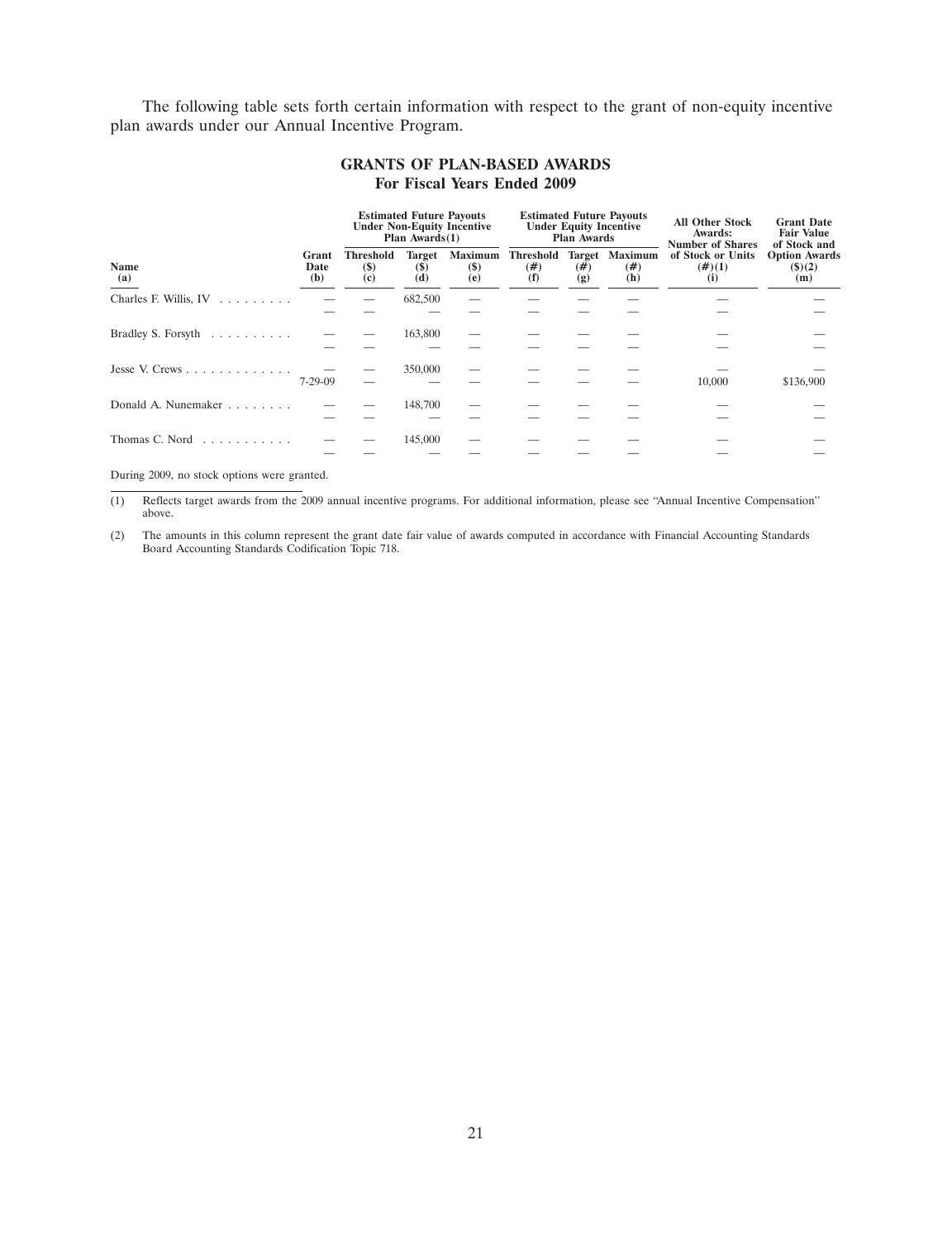The following table sets forth certain information with respect to the grant of non-equity incentive plan awards under our Annual Incentive Program.

## GRANTS OF PLAN-BASED AWARDS
### For Fiscal Years Ended 2009

| | | Estimated Future Payouts Under Non-Equity Incentive Plan Awards(1) | | | Estimated Future Payouts Under Equity Incentive Plan Awards | | | All Other Stock Awards: Number of Shares of Stock or Units | Grant Date Fair Value of Stock and Option Awards |
|---|---|---|---|---|---|---|---|---|---|
| Name (a) | Grant Date (b) | Threshold ($) (c) | Target ($) (d) | Maximum ($) (e) | Threshold (#) (f) | Target (#) (g) | Maximum (#) (h) | (#)(1) (i) | ($)(2) (m) |
| Charles F. Willis, IV | — | — | 682,500 | — | — | — | — | — | — |
| | — | — | — | — | — | — | — | — | — |
| Bradley S. Forsyth | — | — | 163,800 | — | — | — | — | — | — |
| | — | — | — | — | — | — | — | — | — |
| Jesse V. Crews | — | — | 350,000 | — | — | — | — | — | — |
| | 7-29-09 | — | — | — | — | — | — | 10,000 | $136,900 |
| Donald A. Nunemaker | — | — | 148,700 | — | — | — | — | — | — |
| | — | — | — | — | — | — | — | — | — |
| Thomas C. Nord | — | — | 145,000 | — | — | — | — | — | — |
| | — | — | — | — | — | — | — | — | — |

During 2009, no stock options were granted.

(1) Reflects target awards from the 2009 annual incentive programs. For additional information, please see "Annual Incentive Compensation" above.

(2) The amounts in this column represent the grant date fair value of awards computed in accordance with Financial Accounting Standards Board Accounting Standards Codification Topic 718.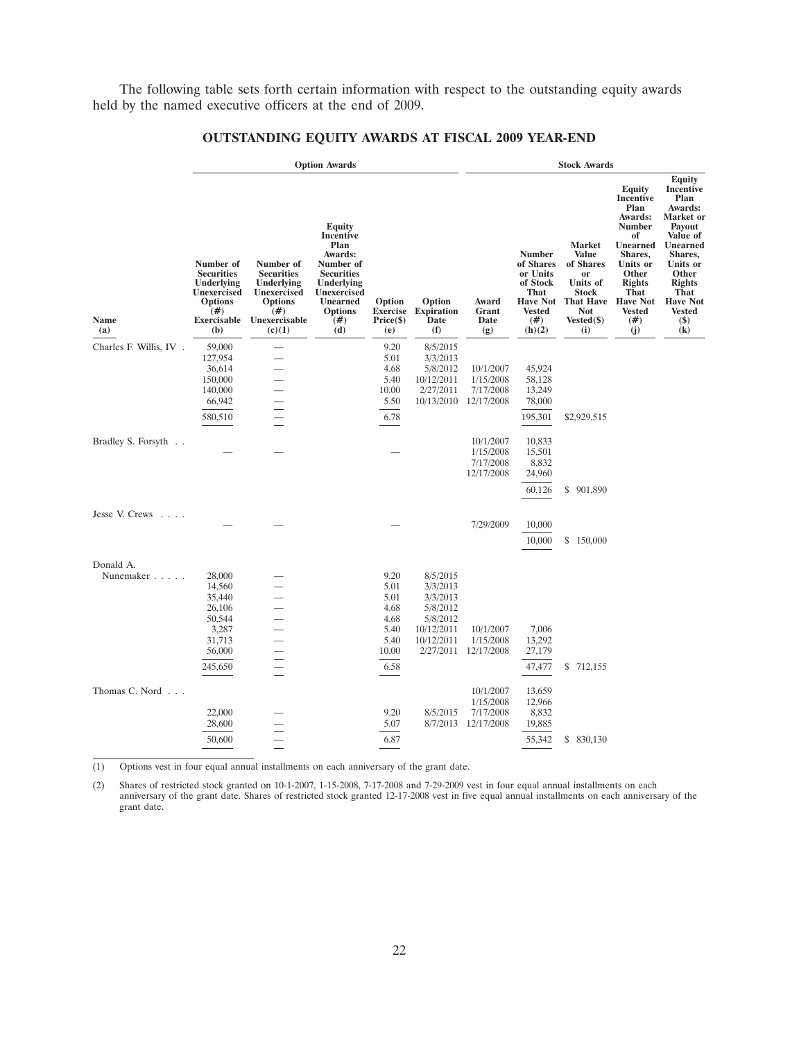The following table sets forth certain information with respect to the outstanding equity awards held by the named executive officers at the end of 2009.

## OUTSTANDING EQUITY AWARDS AT FISCAL 2009 YEAR-END

| | Option Awards | | | | | Stock Awards | | | | |
|---|---|---|---|---|---|---|---|---|---|---|
| Name (a) | Number of Securities Underlying Unexercised Options (#) Exercisable (b) | Number of Securities Underlying Unexercised Options (#) Unexercisable (c)(1) | Equity Incentive Plan Awards: Number of Securities Underlying Unexercised Unearned Options (#) (d) | Option Exercise Price($) (e) | Option Expiration Date (f) | Award Grant Date (g) | Number of Shares or Units of Stock That Have Not Vested (#) (h)(2) | Market Value of Shares or Units of Stock That Have Not Vested($) (i) | Equity Incentive Plan Awards: Number of Unearned Shares, Units or Other Rights That Have Not Vested (#) (j) | Equity Incentive Plan Awards: Market or Payout Value of Unearned Shares, Units or Other Rights That Have Not Vested ($) (k) |
| Charles F. Willis, IV | 59,000 | — | | 9.20 | 8/5/2015 | | | | | |
| | 127,954 | — | | 5.01 | 3/3/2013 | | | | | |
| | 36,614 | — | | 4.68 | 5/8/2012 | 10/1/2007 | 45,924 | | | |
| | 150,000 | — | | 5.40 | 10/12/2011 | 1/15/2008 | 58,128 | | | |
| | 140,000 | — | | 10.00 | 2/27/2011 | 7/17/2008 | 13,249 | | | |
| | 66,942 | — | | 5.50 | 10/13/2010 | 12/17/2008 | 78,000 | | | |
| | 580,510 | — | | 6.78 | | | 195,301 | $2,929,515 | | |
| Bradley S. Forsyth | | | | | | 10/1/2007 | 10,833 | | | |
| | — | — | | — | | 1/15/2008 | 15,501 | | | |
| | | | | | | 7/17/2008 | 8,832 | | | |
| | | | | | | 12/17/2008 | 24,960 | | | |
| | | | | | | | 60,126 | $ 901,890 | | |
| Jesse V. Crews | — | — | | — | | 7/29/2009 | 10,000 | | | |
| | | | | | | | 10,000 | $ 150,000 | | |
| Donald A. Nunemaker | 28,000 | — | | 9.20 | 8/5/2015 | | | | | |
| | 14,560 | — | | 5.01 | 3/3/2013 | | | | | |
| | 35,440 | — | | 5.01 | 3/3/2013 | | | | | |
| | 26,106 | — | | 4.68 | 5/8/2012 | | | | | |
| | 50,544 | — | | 4.68 | 5/8/2012 | | | | | |
| | 3,287 | — | | 5.40 | 10/12/2011 | 10/1/2007 | 7,006 | | | |
| | 31,713 | — | | 5.40 | 10/12/2011 | 1/15/2008 | 13,292 | | | |
| | 56,000 | — | | 10.00 | 2/27/2011 | 12/17/2008 | 27,179 | | | |
| | 245,650 | — | | 6.58 | | | 47,477 | $ 712,155 | | |
| Thomas C. Nord | | | | | | 10/1/2007 | 13,659 | | | |
| | | | | | | 1/15/2008 | 12,966 | | | |
| | 22,000 | — | | 9.20 | 8/5/2015 | 7/17/2008 | 8,832 | | | |
| | 28,600 | — | | 5.07 | 8/7/2013 | 12/17/2008 | 19,885 | | | |
| | 50,600 | — | | 6.87 | | | 55,342 | $ 830,130 | | |

(1) Options vest in four equal annual installments on each anniversary of the grant date.

(2) Shares of restricted stock granted on 10-1-2007, 1-15-2008, 7-17-2008 and 7-29-2009 vest in four equal annual installments on each anniversary of the grant date. Shares of restricted stock granted 12-17-2008 vest in five equal annual installments on each anniversary of the grant date.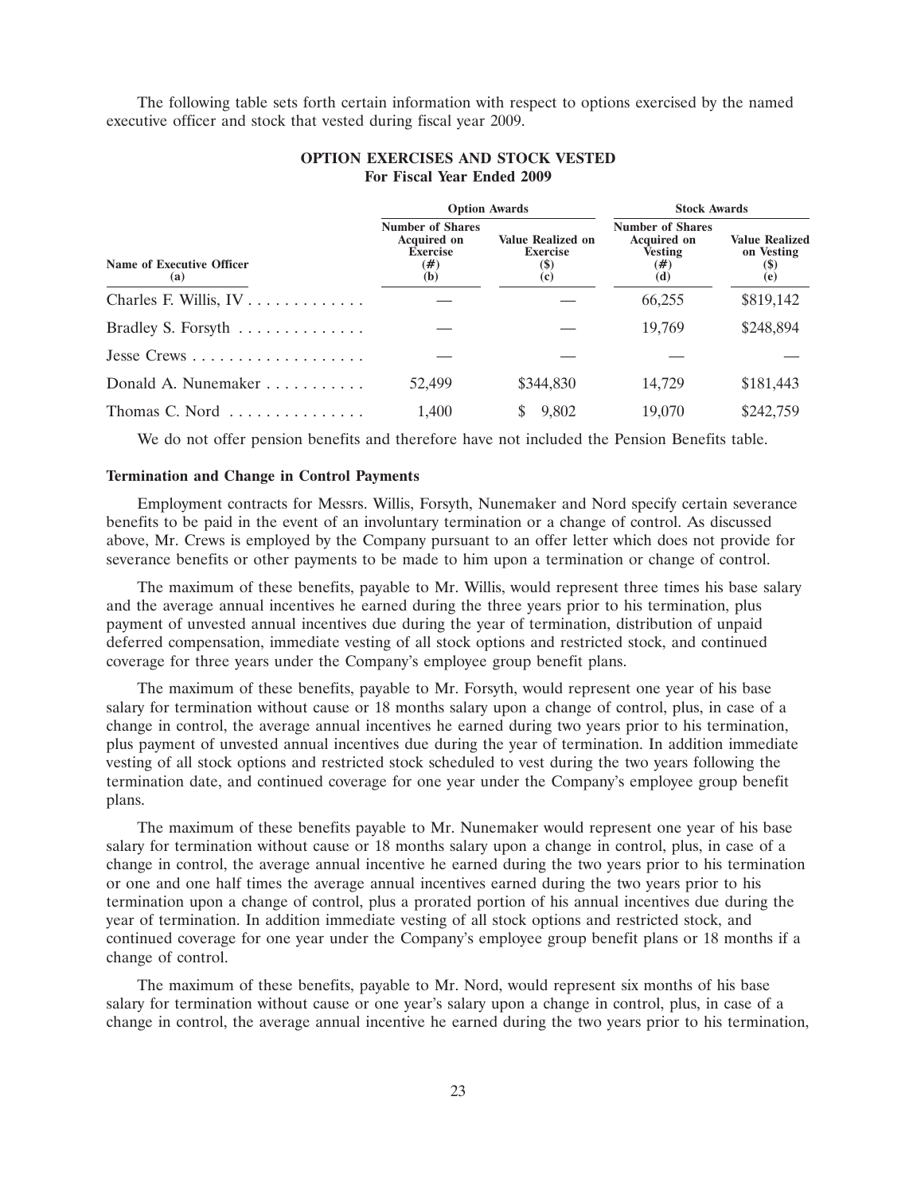The following table sets forth certain information with respect to options exercised by the named executive officer and stock that vested during fiscal year 2009.

**OPTION EXERCISES AND STOCK VESTED**
**For Fiscal Year Ended 2009**

| | Option Awards | | Stock Awards | |
|---|---|---|---|---|
| Name of Executive Officer (a) | Number of Shares Acquired on Exercise (#) (b) | Value Realized on Exercise ($) (c) | Number of Shares Acquired on Vesting (#) (d) | Value Realized on Vesting ($) (e) |
| Charles F. Willis, IV | — | — | 66,255 | $819,142 |
| Bradley S. Forsyth | — | — | 19,769 | $248,894 |
| Jesse Crews | — | — | — | — |
| Donald A. Nunemaker | 52,499 | $344,830 | 14,729 | $181,443 |
| Thomas C. Nord | 1,400 | $ 9,802 | 19,070 | $242,759 |

We do not offer pension benefits and therefore have not included the Pension Benefits table.

**Termination and Change in Control Payments**

Employment contracts for Messrs. Willis, Forsyth, Nunemaker and Nord specify certain severance benefits to be paid in the event of an involuntary termination or a change of control. As discussed above, Mr. Crews is employed by the Company pursuant to an offer letter which does not provide for severance benefits or other payments to be made to him upon a termination or change of control.

The maximum of these benefits, payable to Mr. Willis, would represent three times his base salary and the average annual incentives he earned during the three years prior to his termination, plus payment of unvested annual incentives due during the year of termination, distribution of unpaid deferred compensation, immediate vesting of all stock options and restricted stock, and continued coverage for three years under the Company's employee group benefit plans.

The maximum of these benefits, payable to Mr. Forsyth, would represent one year of his base salary for termination without cause or 18 months salary upon a change of control, plus, in case of a change in control, the average annual incentives he earned during two years prior to his termination, plus payment of unvested annual incentives due during the year of termination. In addition immediate vesting of all stock options and restricted stock scheduled to vest during the two years following the termination date, and continued coverage for one year under the Company's employee group benefit plans.

The maximum of these benefits payable to Mr. Nunemaker would represent one year of his base salary for termination without cause or 18 months salary upon a change in control, plus, in case of a change in control, the average annual incentive he earned during the two years prior to his termination or one and one half times the average annual incentives earned during the two years prior to his termination upon a change of control, plus a prorated portion of his annual incentives due during the year of termination. In addition immediate vesting of all stock options and restricted stock, and continued coverage for one year under the Company's employee group benefit plans or 18 months if a change of control.

The maximum of these benefits, payable to Mr. Nord, would represent six months of his base salary for termination without cause or one year's salary upon a change in control, plus, in case of a change in control, the average annual incentive he earned during the two years prior to his termination,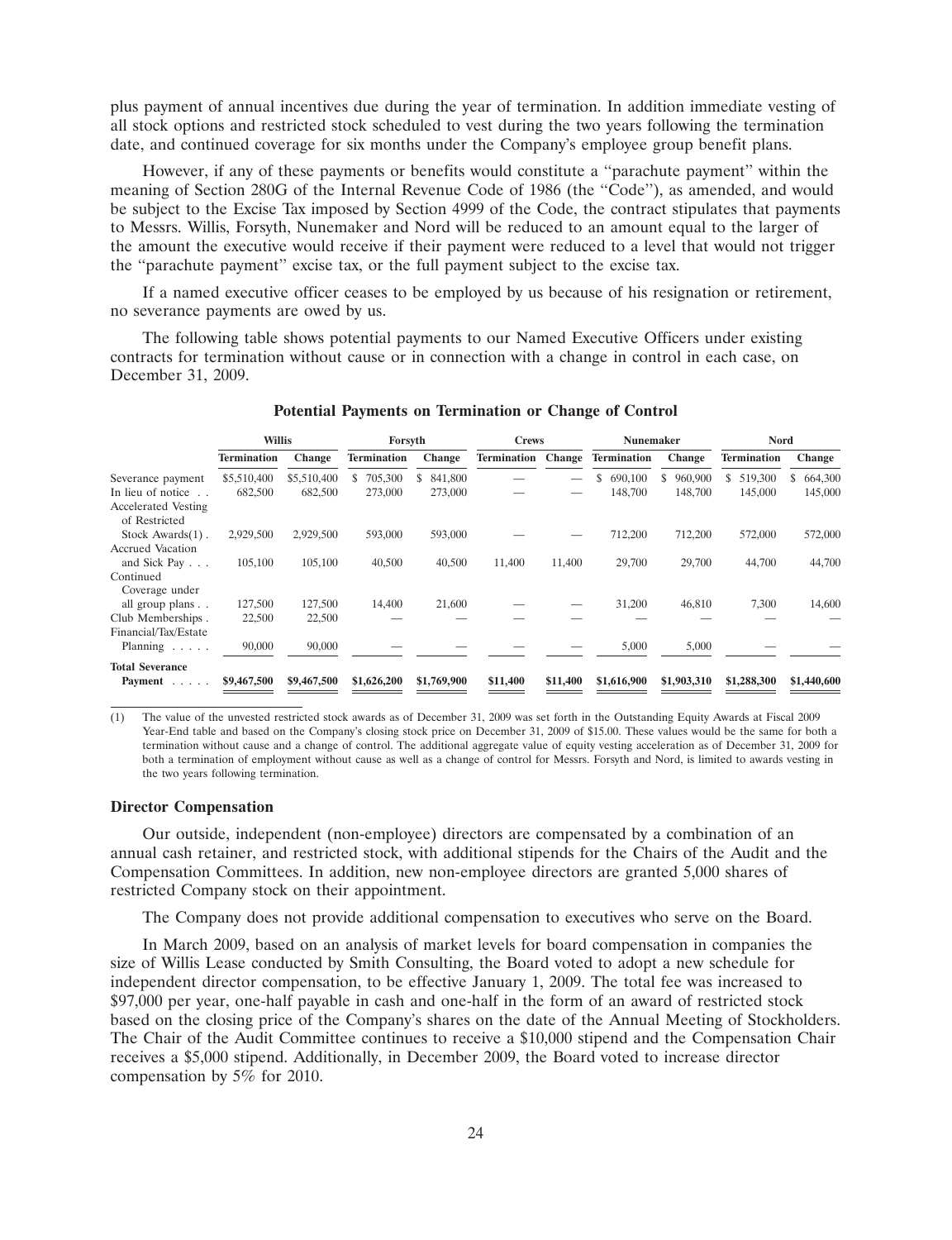plus payment of annual incentives due during the year of termination. In addition immediate vesting of all stock options and restricted stock scheduled to vest during the two years following the termination date, and continued coverage for six months under the Company's employee group benefit plans.

However, if any of these payments or benefits would constitute a "parachute payment" within the meaning of Section 280G of the Internal Revenue Code of 1986 (the "Code"), as amended, and would be subject to the Excise Tax imposed by Section 4999 of the Code, the contract stipulates that payments to Messrs. Willis, Forsyth, Nunemaker and Nord will be reduced to an amount equal to the larger of the amount the executive would receive if their payment were reduced to a level that would not trigger the "parachute payment" excise tax, or the full payment subject to the excise tax.

If a named executive officer ceases to be employed by us because of his resignation or retirement, no severance payments are owed by us.

The following table shows potential payments to our Named Executive Officers under existing contracts for termination without cause or in connection with a change in control in each case, on December 31, 2009.

**Potential Payments on Termination or Change of Control**

| | Willis | | Forsyth | | Crews | | Nunemaker | | Nord | |
|---|---|---|---|---|---|---|---|---|---|---|
| | **Termination** | **Change** | **Termination** | **Change** | **Termination** | **Change** | **Termination** | **Change** | **Termination** | **Change** |
| Severance payment | $5,510,400 | $5,510,400 | $ 705,300 | $ 841,800 | — | — | $ 690,100 | $ 960,900 | $ 519,300 | $ 664,300 |
| In lieu of notice | 682,500 | 682,500 | 273,000 | 273,000 | — | — | 148,700 | 148,700 | 145,000 | 145,000 |
| Accelerated Vesting of Restricted Stock Awards(1) | 2,929,500 | 2,929,500 | 593,000 | 593,000 | — | — | 712,200 | 712,200 | 572,000 | 572,000 |
| Accrued Vacation and Sick Pay | 105,100 | 105,100 | 40,500 | 40,500 | 11,400 | 11,400 | 29,700 | 29,700 | 44,700 | 44,700 |
| Continued Coverage under all group plans | 127,500 | 127,500 | 14,400 | 21,600 | — | — | 31,200 | 46,810 | 7,300 | 14,600 |
| Club Memberships | 22,500 | 22,500 | — | — | — | — | — | — | — | — |
| Financial/Tax/Estate Planning | 90,000 | 90,000 | — | — | — | — | 5,000 | 5,000 | — | — |
| **Total Severance Payment** | **$9,467,500** | **$9,467,500** | **$1,626,200** | **$1,769,900** | **$11,400** | **$11,400** | **$1,616,900** | **$1,903,310** | **$1,288,300** | **$1,440,600** |

(1) The value of the unvested restricted stock awards as of December 31, 2009 was set forth in the Outstanding Equity Awards at Fiscal 2009 Year-End table and based on the Company's closing stock price on December 31, 2009 of $15.00. These values would be the same for both a termination without cause and a change of control. The additional aggregate value of equity vesting acceleration as of December 31, 2009 for both a termination of employment without cause as well as a change of control for Messrs. Forsyth and Nord, is limited to awards vesting in the two years following termination.

### Director Compensation

Our outside, independent (non-employee) directors are compensated by a combination of an annual cash retainer, and restricted stock, with additional stipends for the Chairs of the Audit and the Compensation Committees. In addition, new non-employee directors are granted 5,000 shares of restricted Company stock on their appointment.

The Company does not provide additional compensation to executives who serve on the Board.

In March 2009, based on an analysis of market levels for board compensation in companies the size of Willis Lease conducted by Smith Consulting, the Board voted to adopt a new schedule for independent director compensation, to be effective January 1, 2009. The total fee was increased to $97,000 per year, one-half payable in cash and one-half in the form of an award of restricted stock based on the closing price of the Company's shares on the date of the Annual Meeting of Stockholders. The Chair of the Audit Committee continues to receive a $10,000 stipend and the Compensation Chair receives a $5,000 stipend. Additionally, in December 2009, the Board voted to increase director compensation by 5% for 2010.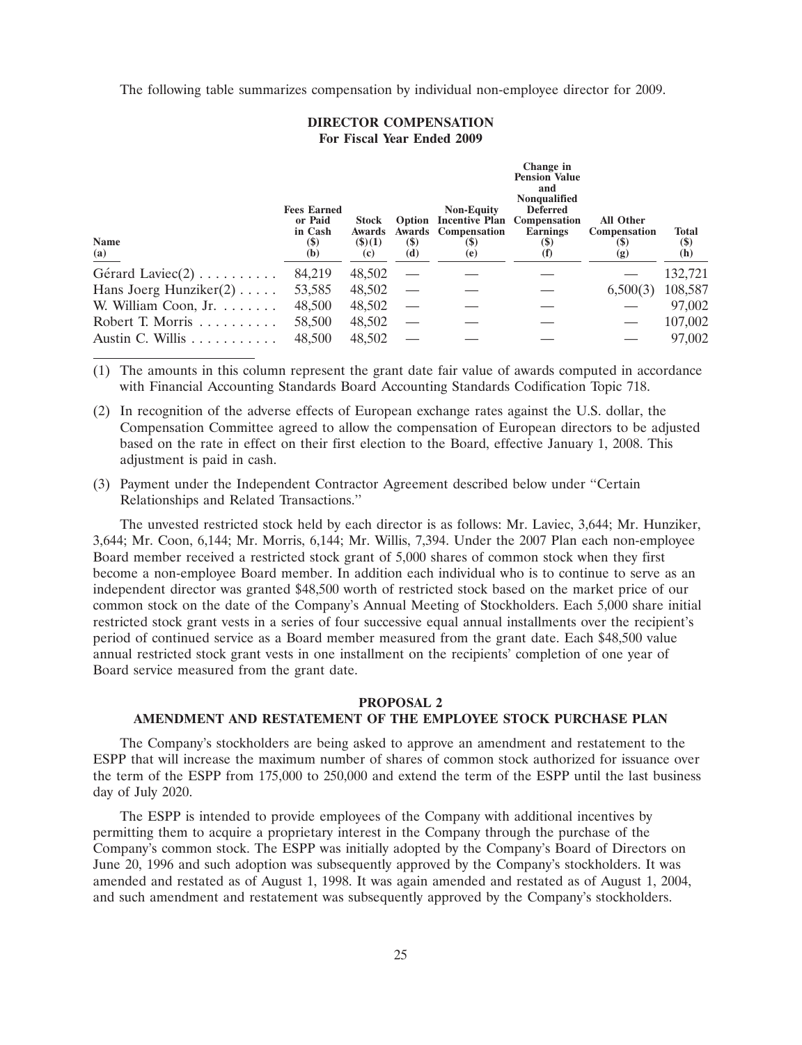The following table summarizes compensation by individual non-employee director for 2009.

**DIRECTOR COMPENSATION**
**For Fiscal Year Ended 2009**

| Name (a) | Fees Earned or Paid in Cash ($) (b) | Stock Awards ($)(1) (c) | Option Awards ($) (d) | Non-Equity Incentive Plan Compensation ($) (e) | Change in Pension Value and Nonqualified Deferred Compensation Earnings ($) (f) | All Other Compensation ($) (g) | Total ($) (h) |
|---|---|---|---|---|---|---|---|
| Gérard Laviec(2) | 84,219 | 48,502 | — | — | — | — | 132,721 |
| Hans Joerg Hunziker(2) | 53,585 | 48,502 | — | — | — | 6,500(3) | 108,587 |
| W. William Coon, Jr. | 48,500 | 48,502 | — | — | — | — | 97,002 |
| Robert T. Morris | 58,500 | 48,502 | — | — | — | — | 107,002 |
| Austin C. Willis | 48,500 | 48,502 | — | — | — | — | 97,002 |

(1) The amounts in this column represent the grant date fair value of awards computed in accordance with Financial Accounting Standards Board Accounting Standards Codification Topic 718.

(2) In recognition of the adverse effects of European exchange rates against the U.S. dollar, the Compensation Committee agreed to allow the compensation of European directors to be adjusted based on the rate in effect on their first election to the Board, effective January 1, 2008. This adjustment is paid in cash.

(3) Payment under the Independent Contractor Agreement described below under "Certain Relationships and Related Transactions."

The unvested restricted stock held by each director is as follows: Mr. Laviec, 3,644; Mr. Hunziker, 3,644; Mr. Coon, 6,144; Mr. Morris, 6,144; Mr. Willis, 7,394. Under the 2007 Plan each non-employee Board member received a restricted stock grant of 5,000 shares of common stock when they first become a non-employee Board member. In addition each individual who is to continue to serve as an independent director was granted $48,500 worth of restricted stock based on the market price of our common stock on the date of the Company's Annual Meeting of Stockholders. Each 5,000 share initial restricted stock grant vests in a series of four successive equal annual installments over the recipient's period of continued service as a Board member measured from the grant date. Each $48,500 value annual restricted stock grant vests in one installment on the recipients' completion of one year of Board service measured from the grant date.

## PROPOSAL 2
## AMENDMENT AND RESTATEMENT OF THE EMPLOYEE STOCK PURCHASE PLAN

The Company's stockholders are being asked to approve an amendment and restatement to the ESPP that will increase the maximum number of shares of common stock authorized for issuance over the term of the ESPP from 175,000 to 250,000 and extend the term of the ESPP until the last business day of July 2020.

The ESPP is intended to provide employees of the Company with additional incentives by permitting them to acquire a proprietary interest in the Company through the purchase of the Company's common stock. The ESPP was initially adopted by the Company's Board of Directors on June 20, 1996 and such adoption was subsequently approved by the Company's stockholders. It was amended and restated as of August 1, 1998. It was again amended and restated as of August 1, 2004, and such amendment and restatement was subsequently approved by the Company's stockholders.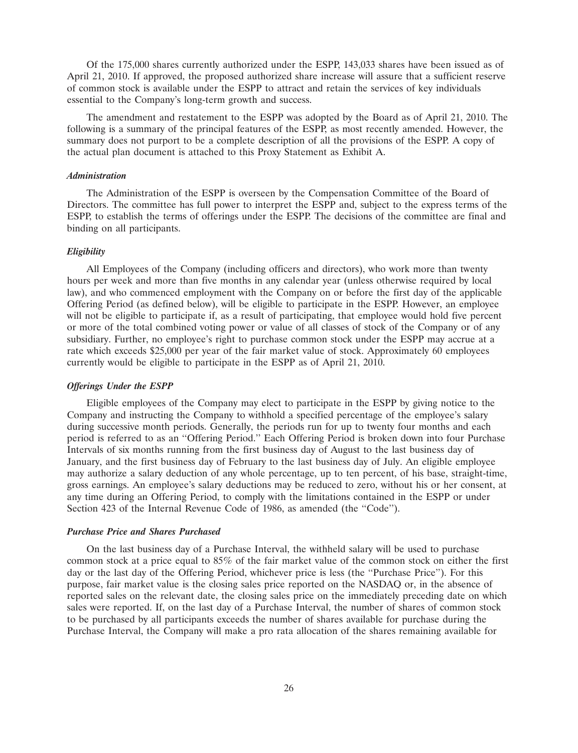Of the 175,000 shares currently authorized under the ESPP, 143,033 shares have been issued as of April 21, 2010. If approved, the proposed authorized share increase will assure that a sufficient reserve of common stock is available under the ESPP to attract and retain the services of key individuals essential to the Company's long-term growth and success.

The amendment and restatement to the ESPP was adopted by the Board as of April 21, 2010. The following is a summary of the principal features of the ESPP, as most recently amended. However, the summary does not purport to be a complete description of all the provisions of the ESPP. A copy of the actual plan document is attached to this Proxy Statement as Exhibit A.

***Administration***

The Administration of the ESPP is overseen by the Compensation Committee of the Board of Directors. The committee has full power to interpret the ESPP and, subject to the express terms of the ESPP, to establish the terms of offerings under the ESPP. The decisions of the committee are final and binding on all participants.

***Eligibility***

All Employees of the Company (including officers and directors), who work more than twenty hours per week and more than five months in any calendar year (unless otherwise required by local law), and who commenced employment with the Company on or before the first day of the applicable Offering Period (as defined below), will be eligible to participate in the ESPP. However, an employee will not be eligible to participate if, as a result of participating, that employee would hold five percent or more of the total combined voting power or value of all classes of stock of the Company or of any subsidiary. Further, no employee's right to purchase common stock under the ESPP may accrue at a rate which exceeds $25,000 per year of the fair market value of stock. Approximately 60 employees currently would be eligible to participate in the ESPP as of April 21, 2010.

***Offerings Under the ESPP***

Eligible employees of the Company may elect to participate in the ESPP by giving notice to the Company and instructing the Company to withhold a specified percentage of the employee's salary during successive month periods. Generally, the periods run for up to twenty four months and each period is referred to as an "Offering Period." Each Offering Period is broken down into four Purchase Intervals of six months running from the first business day of August to the last business day of January, and the first business day of February to the last business day of July. An eligible employee may authorize a salary deduction of any whole percentage, up to ten percent, of his base, straight-time, gross earnings. An employee's salary deductions may be reduced to zero, without his or her consent, at any time during an Offering Period, to comply with the limitations contained in the ESPP or under Section 423 of the Internal Revenue Code of 1986, as amended (the "Code").

***Purchase Price and Shares Purchased***

On the last business day of a Purchase Interval, the withheld salary will be used to purchase common stock at a price equal to 85% of the fair market value of the common stock on either the first day or the last day of the Offering Period, whichever price is less (the "Purchase Price"). For this purpose, fair market value is the closing sales price reported on the NASDAQ or, in the absence of reported sales on the relevant date, the closing sales price on the immediately preceding date on which sales were reported. If, on the last day of a Purchase Interval, the number of shares of common stock to be purchased by all participants exceeds the number of shares available for purchase during the Purchase Interval, the Company will make a pro rata allocation of the shares remaining available for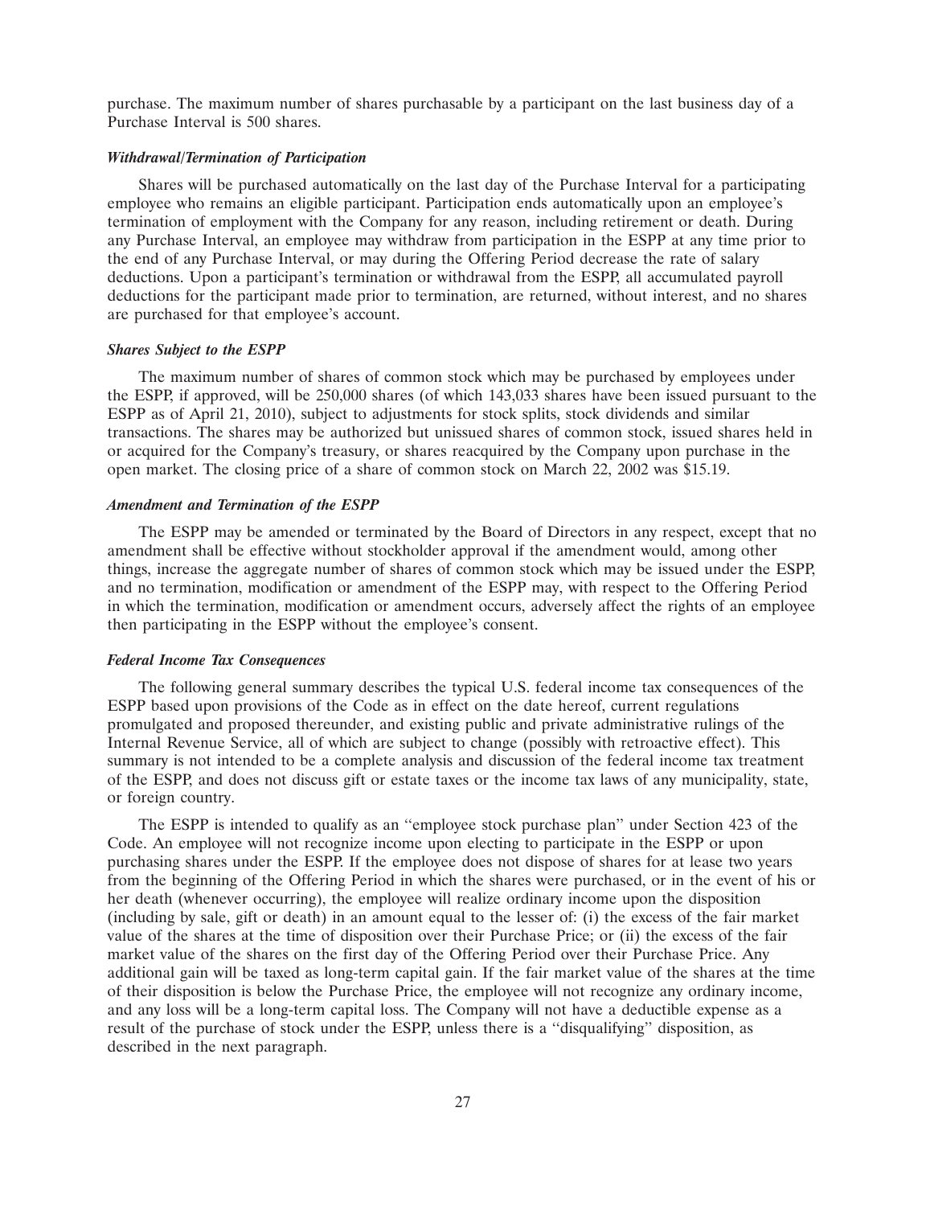purchase. The maximum number of shares purchasable by a participant on the last business day of a Purchase Interval is 500 shares.

***Withdrawal/Termination of Participation***

Shares will be purchased automatically on the last day of the Purchase Interval for a participating employee who remains an eligible participant. Participation ends automatically upon an employee's termination of employment with the Company for any reason, including retirement or death. During any Purchase Interval, an employee may withdraw from participation in the ESPP at any time prior to the end of any Purchase Interval, or may during the Offering Period decrease the rate of salary deductions. Upon a participant's termination or withdrawal from the ESPP, all accumulated payroll deductions for the participant made prior to termination, are returned, without interest, and no shares are purchased for that employee's account.

***Shares Subject to the ESPP***

The maximum number of shares of common stock which may be purchased by employees under the ESPP, if approved, will be 250,000 shares (of which 143,033 shares have been issued pursuant to the ESPP as of April 21, 2010), subject to adjustments for stock splits, stock dividends and similar transactions. The shares may be authorized but unissued shares of common stock, issued shares held in or acquired for the Company's treasury, or shares reacquired by the Company upon purchase in the open market. The closing price of a share of common stock on March 22, 2002 was $15.19.

***Amendment and Termination of the ESPP***

The ESPP may be amended or terminated by the Board of Directors in any respect, except that no amendment shall be effective without stockholder approval if the amendment would, among other things, increase the aggregate number of shares of common stock which may be issued under the ESPP, and no termination, modification or amendment of the ESPP may, with respect to the Offering Period in which the termination, modification or amendment occurs, adversely affect the rights of an employee then participating in the ESPP without the employee's consent.

***Federal Income Tax Consequences***

The following general summary describes the typical U.S. federal income tax consequences of the ESPP based upon provisions of the Code as in effect on the date hereof, current regulations promulgated and proposed thereunder, and existing public and private administrative rulings of the Internal Revenue Service, all of which are subject to change (possibly with retroactive effect). This summary is not intended to be a complete analysis and discussion of the federal income tax treatment of the ESPP, and does not discuss gift or estate taxes or the income tax laws of any municipality, state, or foreign country.

The ESPP is intended to qualify as an ''employee stock purchase plan'' under Section 423 of the Code. An employee will not recognize income upon electing to participate in the ESPP or upon purchasing shares under the ESPP. If the employee does not dispose of shares for at lease two years from the beginning of the Offering Period in which the shares were purchased, or in the event of his or her death (whenever occurring), the employee will realize ordinary income upon the disposition (including by sale, gift or death) in an amount equal to the lesser of: (i) the excess of the fair market value of the shares at the time of disposition over their Purchase Price; or (ii) the excess of the fair market value of the shares on the first day of the Offering Period over their Purchase Price. Any additional gain will be taxed as long-term capital gain. If the fair market value of the shares at the time of their disposition is below the Purchase Price, the employee will not recognize any ordinary income, and any loss will be a long-term capital loss. The Company will not have a deductible expense as a result of the purchase of stock under the ESPP, unless there is a ''disqualifying'' disposition, as described in the next paragraph.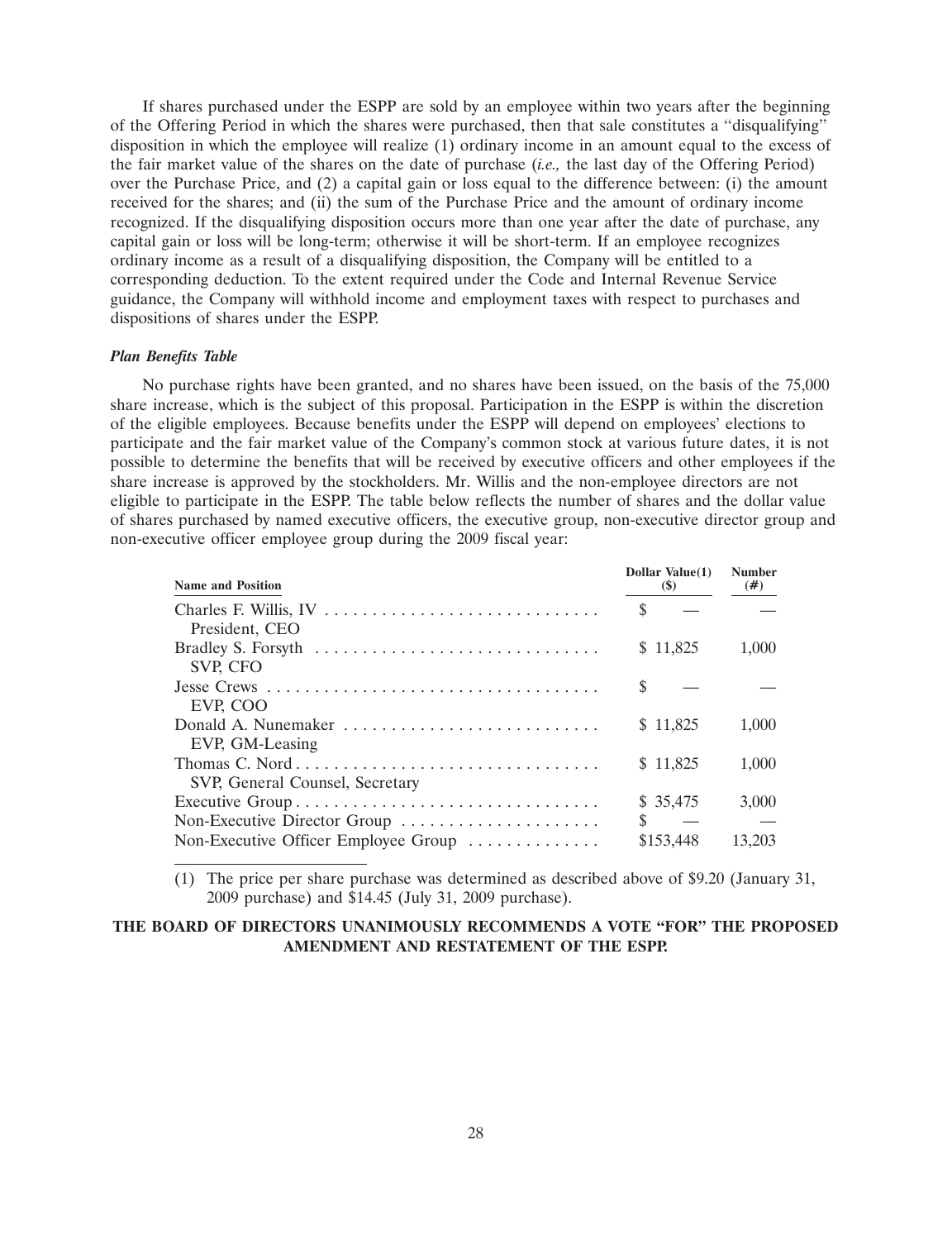If shares purchased under the ESPP are sold by an employee within two years after the beginning of the Offering Period in which the shares were purchased, then that sale constitutes a ''disqualifying'' disposition in which the employee will realize (1) ordinary income in an amount equal to the excess of the fair market value of the shares on the date of purchase (*i.e.,* the last day of the Offering Period) over the Purchase Price, and (2) a capital gain or loss equal to the difference between: (i) the amount received for the shares; and (ii) the sum of the Purchase Price and the amount of ordinary income recognized. If the disqualifying disposition occurs more than one year after the date of purchase, any capital gain or loss will be long-term; otherwise it will be short-term. If an employee recognizes ordinary income as a result of a disqualifying disposition, the Company will be entitled to a corresponding deduction. To the extent required under the Code and Internal Revenue Service guidance, the Company will withhold income and employment taxes with respect to purchases and dispositions of shares under the ESPP.

***Plan Benefits Table***

No purchase rights have been granted, and no shares have been issued, on the basis of the 75,000 share increase, which is the subject of this proposal. Participation in the ESPP is within the discretion of the eligible employees. Because benefits under the ESPP will depend on employees' elections to participate and the fair market value of the Company's common stock at various future dates, it is not possible to determine the benefits that will be received by executive officers and other employees if the share increase is approved by the stockholders. Mr. Willis and the non-employee directors are not eligible to participate in the ESPP. The table below reflects the number of shares and the dollar value of shares purchased by named executive officers, the executive group, non-executive director group and non-executive officer employee group during the 2009 fiscal year:

| Name and Position | Dollar Value(1) ($) | Number (#) |
|---|---|---|
| Charles F. Willis, IV<br>President, CEO | $ — | — |
| Bradley S. Forsyth<br>SVP, CFO | $ 11,825 | 1,000 |
| Jesse Crews<br>EVP, COO | $ — | — |
| Donald A. Nunemaker<br>EVP, GM-Leasing | $ 11,825 | 1,000 |
| Thomas C. Nord<br>SVP, General Counsel, Secretary | $ 11,825 | 1,000 |
| Executive Group | $ 35,475 | 3,000 |
| Non-Executive Director Group | $ — | — |
| Non-Executive Officer Employee Group | $153,448 | 13,203 |

(1) The price per share purchase was determined as described above of $9.20 (January 31, 2009 purchase) and $14.45 (July 31, 2009 purchase).

**THE BOARD OF DIRECTORS UNANIMOUSLY RECOMMENDS A VOTE "FOR" THE PROPOSED AMENDMENT AND RESTATEMENT OF THE ESPP.**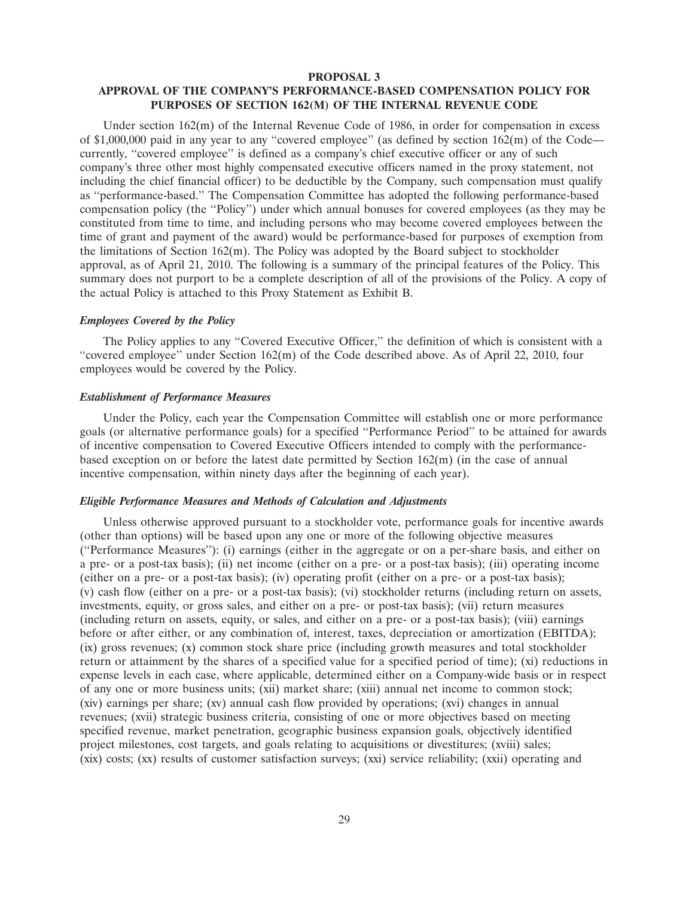**PROPOSAL 3**

**APPROVAL OF THE COMPANY'S PERFORMANCE-BASED COMPENSATION POLICY FOR PURPOSES OF SECTION 162(M) OF THE INTERNAL REVENUE CODE**

Under section 162(m) of the Internal Revenue Code of 1986, in order for compensation in excess of $1,000,000 paid in any year to any ''covered employee'' (as defined by section 162(m) of the Code— currently, ''covered employee'' is defined as a company's chief executive officer or any of such company's three other most highly compensated executive officers named in the proxy statement, not including the chief financial officer) to be deductible by the Company, such compensation must qualify as ''performance-based.'' The Compensation Committee has adopted the following performance-based compensation policy (the ''Policy'') under which annual bonuses for covered employees (as they may be constituted from time to time, and including persons who may become covered employees between the time of grant and payment of the award) would be performance-based for purposes of exemption from the limitations of Section 162(m). The Policy was adopted by the Board subject to stockholder approval, as of April 21, 2010. The following is a summary of the principal features of the Policy. This summary does not purport to be a complete description of all of the provisions of the Policy. A copy of the actual Policy is attached to this Proxy Statement as Exhibit B.

***Employees Covered by the Policy***

The Policy applies to any ''Covered Executive Officer,'' the definition of which is consistent with a ''covered employee'' under Section 162(m) of the Code described above. As of April 22, 2010, four employees would be covered by the Policy.

***Establishment of Performance Measures***

Under the Policy, each year the Compensation Committee will establish one or more performance goals (or alternative performance goals) for a specified ''Performance Period'' to be attained for awards of incentive compensation to Covered Executive Officers intended to comply with the performance-based exception on or before the latest date permitted by Section 162(m) (in the case of annual incentive compensation, within ninety days after the beginning of each year).

***Eligible Performance Measures and Methods of Calculation and Adjustments***

Unless otherwise approved pursuant to a stockholder vote, performance goals for incentive awards (other than options) will be based upon any one or more of the following objective measures (''Performance Measures''): (i) earnings (either in the aggregate or on a per-share basis, and either on a pre- or a post-tax basis); (ii) net income (either on a pre- or a post-tax basis); (iii) operating income (either on a pre- or a post-tax basis); (iv) operating profit (either on a pre- or a post-tax basis); (v) cash flow (either on a pre- or a post-tax basis); (vi) stockholder returns (including return on assets, investments, equity, or gross sales, and either on a pre- or post-tax basis); (vii) return measures (including return on assets, equity, or sales, and either on a pre- or a post-tax basis); (viii) earnings before or after either, or any combination of, interest, taxes, depreciation or amortization (EBITDA); (ix) gross revenues; (x) common stock share price (including growth measures and total stockholder return or attainment by the shares of a specified value for a specified period of time); (xi) reductions in expense levels in each case, where applicable, determined either on a Company-wide basis or in respect of any one or more business units; (xii) market share; (xiii) annual net income to common stock; (xiv) earnings per share; (xv) annual cash flow provided by operations; (xvi) changes in annual revenues; (xvii) strategic business criteria, consisting of one or more objectives based on meeting specified revenue, market penetration, geographic business expansion goals, objectively identified project milestones, cost targets, and goals relating to acquisitions or divestitures; (xviii) sales; (xix) costs; (xx) results of customer satisfaction surveys; (xxi) service reliability; (xxii) operating and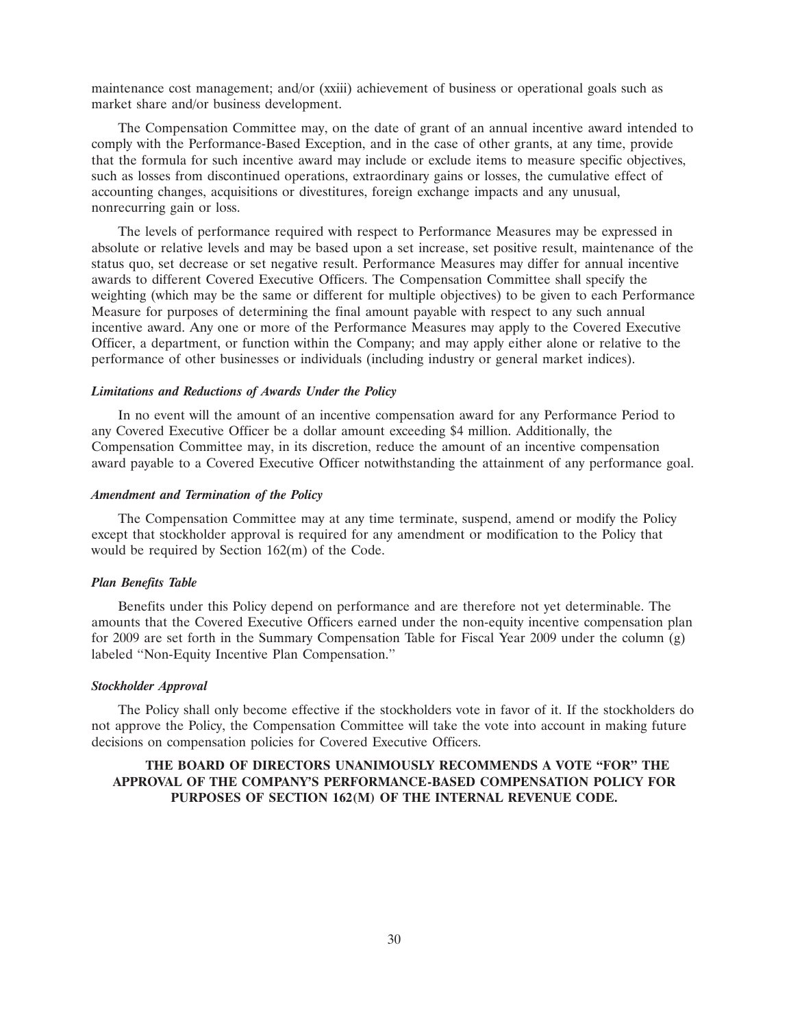maintenance cost management; and/or (xxiii) achievement of business or operational goals such as market share and/or business development.

The Compensation Committee may, on the date of grant of an annual incentive award intended to comply with the Performance-Based Exception, and in the case of other grants, at any time, provide that the formula for such incentive award may include or exclude items to measure specific objectives, such as losses from discontinued operations, extraordinary gains or losses, the cumulative effect of accounting changes, acquisitions or divestitures, foreign exchange impacts and any unusual, nonrecurring gain or loss.

The levels of performance required with respect to Performance Measures may be expressed in absolute or relative levels and may be based upon a set increase, set positive result, maintenance of the status quo, set decrease or set negative result. Performance Measures may differ for annual incentive awards to different Covered Executive Officers. The Compensation Committee shall specify the weighting (which may be the same or different for multiple objectives) to be given to each Performance Measure for purposes of determining the final amount payable with respect to any such annual incentive award. Any one or more of the Performance Measures may apply to the Covered Executive Officer, a department, or function within the Company; and may apply either alone or relative to the performance of other businesses or individuals (including industry or general market indices).

***Limitations and Reductions of Awards Under the Policy***

In no event will the amount of an incentive compensation award for any Performance Period to any Covered Executive Officer be a dollar amount exceeding $4 million. Additionally, the Compensation Committee may, in its discretion, reduce the amount of an incentive compensation award payable to a Covered Executive Officer notwithstanding the attainment of any performance goal.

***Amendment and Termination of the Policy***

The Compensation Committee may at any time terminate, suspend, amend or modify the Policy except that stockholder approval is required for any amendment or modification to the Policy that would be required by Section 162(m) of the Code.

***Plan Benefits Table***

Benefits under this Policy depend on performance and are therefore not yet determinable. The amounts that the Covered Executive Officers earned under the non-equity incentive compensation plan for 2009 are set forth in the Summary Compensation Table for Fiscal Year 2009 under the column (g) labeled "Non-Equity Incentive Plan Compensation."

***Stockholder Approval***

The Policy shall only become effective if the stockholders vote in favor of it. If the stockholders do not approve the Policy, the Compensation Committee will take the vote into account in making future decisions on compensation policies for Covered Executive Officers.

**THE BOARD OF DIRECTORS UNANIMOUSLY RECOMMENDS A VOTE "FOR" THE APPROVAL OF THE COMPANY'S PERFORMANCE-BASED COMPENSATION POLICY FOR PURPOSES OF SECTION 162(M) OF THE INTERNAL REVENUE CODE.**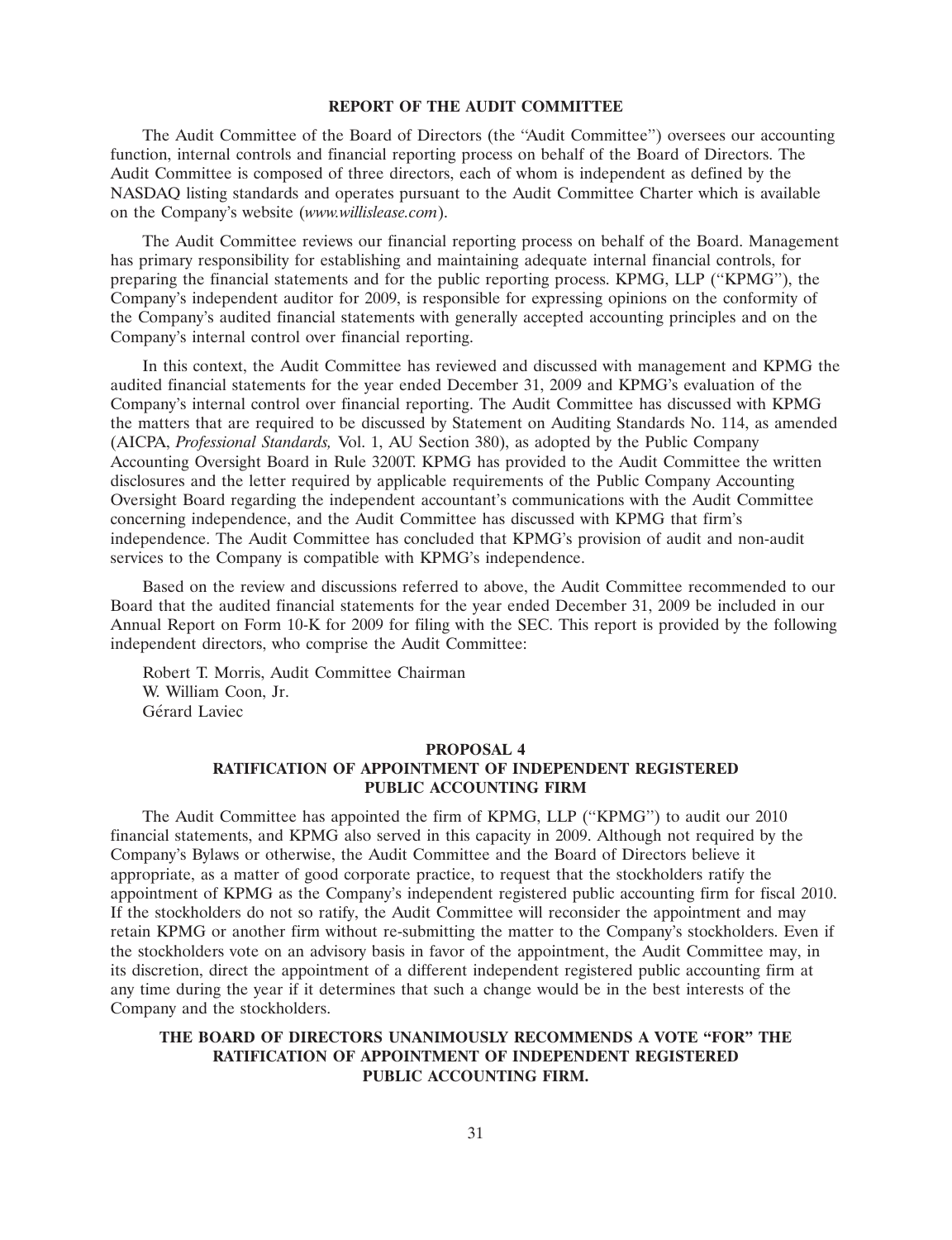## REPORT OF THE AUDIT COMMITTEE

The Audit Committee of the Board of Directors (the "Audit Committee") oversees our accounting function, internal controls and financial reporting process on behalf of the Board of Directors. The Audit Committee is composed of three directors, each of whom is independent as defined by the NASDAQ listing standards and operates pursuant to the Audit Committee Charter which is available on the Company's website (*www.willislease.com*).

The Audit Committee reviews our financial reporting process on behalf of the Board. Management has primary responsibility for establishing and maintaining adequate internal financial controls, for preparing the financial statements and for the public reporting process. KPMG, LLP ("KPMG"), the Company's independent auditor for 2009, is responsible for expressing opinions on the conformity of the Company's audited financial statements with generally accepted accounting principles and on the Company's internal control over financial reporting.

In this context, the Audit Committee has reviewed and discussed with management and KPMG the audited financial statements for the year ended December 31, 2009 and KPMG's evaluation of the Company's internal control over financial reporting. The Audit Committee has discussed with KPMG the matters that are required to be discussed by Statement on Auditing Standards No. 114, as amended (AICPA, *Professional Standards,* Vol. 1, AU Section 380), as adopted by the Public Company Accounting Oversight Board in Rule 3200T. KPMG has provided to the Audit Committee the written disclosures and the letter required by applicable requirements of the Public Company Accounting Oversight Board regarding the independent accountant's communications with the Audit Committee concerning independence, and the Audit Committee has discussed with KPMG that firm's independence. The Audit Committee has concluded that KPMG's provision of audit and non-audit services to the Company is compatible with KPMG's independence.

Based on the review and discussions referred to above, the Audit Committee recommended to our Board that the audited financial statements for the year ended December 31, 2009 be included in our Annual Report on Form 10-K for 2009 for filing with the SEC. This report is provided by the following independent directors, who comprise the Audit Committee:

Robert T. Morris, Audit Committee Chairman
W. William Coon, Jr.
Gérard Laviec

## PROPOSAL 4
## RATIFICATION OF APPOINTMENT OF INDEPENDENT REGISTERED PUBLIC ACCOUNTING FIRM

The Audit Committee has appointed the firm of KPMG, LLP ("KPMG") to audit our 2010 financial statements, and KPMG also served in this capacity in 2009. Although not required by the Company's Bylaws or otherwise, the Audit Committee and the Board of Directors believe it appropriate, as a matter of good corporate practice, to request that the stockholders ratify the appointment of KPMG as the Company's independent registered public accounting firm for fiscal 2010. If the stockholders do not so ratify, the Audit Committee will reconsider the appointment and may retain KPMG or another firm without re-submitting the matter to the Company's stockholders. Even if the stockholders vote on an advisory basis in favor of the appointment, the Audit Committee may, in its discretion, direct the appointment of a different independent registered public accounting firm at any time during the year if it determines that such a change would be in the best interests of the Company and the stockholders.

**THE BOARD OF DIRECTORS UNANIMOUSLY RECOMMENDS A VOTE "FOR" THE RATIFICATION OF APPOINTMENT OF INDEPENDENT REGISTERED PUBLIC ACCOUNTING FIRM.**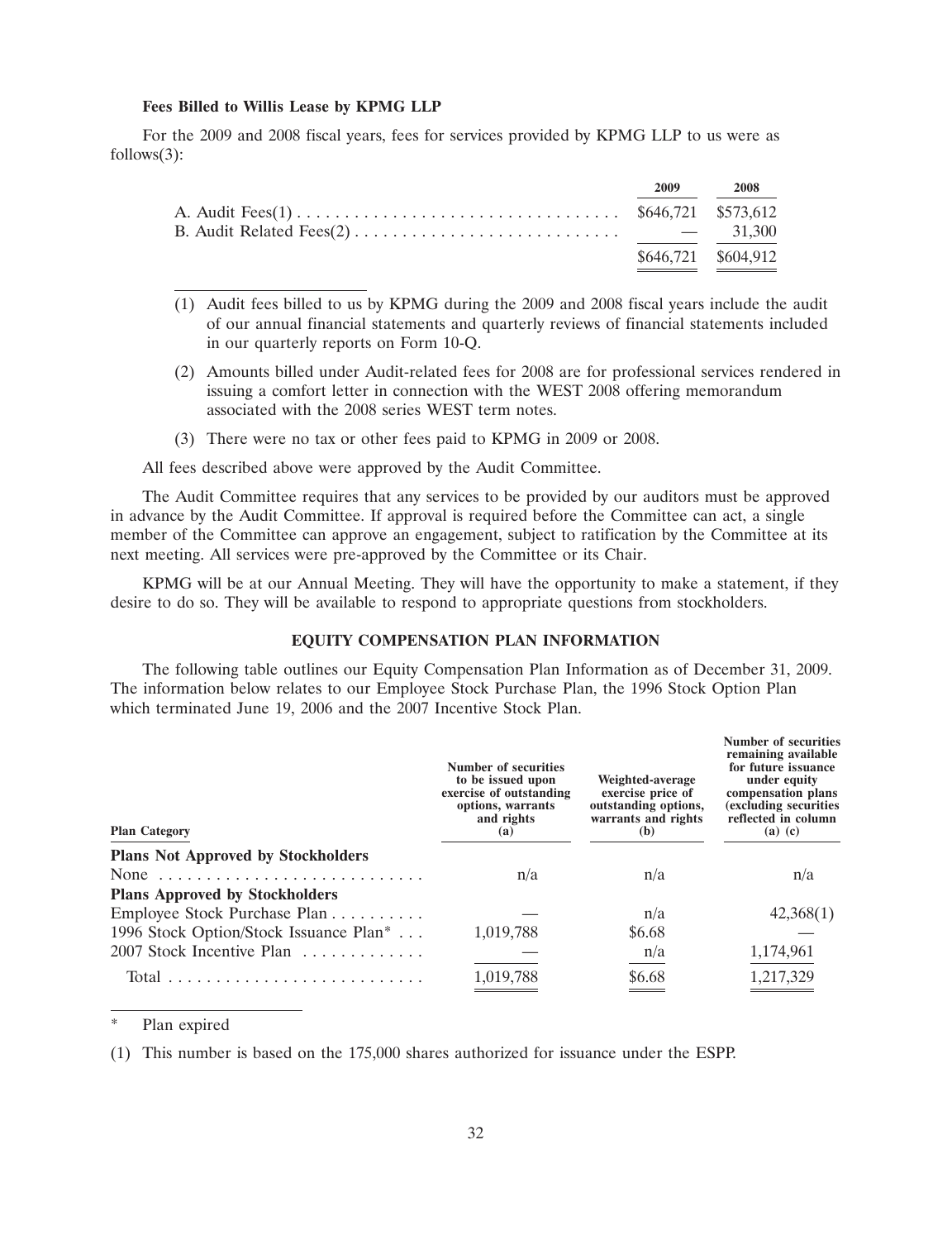### Fees Billed to Willis Lease by KPMG LLP

For the 2009 and 2008 fiscal years, fees for services provided by KPMG LLP to us were as follows(3):

| | 2009 | 2008 |
|---|---|---|
| A. Audit Fees(1) | $646,721 | $573,612 |
| B. Audit Related Fees(2) | — | 31,300 |
| | $646,721 | $604,912 |

(1) Audit fees billed to us by KPMG during the 2009 and 2008 fiscal years include the audit of our annual financial statements and quarterly reviews of financial statements included in our quarterly reports on Form 10-Q.

(2) Amounts billed under Audit-related fees for 2008 are for professional services rendered in issuing a comfort letter in connection with the WEST 2008 offering memorandum associated with the 2008 series WEST term notes.

(3) There were no tax or other fees paid to KPMG in 2009 or 2008.

All fees described above were approved by the Audit Committee.

The Audit Committee requires that any services to be provided by our auditors must be approved in advance by the Audit Committee. If approval is required before the Committee can act, a single member of the Committee can approve an engagement, subject to ratification by the Committee at its next meeting. All services were pre-approved by the Committee or its Chair.

KPMG will be at our Annual Meeting. They will have the opportunity to make a statement, if they desire to do so. They will be available to respond to appropriate questions from stockholders.

## EQUITY COMPENSATION PLAN INFORMATION

The following table outlines our Equity Compensation Plan Information as of December 31, 2009. The information below relates to our Employee Stock Purchase Plan, the 1996 Stock Option Plan which terminated June 19, 2006 and the 2007 Incentive Stock Plan.

| Plan Category | Number of securities to be issued upon exercise of outstanding options, warrants and rights (a) | Weighted-average exercise price of outstanding options, warrants and rights (b) | Number of securities remaining available for future issuance under equity compensation plans (excluding securities reflected in column (a) (c) |
|---|---|---|---|
| **Plans Not Approved by Stockholders** | | | |
| None | n/a | n/a | n/a |
| **Plans Approved by Stockholders** | | | |
| Employee Stock Purchase Plan | — | n/a | 42,368(1) |
| 1996 Stock Option/Stock Issuance Plan* | 1,019,788 | $6.68 | — |
| 2007 Stock Incentive Plan | — | n/a | 1,174,961 |
| Total | 1,019,788 | $6.68 | 1,217,329 |

\* Plan expired

(1) This number is based on the 175,000 shares authorized for issuance under the ESPP.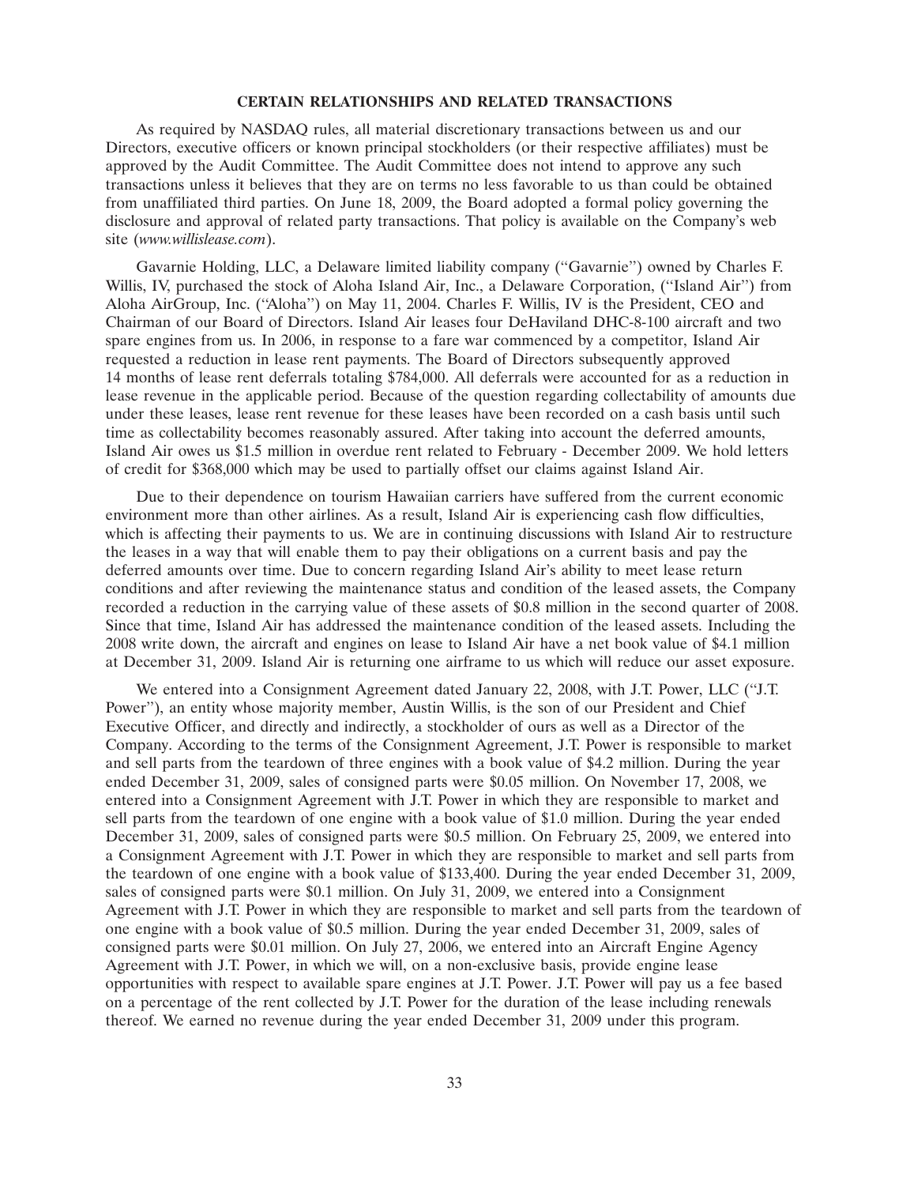## CERTAIN RELATIONSHIPS AND RELATED TRANSACTIONS

As required by NASDAQ rules, all material discretionary transactions between us and our Directors, executive officers or known principal stockholders (or their respective affiliates) must be approved by the Audit Committee. The Audit Committee does not intend to approve any such transactions unless it believes that they are on terms no less favorable to us than could be obtained from unaffiliated third parties. On June 18, 2009, the Board adopted a formal policy governing the disclosure and approval of related party transactions. That policy is available on the Company's web site (*www.willislease.com*).

Gavarnie Holding, LLC, a Delaware limited liability company ("Gavarnie") owned by Charles F. Willis, IV, purchased the stock of Aloha Island Air, Inc., a Delaware Corporation, ("Island Air") from Aloha AirGroup, Inc. ("Aloha") on May 11, 2004. Charles F. Willis, IV is the President, CEO and Chairman of our Board of Directors. Island Air leases four DeHaviland DHC-8-100 aircraft and two spare engines from us. In 2006, in response to a fare war commenced by a competitor, Island Air requested a reduction in lease rent payments. The Board of Directors subsequently approved 14 months of lease rent deferrals totaling $784,000. All deferrals were accounted for as a reduction in lease revenue in the applicable period. Because of the question regarding collectability of amounts due under these leases, lease rent revenue for these leases have been recorded on a cash basis until such time as collectability becomes reasonably assured. After taking into account the deferred amounts, Island Air owes us $1.5 million in overdue rent related to February - December 2009. We hold letters of credit for $368,000 which may be used to partially offset our claims against Island Air.

Due to their dependence on tourism Hawaiian carriers have suffered from the current economic environment more than other airlines. As a result, Island Air is experiencing cash flow difficulties, which is affecting their payments to us. We are in continuing discussions with Island Air to restructure the leases in a way that will enable them to pay their obligations on a current basis and pay the deferred amounts over time. Due to concern regarding Island Air's ability to meet lease return conditions and after reviewing the maintenance status and condition of the leased assets, the Company recorded a reduction in the carrying value of these assets of $0.8 million in the second quarter of 2008. Since that time, Island Air has addressed the maintenance condition of the leased assets. Including the 2008 write down, the aircraft and engines on lease to Island Air have a net book value of $4.1 million at December 31, 2009. Island Air is returning one airframe to us which will reduce our asset exposure.

We entered into a Consignment Agreement dated January 22, 2008, with J.T. Power, LLC ("J.T. Power"), an entity whose majority member, Austin Willis, is the son of our President and Chief Executive Officer, and directly and indirectly, a stockholder of ours as well as a Director of the Company. According to the terms of the Consignment Agreement, J.T. Power is responsible to market and sell parts from the teardown of three engines with a book value of $4.2 million. During the year ended December 31, 2009, sales of consigned parts were $0.05 million. On November 17, 2008, we entered into a Consignment Agreement with J.T. Power in which they are responsible to market and sell parts from the teardown of one engine with a book value of $1.0 million. During the year ended December 31, 2009, sales of consigned parts were $0.5 million. On February 25, 2009, we entered into a Consignment Agreement with J.T. Power in which they are responsible to market and sell parts from the teardown of one engine with a book value of $133,400. During the year ended December 31, 2009, sales of consigned parts were $0.1 million. On July 31, 2009, we entered into a Consignment Agreement with J.T. Power in which they are responsible to market and sell parts from the teardown of one engine with a book value of $0.5 million. During the year ended December 31, 2009, sales of consigned parts were $0.01 million. On July 27, 2006, we entered into an Aircraft Engine Agency Agreement with J.T. Power, in which we will, on a non-exclusive basis, provide engine lease opportunities with respect to available spare engines at J.T. Power. J.T. Power will pay us a fee based on a percentage of the rent collected by J.T. Power for the duration of the lease including renewals thereof. We earned no revenue during the year ended December 31, 2009 under this program.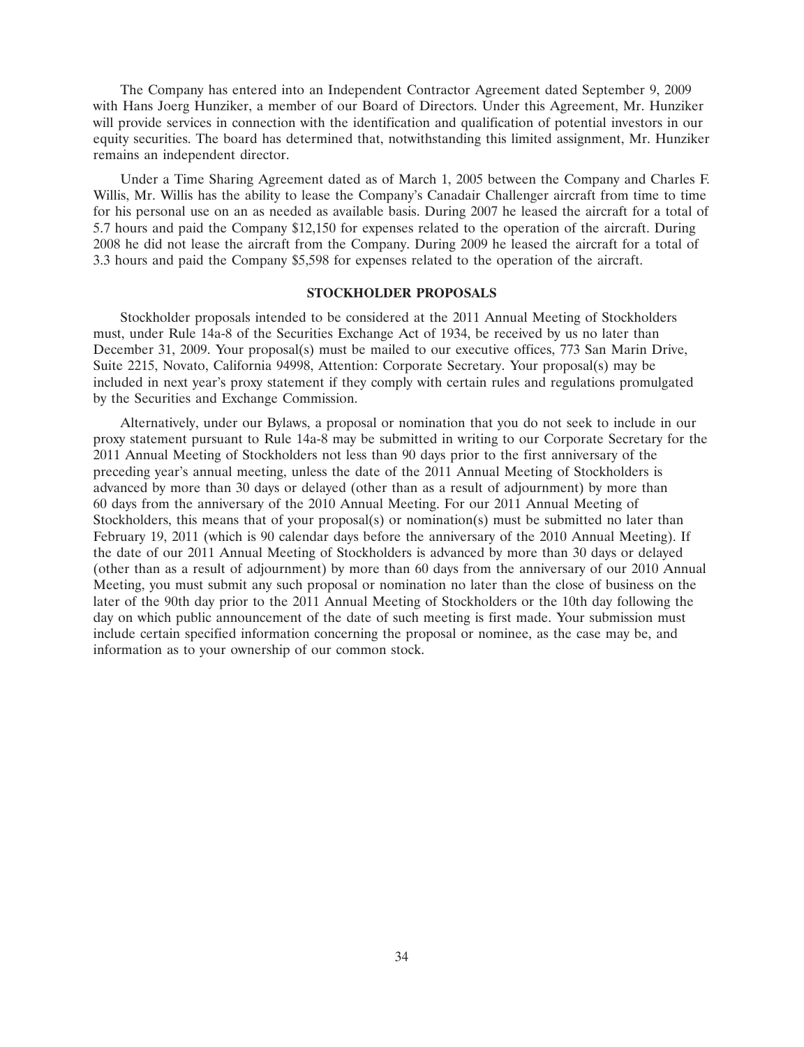The Company has entered into an Independent Contractor Agreement dated September 9, 2009 with Hans Joerg Hunziker, a member of our Board of Directors. Under this Agreement, Mr. Hunziker will provide services in connection with the identification and qualification of potential investors in our equity securities. The board has determined that, notwithstanding this limited assignment, Mr. Hunziker remains an independent director.

Under a Time Sharing Agreement dated as of March 1, 2005 between the Company and Charles F. Willis, Mr. Willis has the ability to lease the Company's Canadair Challenger aircraft from time to time for his personal use on an as needed as available basis. During 2007 he leased the aircraft for a total of 5.7 hours and paid the Company $12,150 for expenses related to the operation of the aircraft. During 2008 he did not lease the aircraft from the Company. During 2009 he leased the aircraft for a total of 3.3 hours and paid the Company $5,598 for expenses related to the operation of the aircraft.

## STOCKHOLDER PROPOSALS

Stockholder proposals intended to be considered at the 2011 Annual Meeting of Stockholders must, under Rule 14a-8 of the Securities Exchange Act of 1934, be received by us no later than December 31, 2009. Your proposal(s) must be mailed to our executive offices, 773 San Marin Drive, Suite 2215, Novato, California 94998, Attention: Corporate Secretary. Your proposal(s) may be included in next year's proxy statement if they comply with certain rules and regulations promulgated by the Securities and Exchange Commission.

Alternatively, under our Bylaws, a proposal or nomination that you do not seek to include in our proxy statement pursuant to Rule 14a-8 may be submitted in writing to our Corporate Secretary for the 2011 Annual Meeting of Stockholders not less than 90 days prior to the first anniversary of the preceding year's annual meeting, unless the date of the 2011 Annual Meeting of Stockholders is advanced by more than 30 days or delayed (other than as a result of adjournment) by more than 60 days from the anniversary of the 2010 Annual Meeting. For our 2011 Annual Meeting of Stockholders, this means that of your proposal(s) or nomination(s) must be submitted no later than February 19, 2011 (which is 90 calendar days before the anniversary of the 2010 Annual Meeting). If the date of our 2011 Annual Meeting of Stockholders is advanced by more than 30 days or delayed (other than as a result of adjournment) by more than 60 days from the anniversary of our 2010 Annual Meeting, you must submit any such proposal or nomination no later than the close of business on the later of the 90th day prior to the 2011 Annual Meeting of Stockholders or the 10th day following the day on which public announcement of the date of such meeting is first made. Your submission must include certain specified information concerning the proposal or nominee, as the case may be, and information as to your ownership of our common stock.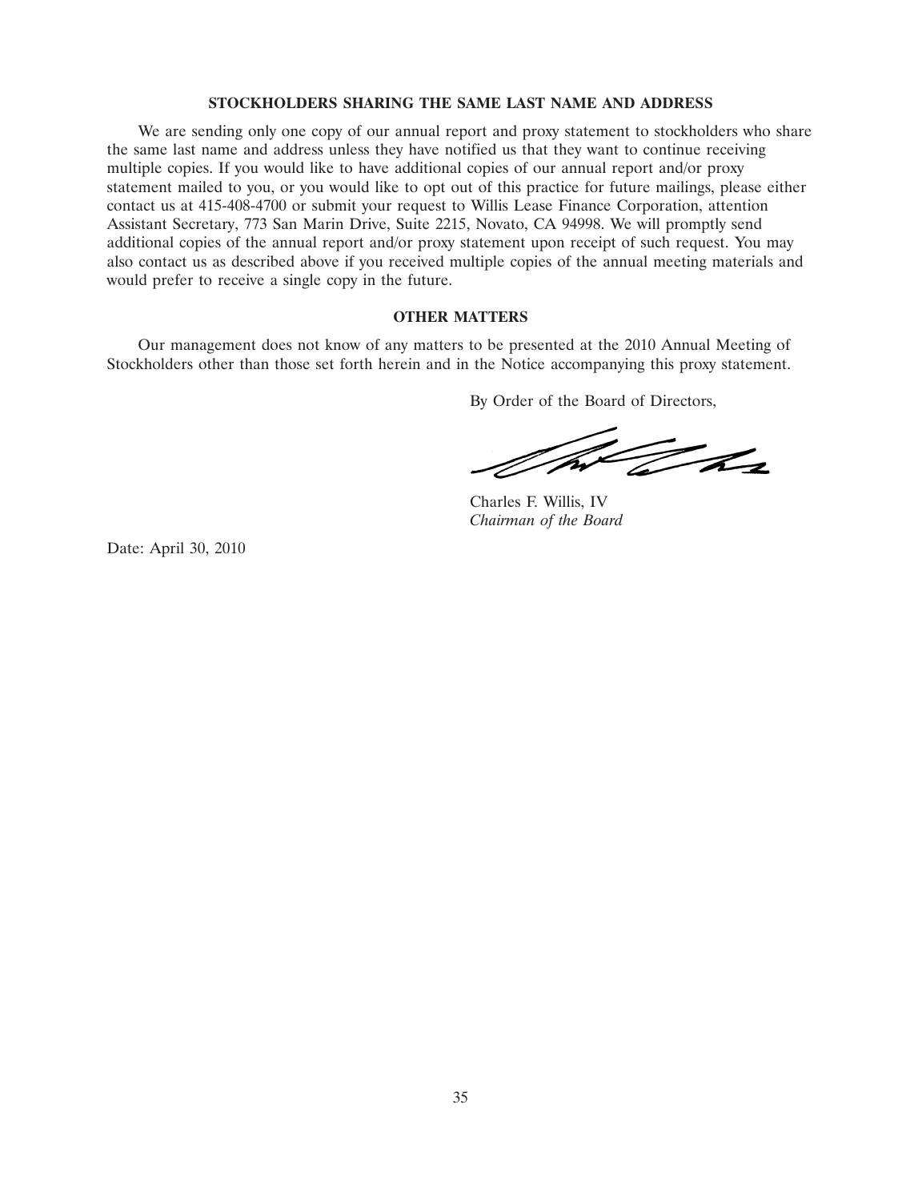## STOCKHOLDERS SHARING THE SAME LAST NAME AND ADDRESS

We are sending only one copy of our annual report and proxy statement to stockholders who share the same last name and address unless they have notified us that they want to continue receiving multiple copies. If you would like to have additional copies of our annual report and/or proxy statement mailed to you, or you would like to opt out of this practice for future mailings, please either contact us at 415-408-4700 or submit your request to Willis Lease Finance Corporation, attention Assistant Secretary, 773 San Marin Drive, Suite 2215, Novato, CA 94998. We will promptly send additional copies of the annual report and/or proxy statement upon receipt of such request. You may also contact us as described above if you received multiple copies of the annual meeting materials and would prefer to receive a single copy in the future.

## OTHER MATTERS

Our management does not know of any matters to be presented at the 2010 Annual Meeting of Stockholders other than those set forth herein and in the Notice accompanying this proxy statement.

By Order of the Board of Directors,

Charles F. Willis, IV
*Chairman of the Board*

Date: April 30, 2010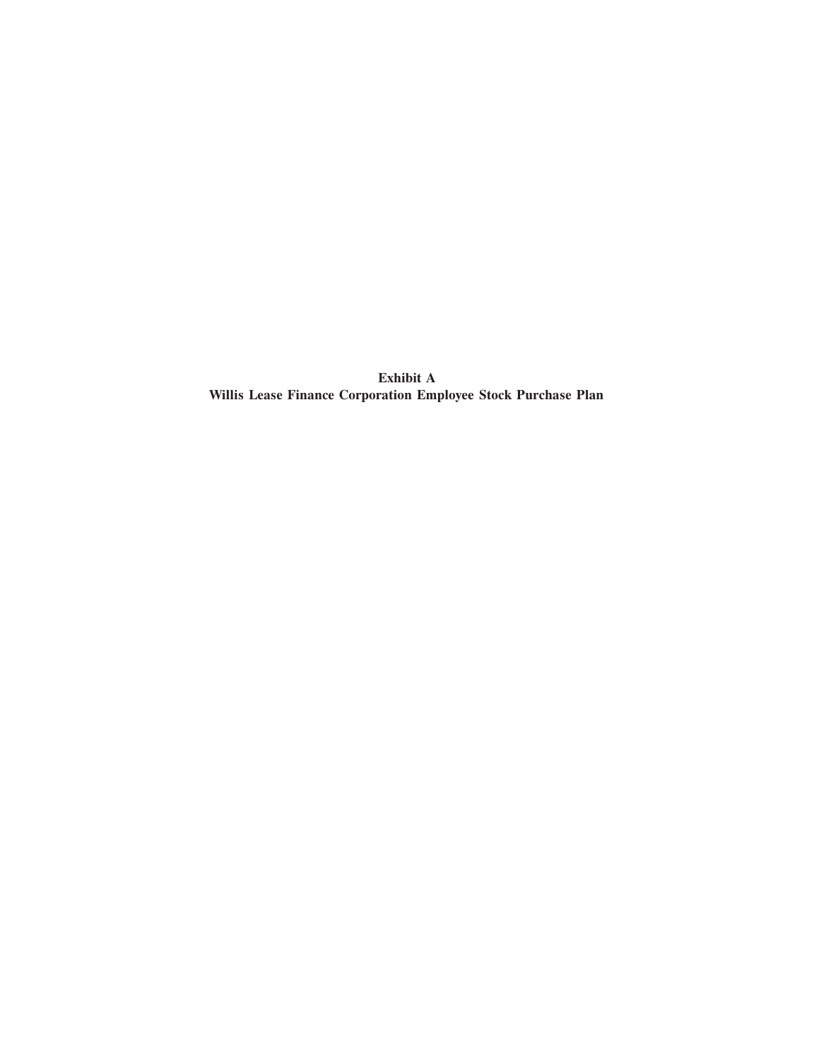**Exhibit A**
**Willis Lease Finance Corporation Employee Stock Purchase Plan**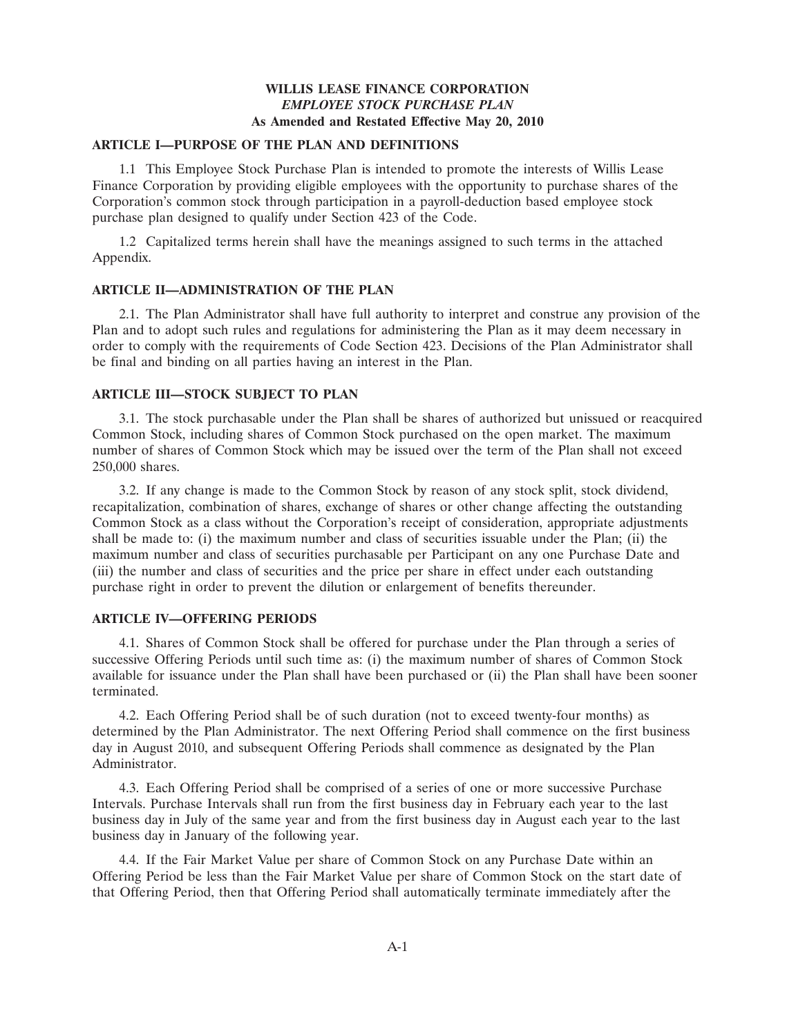# WILLIS LEASE FINANCE CORPORATION
## *EMPLOYEE STOCK PURCHASE PLAN*
### As Amended and Restated Effective May 20, 2010

**ARTICLE I—PURPOSE OF THE PLAN AND DEFINITIONS**

1.1 This Employee Stock Purchase Plan is intended to promote the interests of Willis Lease Finance Corporation by providing eligible employees with the opportunity to purchase shares of the Corporation's common stock through participation in a payroll-deduction based employee stock purchase plan designed to qualify under Section 423 of the Code.

1.2 Capitalized terms herein shall have the meanings assigned to such terms in the attached Appendix.

**ARTICLE II—ADMINISTRATION OF THE PLAN**

2.1. The Plan Administrator shall have full authority to interpret and construe any provision of the Plan and to adopt such rules and regulations for administering the Plan as it may deem necessary in order to comply with the requirements of Code Section 423. Decisions of the Plan Administrator shall be final and binding on all parties having an interest in the Plan.

**ARTICLE III—STOCK SUBJECT TO PLAN**

3.1. The stock purchasable under the Plan shall be shares of authorized but unissued or reacquired Common Stock, including shares of Common Stock purchased on the open market. The maximum number of shares of Common Stock which may be issued over the term of the Plan shall not exceed 250,000 shares.

3.2. If any change is made to the Common Stock by reason of any stock split, stock dividend, recapitalization, combination of shares, exchange of shares or other change affecting the outstanding Common Stock as a class without the Corporation's receipt of consideration, appropriate adjustments shall be made to: (i) the maximum number and class of securities issuable under the Plan; (ii) the maximum number and class of securities purchasable per Participant on any one Purchase Date and (iii) the number and class of securities and the price per share in effect under each outstanding purchase right in order to prevent the dilution or enlargement of benefits thereunder.

**ARTICLE IV—OFFERING PERIODS**

4.1. Shares of Common Stock shall be offered for purchase under the Plan through a series of successive Offering Periods until such time as: (i) the maximum number of shares of Common Stock available for issuance under the Plan shall have been purchased or (ii) the Plan shall have been sooner terminated.

4.2. Each Offering Period shall be of such duration (not to exceed twenty-four months) as determined by the Plan Administrator. The next Offering Period shall commence on the first business day in August 2010, and subsequent Offering Periods shall commence as designated by the Plan Administrator.

4.3. Each Offering Period shall be comprised of a series of one or more successive Purchase Intervals. Purchase Intervals shall run from the first business day in February each year to the last business day in July of the same year and from the first business day in August each year to the last business day in January of the following year.

4.4. If the Fair Market Value per share of Common Stock on any Purchase Date within an Offering Period be less than the Fair Market Value per share of Common Stock on the start date of that Offering Period, then that Offering Period shall automatically terminate immediately after the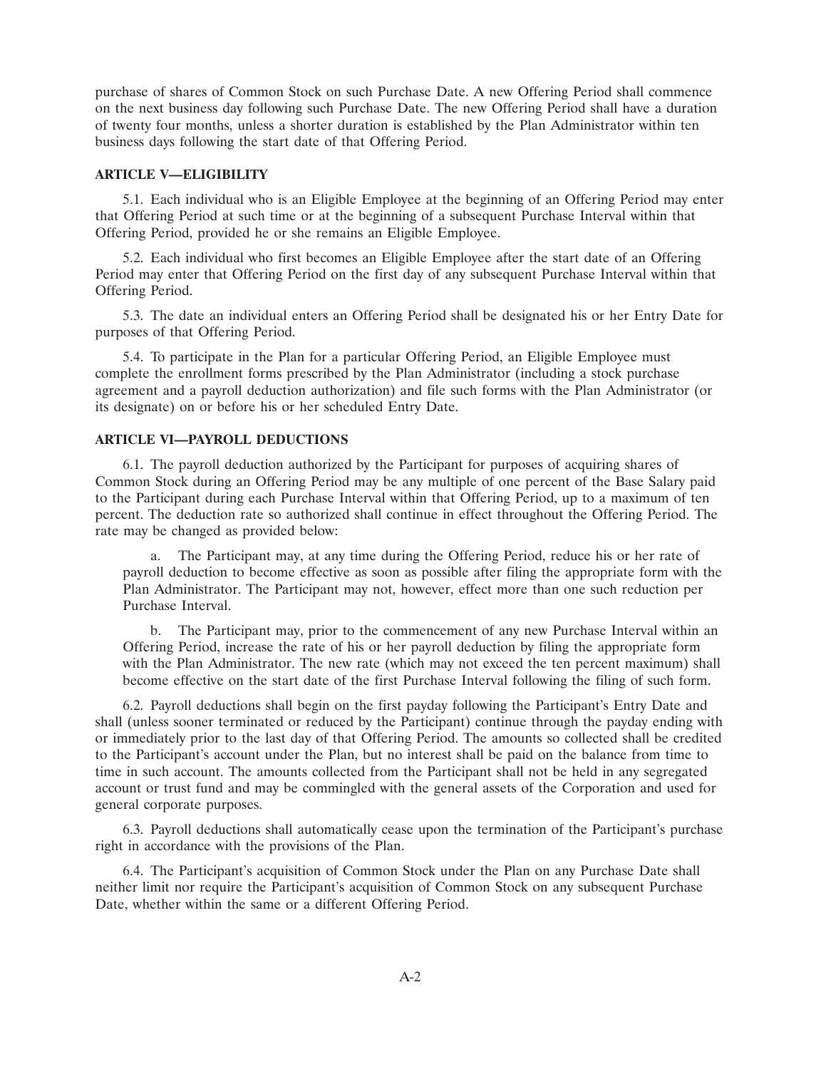purchase of shares of Common Stock on such Purchase Date. A new Offering Period shall commence on the next business day following such Purchase Date. The new Offering Period shall have a duration of twenty four months, unless a shorter duration is established by the Plan Administrator within ten business days following the start date of that Offering Period.

**ARTICLE V—ELIGIBILITY**

5.1. Each individual who is an Eligible Employee at the beginning of an Offering Period may enter that Offering Period at such time or at the beginning of a subsequent Purchase Interval within that Offering Period, provided he or she remains an Eligible Employee.

5.2. Each individual who first becomes an Eligible Employee after the start date of an Offering Period may enter that Offering Period on the first day of any subsequent Purchase Interval within that Offering Period.

5.3. The date an individual enters an Offering Period shall be designated his or her Entry Date for purposes of that Offering Period.

5.4. To participate in the Plan for a particular Offering Period, an Eligible Employee must complete the enrollment forms prescribed by the Plan Administrator (including a stock purchase agreement and a payroll deduction authorization) and file such forms with the Plan Administrator (or its designate) on or before his or her scheduled Entry Date.

**ARTICLE VI—PAYROLL DEDUCTIONS**

6.1. The payroll deduction authorized by the Participant for purposes of acquiring shares of Common Stock during an Offering Period may be any multiple of one percent of the Base Salary paid to the Participant during each Purchase Interval within that Offering Period, up to a maximum of ten percent. The deduction rate so authorized shall continue in effect throughout the Offering Period. The rate may be changed as provided below:

a. The Participant may, at any time during the Offering Period, reduce his or her rate of payroll deduction to become effective as soon as possible after filing the appropriate form with the Plan Administrator. The Participant may not, however, effect more than one such reduction per Purchase Interval.

b. The Participant may, prior to the commencement of any new Purchase Interval within an Offering Period, increase the rate of his or her payroll deduction by filing the appropriate form with the Plan Administrator. The new rate (which may not exceed the ten percent maximum) shall become effective on the start date of the first Purchase Interval following the filing of such form.

6.2. Payroll deductions shall begin on the first payday following the Participant's Entry Date and shall (unless sooner terminated or reduced by the Participant) continue through the payday ending with or immediately prior to the last day of that Offering Period. The amounts so collected shall be credited to the Participant's account under the Plan, but no interest shall be paid on the balance from time to time in such account. The amounts collected from the Participant shall not be held in any segregated account or trust fund and may be commingled with the general assets of the Corporation and used for general corporate purposes.

6.3. Payroll deductions shall automatically cease upon the termination of the Participant's purchase right in accordance with the provisions of the Plan.

6.4. The Participant's acquisition of Common Stock under the Plan on any Purchase Date shall neither limit nor require the Participant's acquisition of Common Stock on any subsequent Purchase Date, whether within the same or a different Offering Period.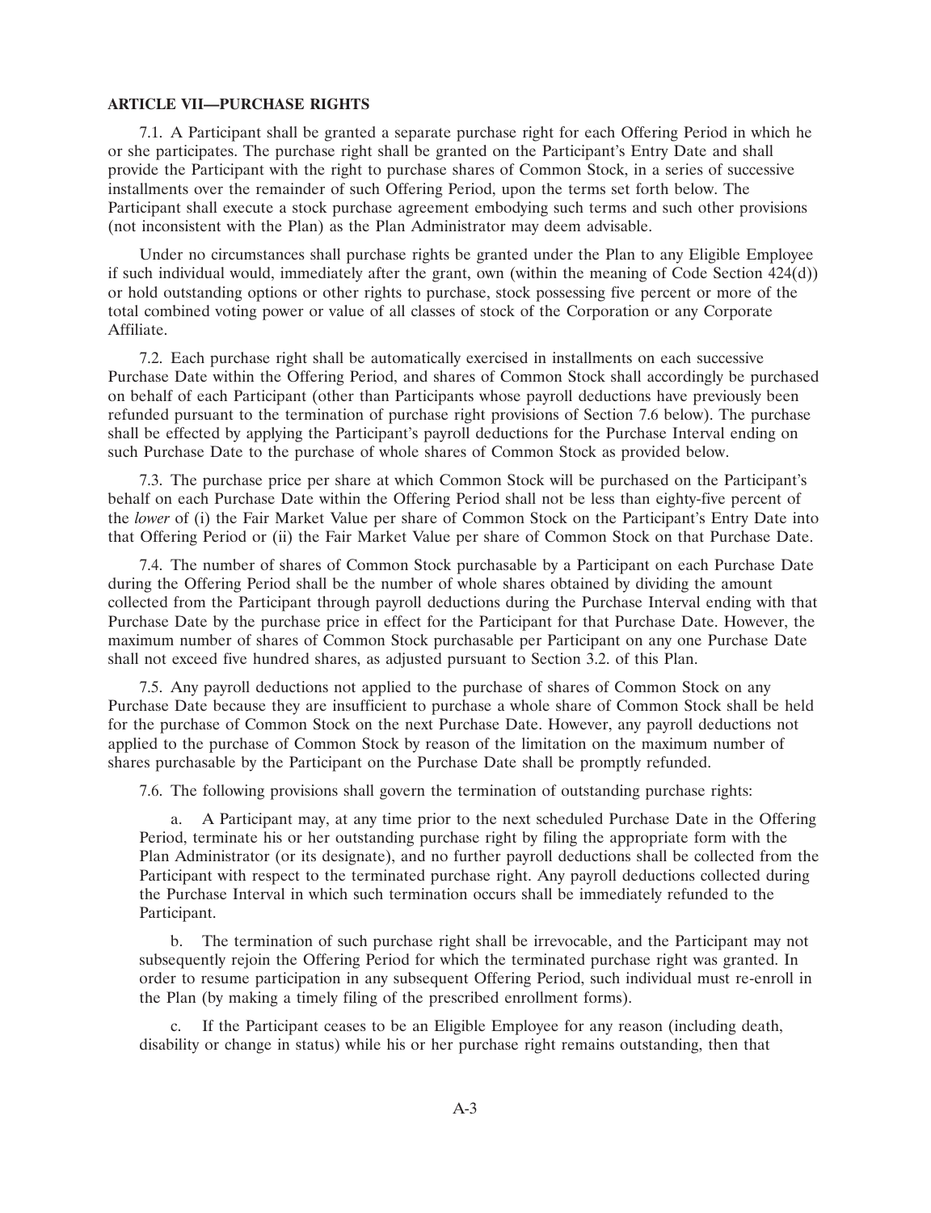**ARTICLE VII—PURCHASE RIGHTS**

7.1. A Participant shall be granted a separate purchase right for each Offering Period in which he or she participates. The purchase right shall be granted on the Participant's Entry Date and shall provide the Participant with the right to purchase shares of Common Stock, in a series of successive installments over the remainder of such Offering Period, upon the terms set forth below. The Participant shall execute a stock purchase agreement embodying such terms and such other provisions (not inconsistent with the Plan) as the Plan Administrator may deem advisable.

Under no circumstances shall purchase rights be granted under the Plan to any Eligible Employee if such individual would, immediately after the grant, own (within the meaning of Code Section 424(d)) or hold outstanding options or other rights to purchase, stock possessing five percent or more of the total combined voting power or value of all classes of stock of the Corporation or any Corporate Affiliate.

7.2. Each purchase right shall be automatically exercised in installments on each successive Purchase Date within the Offering Period, and shares of Common Stock shall accordingly be purchased on behalf of each Participant (other than Participants whose payroll deductions have previously been refunded pursuant to the termination of purchase right provisions of Section 7.6 below). The purchase shall be effected by applying the Participant's payroll deductions for the Purchase Interval ending on such Purchase Date to the purchase of whole shares of Common Stock as provided below.

7.3. The purchase price per share at which Common Stock will be purchased on the Participant's behalf on each Purchase Date within the Offering Period shall not be less than eighty-five percent of the *lower* of (i) the Fair Market Value per share of Common Stock on the Participant's Entry Date into that Offering Period or (ii) the Fair Market Value per share of Common Stock on that Purchase Date.

7.4. The number of shares of Common Stock purchasable by a Participant on each Purchase Date during the Offering Period shall be the number of whole shares obtained by dividing the amount collected from the Participant through payroll deductions during the Purchase Interval ending with that Purchase Date by the purchase price in effect for the Participant for that Purchase Date. However, the maximum number of shares of Common Stock purchasable per Participant on any one Purchase Date shall not exceed five hundred shares, as adjusted pursuant to Section 3.2. of this Plan.

7.5. Any payroll deductions not applied to the purchase of shares of Common Stock on any Purchase Date because they are insufficient to purchase a whole share of Common Stock shall be held for the purchase of Common Stock on the next Purchase Date. However, any payroll deductions not applied to the purchase of Common Stock by reason of the limitation on the maximum number of shares purchasable by the Participant on the Purchase Date shall be promptly refunded.

7.6. The following provisions shall govern the termination of outstanding purchase rights:

a. A Participant may, at any time prior to the next scheduled Purchase Date in the Offering Period, terminate his or her outstanding purchase right by filing the appropriate form with the Plan Administrator (or its designate), and no further payroll deductions shall be collected from the Participant with respect to the terminated purchase right. Any payroll deductions collected during the Purchase Interval in which such termination occurs shall be immediately refunded to the Participant.

b. The termination of such purchase right shall be irrevocable, and the Participant may not subsequently rejoin the Offering Period for which the terminated purchase right was granted. In order to resume participation in any subsequent Offering Period, such individual must re-enroll in the Plan (by making a timely filing of the prescribed enrollment forms).

c. If the Participant ceases to be an Eligible Employee for any reason (including death, disability or change in status) while his or her purchase right remains outstanding, then that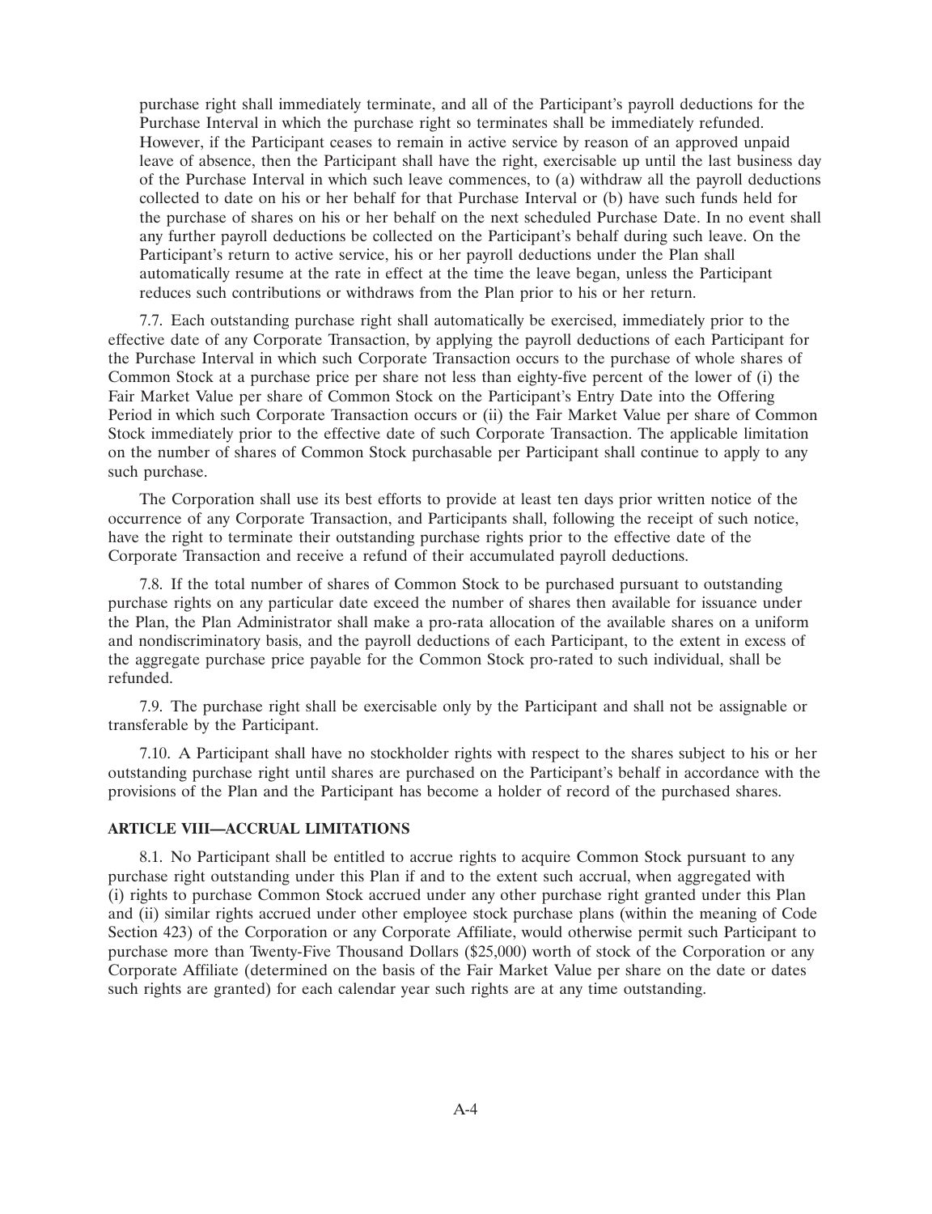purchase right shall immediately terminate, and all of the Participant's payroll deductions for the Purchase Interval in which the purchase right so terminates shall be immediately refunded. However, if the Participant ceases to remain in active service by reason of an approved unpaid leave of absence, then the Participant shall have the right, exercisable up until the last business day of the Purchase Interval in which such leave commences, to (a) withdraw all the payroll deductions collected to date on his or her behalf for that Purchase Interval or (b) have such funds held for the purchase of shares on his or her behalf on the next scheduled Purchase Date. In no event shall any further payroll deductions be collected on the Participant's behalf during such leave. On the Participant's return to active service, his or her payroll deductions under the Plan shall automatically resume at the rate in effect at the time the leave began, unless the Participant reduces such contributions or withdraws from the Plan prior to his or her return.

7.7. Each outstanding purchase right shall automatically be exercised, immediately prior to the effective date of any Corporate Transaction, by applying the payroll deductions of each Participant for the Purchase Interval in which such Corporate Transaction occurs to the purchase of whole shares of Common Stock at a purchase price per share not less than eighty-five percent of the lower of (i) the Fair Market Value per share of Common Stock on the Participant's Entry Date into the Offering Period in which such Corporate Transaction occurs or (ii) the Fair Market Value per share of Common Stock immediately prior to the effective date of such Corporate Transaction. The applicable limitation on the number of shares of Common Stock purchasable per Participant shall continue to apply to any such purchase.

The Corporation shall use its best efforts to provide at least ten days prior written notice of the occurrence of any Corporate Transaction, and Participants shall, following the receipt of such notice, have the right to terminate their outstanding purchase rights prior to the effective date of the Corporate Transaction and receive a refund of their accumulated payroll deductions.

7.8. If the total number of shares of Common Stock to be purchased pursuant to outstanding purchase rights on any particular date exceed the number of shares then available for issuance under the Plan, the Plan Administrator shall make a pro-rata allocation of the available shares on a uniform and nondiscriminatory basis, and the payroll deductions of each Participant, to the extent in excess of the aggregate purchase price payable for the Common Stock pro-rated to such individual, shall be refunded.

7.9. The purchase right shall be exercisable only by the Participant and shall not be assignable or transferable by the Participant.

7.10. A Participant shall have no stockholder rights with respect to the shares subject to his or her outstanding purchase right until shares are purchased on the Participant's behalf in accordance with the provisions of the Plan and the Participant has become a holder of record of the purchased shares.

## ARTICLE VIII—ACCRUAL LIMITATIONS

8.1. No Participant shall be entitled to accrue rights to acquire Common Stock pursuant to any purchase right outstanding under this Plan if and to the extent such accrual, when aggregated with (i) rights to purchase Common Stock accrued under any other purchase right granted under this Plan and (ii) similar rights accrued under other employee stock purchase plans (within the meaning of Code Section 423) of the Corporation or any Corporate Affiliate, would otherwise permit such Participant to purchase more than Twenty-Five Thousand Dollars ($25,000) worth of stock of the Corporation or any Corporate Affiliate (determined on the basis of the Fair Market Value per share on the date or dates such rights are granted) for each calendar year such rights are at any time outstanding.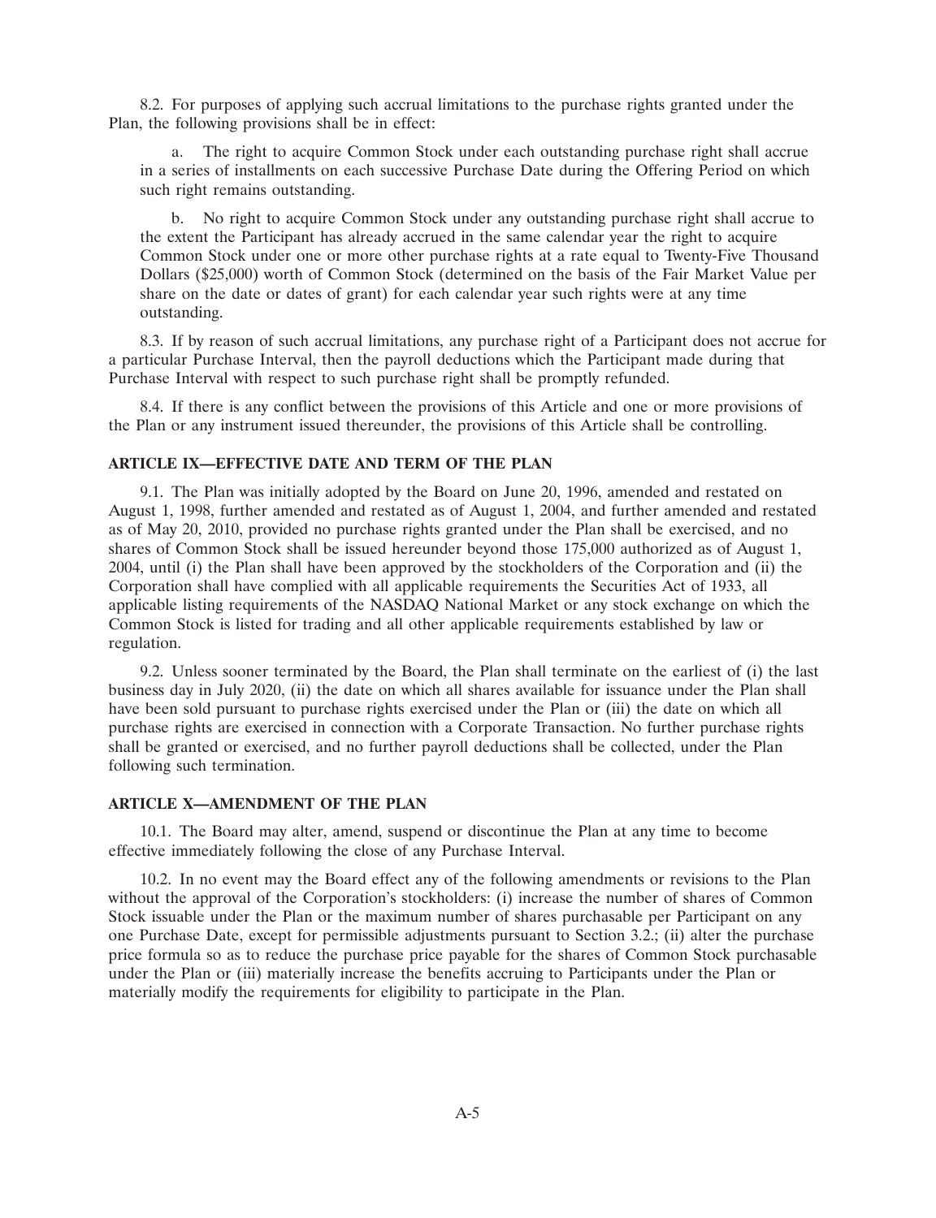8.2. For purposes of applying such accrual limitations to the purchase rights granted under the Plan, the following provisions shall be in effect:

a. The right to acquire Common Stock under each outstanding purchase right shall accrue in a series of installments on each successive Purchase Date during the Offering Period on which such right remains outstanding.

b. No right to acquire Common Stock under any outstanding purchase right shall accrue to the extent the Participant has already accrued in the same calendar year the right to acquire Common Stock under one or more other purchase rights at a rate equal to Twenty-Five Thousand Dollars ($25,000) worth of Common Stock (determined on the basis of the Fair Market Value per share on the date or dates of grant) for each calendar year such rights were at any time outstanding.

8.3. If by reason of such accrual limitations, any purchase right of a Participant does not accrue for a particular Purchase Interval, then the payroll deductions which the Participant made during that Purchase Interval with respect to such purchase right shall be promptly refunded.

8.4. If there is any conflict between the provisions of this Article and one or more provisions of the Plan or any instrument issued thereunder, the provisions of this Article shall be controlling.

### ARTICLE IX—EFFECTIVE DATE AND TERM OF THE PLAN

9.1. The Plan was initially adopted by the Board on June 20, 1996, amended and restated on August 1, 1998, further amended and restated as of August 1, 2004, and further amended and restated as of May 20, 2010, provided no purchase rights granted under the Plan shall be exercised, and no shares of Common Stock shall be issued hereunder beyond those 175,000 authorized as of August 1, 2004, until (i) the Plan shall have been approved by the stockholders of the Corporation and (ii) the Corporation shall have complied with all applicable requirements the Securities Act of 1933, all applicable listing requirements of the NASDAQ National Market or any stock exchange on which the Common Stock is listed for trading and all other applicable requirements established by law or regulation.

9.2. Unless sooner terminated by the Board, the Plan shall terminate on the earliest of (i) the last business day in July 2020, (ii) the date on which all shares available for issuance under the Plan shall have been sold pursuant to purchase rights exercised under the Plan or (iii) the date on which all purchase rights are exercised in connection with a Corporate Transaction. No further purchase rights shall be granted or exercised, and no further payroll deductions shall be collected, under the Plan following such termination.

### ARTICLE X—AMENDMENT OF THE PLAN

10.1. The Board may alter, amend, suspend or discontinue the Plan at any time to become effective immediately following the close of any Purchase Interval.

10.2. In no event may the Board effect any of the following amendments or revisions to the Plan without the approval of the Corporation's stockholders: (i) increase the number of shares of Common Stock issuable under the Plan or the maximum number of shares purchasable per Participant on any one Purchase Date, except for permissible adjustments pursuant to Section 3.2.; (ii) alter the purchase price formula so as to reduce the purchase price payable for the shares of Common Stock purchasable under the Plan or (iii) materially increase the benefits accruing to Participants under the Plan or materially modify the requirements for eligibility to participate in the Plan.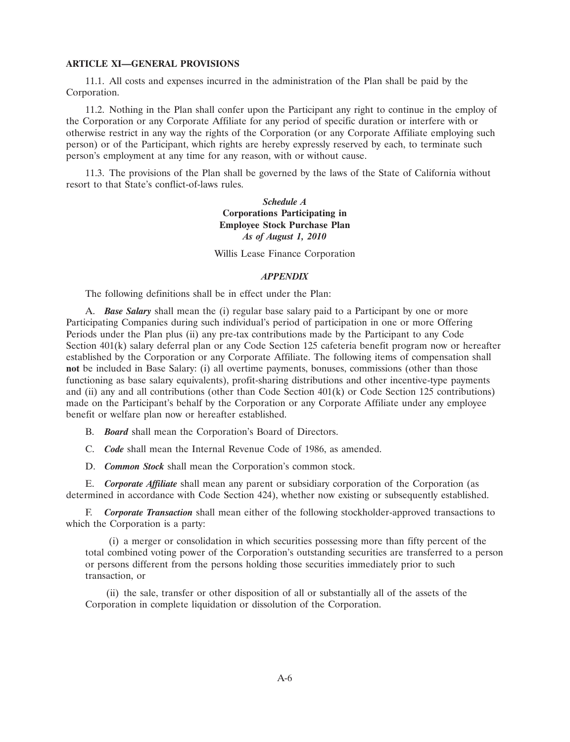**ARTICLE XI—GENERAL PROVISIONS**

11.1. All costs and expenses incurred in the administration of the Plan shall be paid by the Corporation.

11.2. Nothing in the Plan shall confer upon the Participant any right to continue in the employ of the Corporation or any Corporate Affiliate for any period of specific duration or interfere with or otherwise restrict in any way the rights of the Corporation (or any Corporate Affiliate employing such person) or of the Participant, which rights are hereby expressly reserved by each, to terminate such person's employment at any time for any reason, with or without cause.

11.3. The provisions of the Plan shall be governed by the laws of the State of California without resort to that State's conflict-of-laws rules.

***Schedule A***
**Corporations Participating in Employee Stock Purchase Plan**
***As of August 1, 2010***

Willis Lease Finance Corporation

***APPENDIX***

The following definitions shall be in effect under the Plan:

A. ***Base Salary*** shall mean the (i) regular base salary paid to a Participant by one or more Participating Companies during such individual's period of participation in one or more Offering Periods under the Plan plus (ii) any pre-tax contributions made by the Participant to any Code Section 401(k) salary deferral plan or any Code Section 125 cafeteria benefit program now or hereafter established by the Corporation or any Corporate Affiliate. The following items of compensation shall **not** be included in Base Salary: (i) all overtime payments, bonuses, commissions (other than those functioning as base salary equivalents), profit-sharing distributions and other incentive-type payments and (ii) any and all contributions (other than Code Section 401(k) or Code Section 125 contributions) made on the Participant's behalf by the Corporation or any Corporate Affiliate under any employee benefit or welfare plan now or hereafter established.

B. ***Board*** shall mean the Corporation's Board of Directors.

C. ***Code*** shall mean the Internal Revenue Code of 1986, as amended.

D. ***Common Stock*** shall mean the Corporation's common stock.

E. ***Corporate Affiliate*** shall mean any parent or subsidiary corporation of the Corporation (as determined in accordance with Code Section 424), whether now existing or subsequently established.

F. ***Corporate Transaction*** shall mean either of the following stockholder-approved transactions to which the Corporation is a party:

(i) a merger or consolidation in which securities possessing more than fifty percent of the total combined voting power of the Corporation's outstanding securities are transferred to a person or persons different from the persons holding those securities immediately prior to such transaction, or

(ii) the sale, transfer or other disposition of all or substantially all of the assets of the Corporation in complete liquidation or dissolution of the Corporation.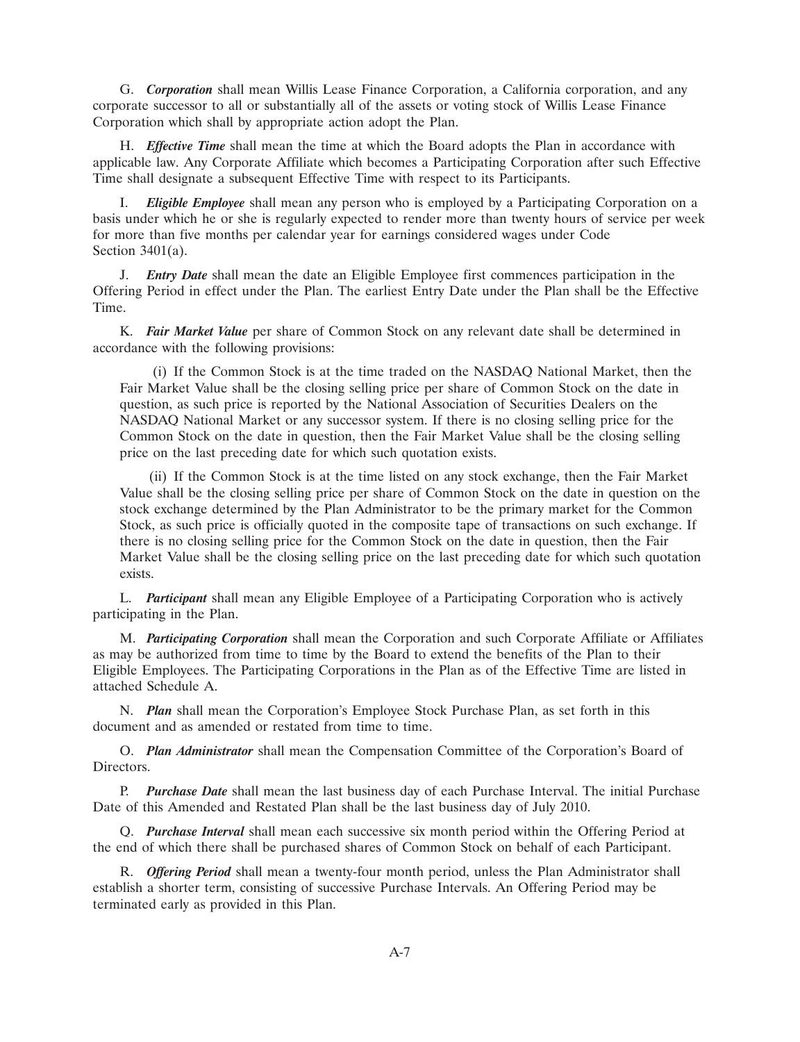G. ***Corporation*** shall mean Willis Lease Finance Corporation, a California corporation, and any corporate successor to all or substantially all of the assets or voting stock of Willis Lease Finance Corporation which shall by appropriate action adopt the Plan.

H. ***Effective Time*** shall mean the time at which the Board adopts the Plan in accordance with applicable law. Any Corporate Affiliate which becomes a Participating Corporation after such Effective Time shall designate a subsequent Effective Time with respect to its Participants.

I. ***Eligible Employee*** shall mean any person who is employed by a Participating Corporation on a basis under which he or she is regularly expected to render more than twenty hours of service per week for more than five months per calendar year for earnings considered wages under Code Section 3401(a).

J. ***Entry Date*** shall mean the date an Eligible Employee first commences participation in the Offering Period in effect under the Plan. The earliest Entry Date under the Plan shall be the Effective Time.

K. ***Fair Market Value*** per share of Common Stock on any relevant date shall be determined in accordance with the following provisions:

(i) If the Common Stock is at the time traded on the NASDAQ National Market, then the Fair Market Value shall be the closing selling price per share of Common Stock on the date in question, as such price is reported by the National Association of Securities Dealers on the NASDAQ National Market or any successor system. If there is no closing selling price for the Common Stock on the date in question, then the Fair Market Value shall be the closing selling price on the last preceding date for which such quotation exists.

(ii) If the Common Stock is at the time listed on any stock exchange, then the Fair Market Value shall be the closing selling price per share of Common Stock on the date in question on the stock exchange determined by the Plan Administrator to be the primary market for the Common Stock, as such price is officially quoted in the composite tape of transactions on such exchange. If there is no closing selling price for the Common Stock on the date in question, then the Fair Market Value shall be the closing selling price on the last preceding date for which such quotation exists.

L. ***Participant*** shall mean any Eligible Employee of a Participating Corporation who is actively participating in the Plan.

M. ***Participating Corporation*** shall mean the Corporation and such Corporate Affiliate or Affiliates as may be authorized from time to time by the Board to extend the benefits of the Plan to their Eligible Employees. The Participating Corporations in the Plan as of the Effective Time are listed in attached Schedule A.

N. ***Plan*** shall mean the Corporation's Employee Stock Purchase Plan, as set forth in this document and as amended or restated from time to time.

O. ***Plan Administrator*** shall mean the Compensation Committee of the Corporation's Board of Directors.

P. ***Purchase Date*** shall mean the last business day of each Purchase Interval. The initial Purchase Date of this Amended and Restated Plan shall be the last business day of July 2010.

Q. ***Purchase Interval*** shall mean each successive six month period within the Offering Period at the end of which there shall be purchased shares of Common Stock on behalf of each Participant.

R. ***Offering Period*** shall mean a twenty-four month period, unless the Plan Administrator shall establish a shorter term, consisting of successive Purchase Intervals. An Offering Period may be terminated early as provided in this Plan.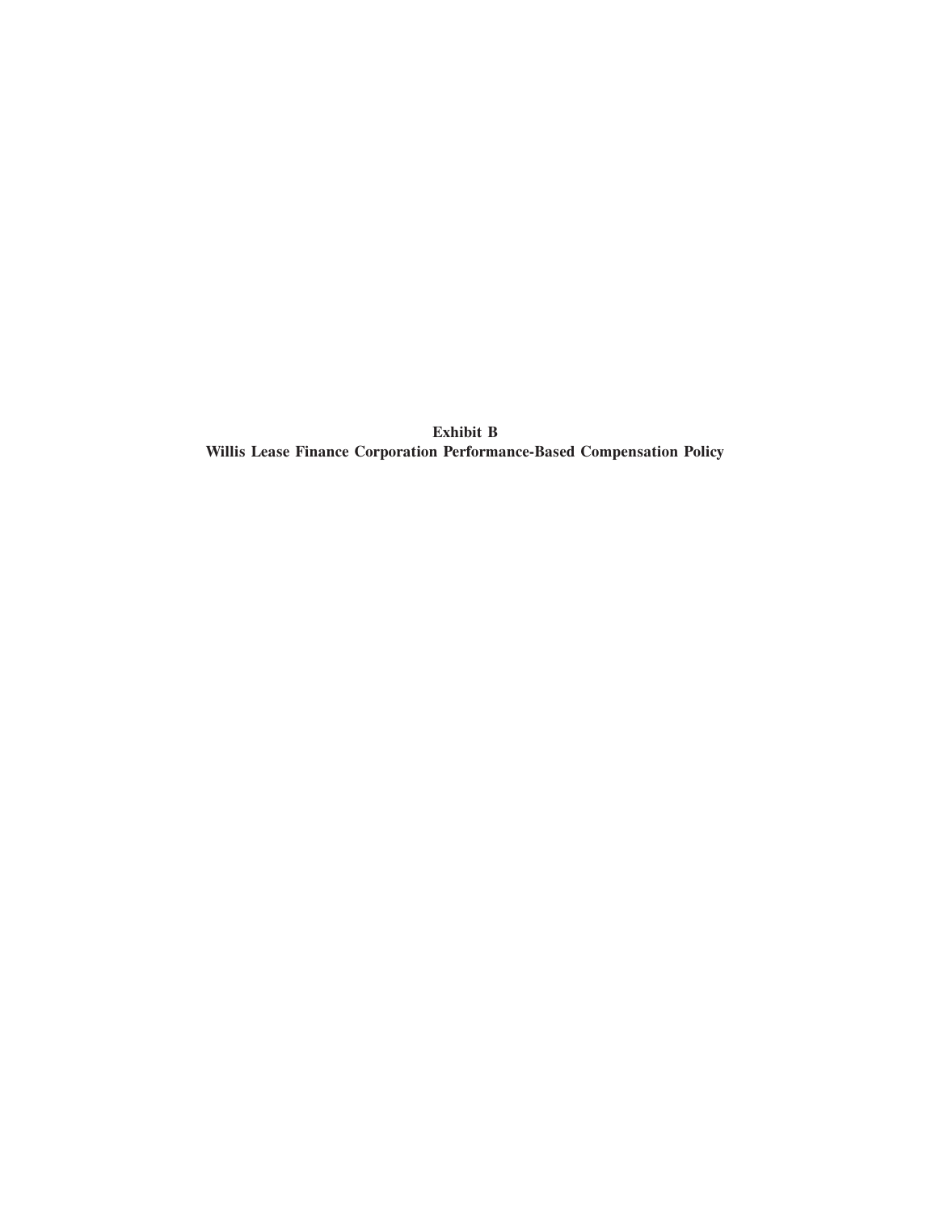**Exhibit B**

**Willis Lease Finance Corporation Performance-Based Compensation Policy**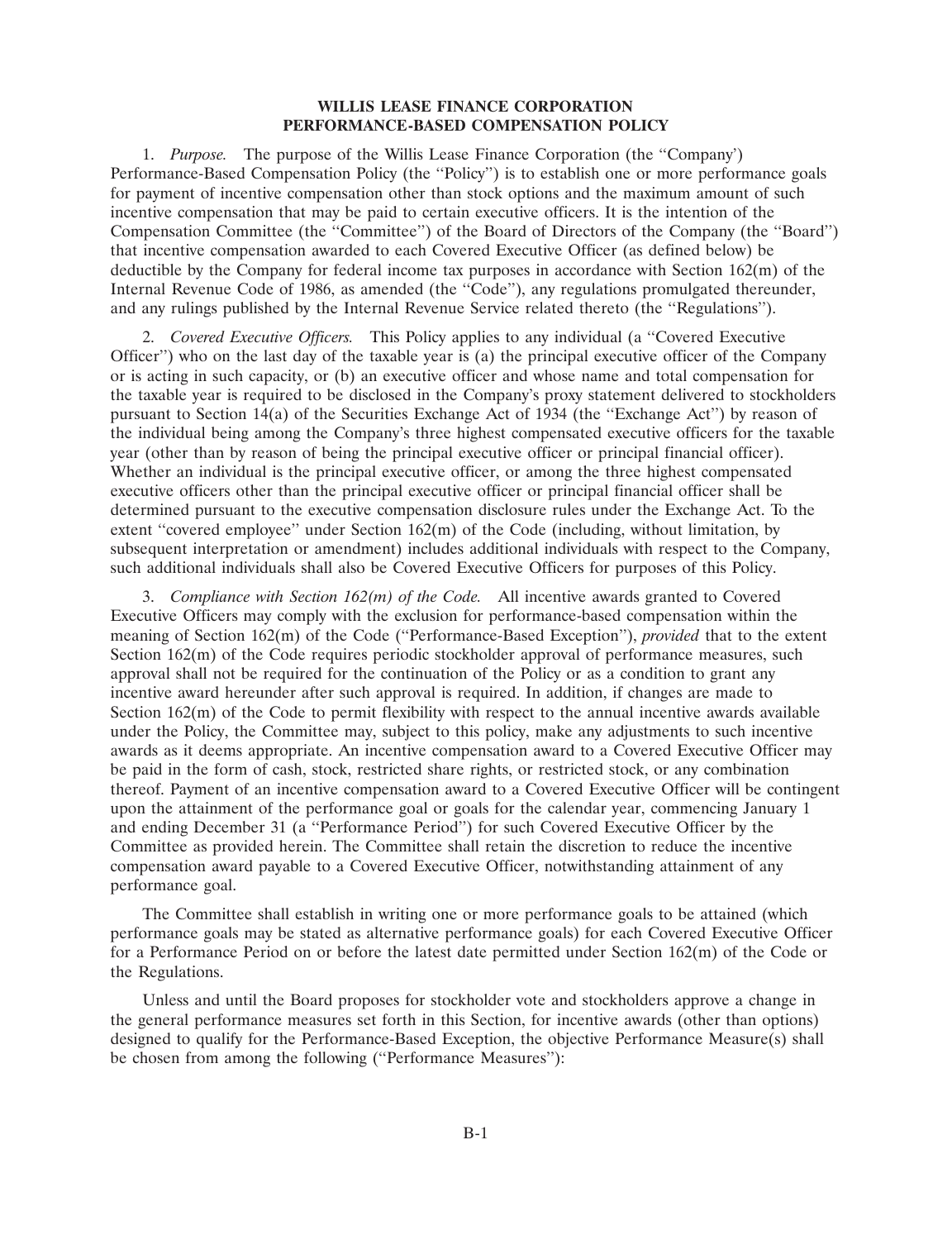**WILLIS LEASE FINANCE CORPORATION**
**PERFORMANCE-BASED COMPENSATION POLICY**

1. *Purpose.* The purpose of the Willis Lease Finance Corporation (the ''Company') Performance-Based Compensation Policy (the ''Policy'') is to establish one or more performance goals for payment of incentive compensation other than stock options and the maximum amount of such incentive compensation that may be paid to certain executive officers. It is the intention of the Compensation Committee (the ''Committee'') of the Board of Directors of the Company (the ''Board'') that incentive compensation awarded to each Covered Executive Officer (as defined below) be deductible by the Company for federal income tax purposes in accordance with Section 162(m) of the Internal Revenue Code of 1986, as amended (the ''Code''), any regulations promulgated thereunder, and any rulings published by the Internal Revenue Service related thereto (the ''Regulations'').

2. *Covered Executive Officers.* This Policy applies to any individual (a ''Covered Executive Officer'') who on the last day of the taxable year is (a) the principal executive officer of the Company or is acting in such capacity, or (b) an executive officer and whose name and total compensation for the taxable year is required to be disclosed in the Company's proxy statement delivered to stockholders pursuant to Section 14(a) of the Securities Exchange Act of 1934 (the ''Exchange Act'') by reason of the individual being among the Company's three highest compensated executive officers for the taxable year (other than by reason of being the principal executive officer or principal financial officer). Whether an individual is the principal executive officer, or among the three highest compensated executive officers other than the principal executive officer or principal financial officer shall be determined pursuant to the executive compensation disclosure rules under the Exchange Act. To the extent ''covered employee'' under Section 162(m) of the Code (including, without limitation, by subsequent interpretation or amendment) includes additional individuals with respect to the Company, such additional individuals shall also be Covered Executive Officers for purposes of this Policy.

3. *Compliance with Section 162(m) of the Code.* All incentive awards granted to Covered Executive Officers may comply with the exclusion for performance-based compensation within the meaning of Section 162(m) of the Code (''Performance-Based Exception''), *provided* that to the extent Section 162(m) of the Code requires periodic stockholder approval of performance measures, such approval shall not be required for the continuation of the Policy or as a condition to grant any incentive award hereunder after such approval is required. In addition, if changes are made to Section 162(m) of the Code to permit flexibility with respect to the annual incentive awards available under the Policy, the Committee may, subject to this policy, make any adjustments to such incentive awards as it deems appropriate. An incentive compensation award to a Covered Executive Officer may be paid in the form of cash, stock, restricted share rights, or restricted stock, or any combination thereof. Payment of an incentive compensation award to a Covered Executive Officer will be contingent upon the attainment of the performance goal or goals for the calendar year, commencing January 1 and ending December 31 (a ''Performance Period'') for such Covered Executive Officer by the Committee as provided herein. The Committee shall retain the discretion to reduce the incentive compensation award payable to a Covered Executive Officer, notwithstanding attainment of any performance goal.

The Committee shall establish in writing one or more performance goals to be attained (which performance goals may be stated as alternative performance goals) for each Covered Executive Officer for a Performance Period on or before the latest date permitted under Section 162(m) of the Code or the Regulations.

Unless and until the Board proposes for stockholder vote and stockholders approve a change in the general performance measures set forth in this Section, for incentive awards (other than options) designed to qualify for the Performance-Based Exception, the objective Performance Measure(s) shall be chosen from among the following (''Performance Measures''):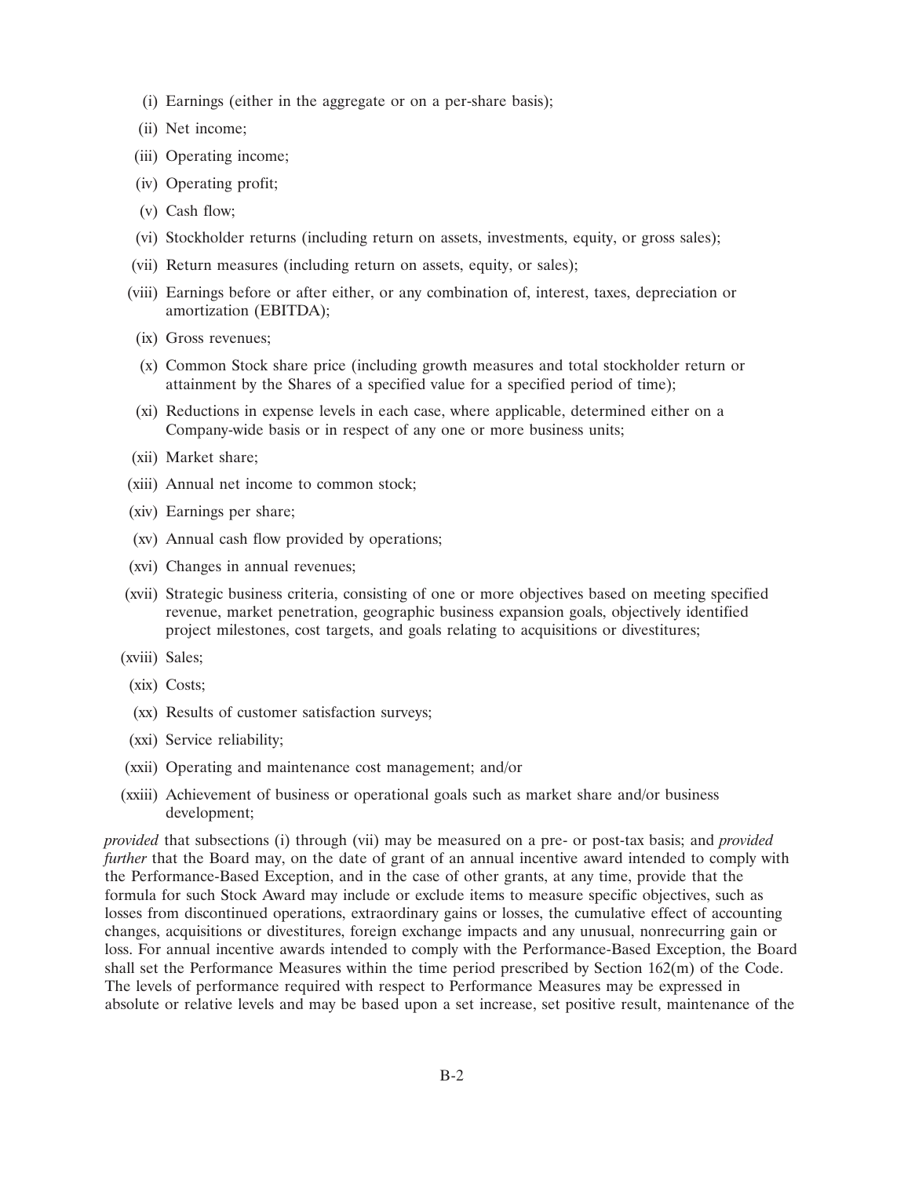(i) Earnings (either in the aggregate or on a per-share basis);

(ii) Net income;

(iii) Operating income;

(iv) Operating profit;

(v) Cash flow;

(vi) Stockholder returns (including return on assets, investments, equity, or gross sales);

(vii) Return measures (including return on assets, equity, or sales);

(viii) Earnings before or after either, or any combination of, interest, taxes, depreciation or amortization (EBITDA);

(ix) Gross revenues;

(x) Common Stock share price (including growth measures and total stockholder return or attainment by the Shares of a specified value for a specified period of time);

(xi) Reductions in expense levels in each case, where applicable, determined either on a Company-wide basis or in respect of any one or more business units;

(xii) Market share;

(xiii) Annual net income to common stock;

(xiv) Earnings per share;

(xv) Annual cash flow provided by operations;

(xvi) Changes in annual revenues;

(xvii) Strategic business criteria, consisting of one or more objectives based on meeting specified revenue, market penetration, geographic business expansion goals, objectively identified project milestones, cost targets, and goals relating to acquisitions or divestitures;

(xviii) Sales;

(xix) Costs;

(xx) Results of customer satisfaction surveys;

(xxi) Service reliability;

(xxii) Operating and maintenance cost management; and/or

(xxiii) Achievement of business or operational goals such as market share and/or business development;

*provided* that subsections (i) through (vii) may be measured on a pre- or post-tax basis; and *provided further* that the Board may, on the date of grant of an annual incentive award intended to comply with the Performance-Based Exception, and in the case of other grants, at any time, provide that the formula for such Stock Award may include or exclude items to measure specific objectives, such as losses from discontinued operations, extraordinary gains or losses, the cumulative effect of accounting changes, acquisitions or divestitures, foreign exchange impacts and any unusual, nonrecurring gain or loss. For annual incentive awards intended to comply with the Performance-Based Exception, the Board shall set the Performance Measures within the time period prescribed by Section 162(m) of the Code. The levels of performance required with respect to Performance Measures may be expressed in absolute or relative levels and may be based upon a set increase, set positive result, maintenance of the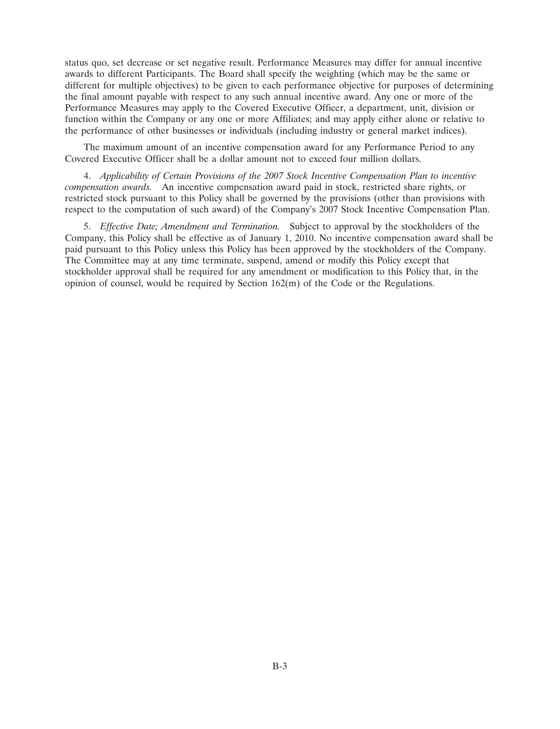status quo, set decrease or set negative result. Performance Measures may differ for annual incentive awards to different Participants. The Board shall specify the weighting (which may be the same or different for multiple objectives) to be given to each performance objective for purposes of determining the final amount payable with respect to any such annual incentive award. Any one or more of the Performance Measures may apply to the Covered Executive Officer, a department, unit, division or function within the Company or any one or more Affiliates; and may apply either alone or relative to the performance of other businesses or individuals (including industry or general market indices).

The maximum amount of an incentive compensation award for any Performance Period to any Covered Executive Officer shall be a dollar amount not to exceed four million dollars.

4. *Applicability of Certain Provisions of the 2007 Stock Incentive Compensation Plan to incentive compensation awards.* An incentive compensation award paid in stock, restricted share rights, or restricted stock pursuant to this Policy shall be governed by the provisions (other than provisions with respect to the computation of such award) of the Company's 2007 Stock Incentive Compensation Plan.

5. *Effective Date; Amendment and Termination.* Subject to approval by the stockholders of the Company, this Policy shall be effective as of January 1, 2010. No incentive compensation award shall be paid pursuant to this Policy unless this Policy has been approved by the stockholders of the Company. The Committee may at any time terminate, suspend, amend or modify this Policy except that stockholder approval shall be required for any amendment or modification to this Policy that, in the opinion of counsel, would be required by Section 162(m) of the Code or the Regulations.